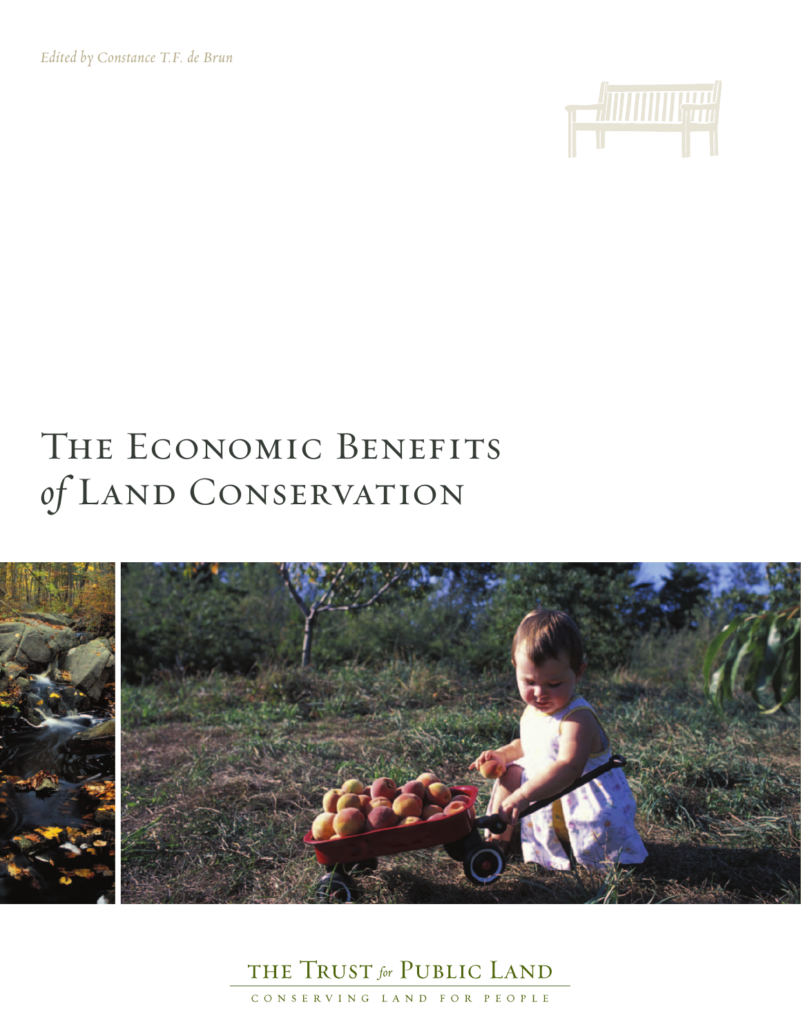*Edited by Constance T.F. de Brun*

# The Economic Benefits *of* Land Conservation

THE TRUST *for* PUBLIC LAND

CONSERVING LAND FOR PEOPLE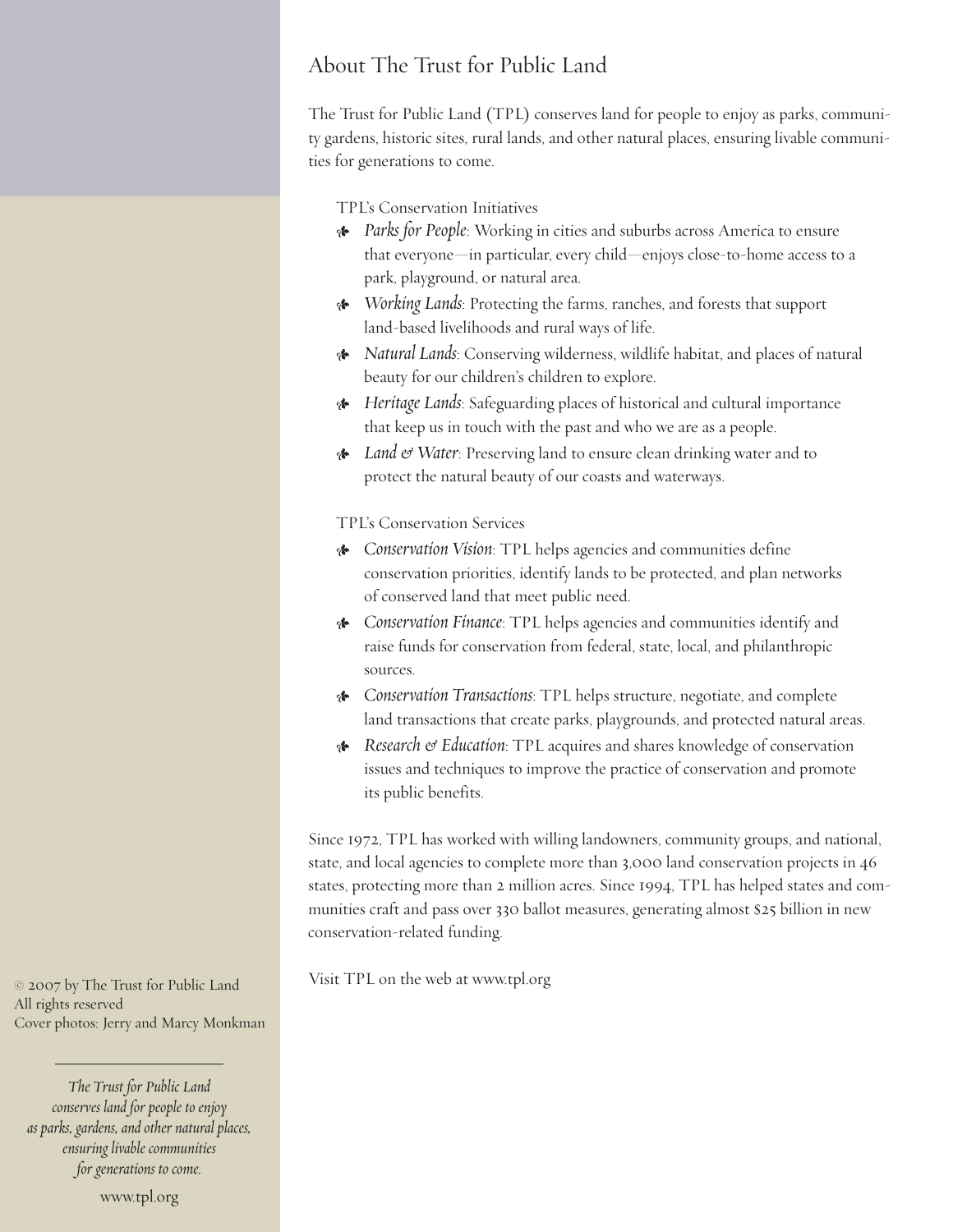## About The Trust for Public Land

The Trust for Public Land (TPL) conserves land for people to enjoy as parks, community gardens, historic sites, rural lands, and other natural places, ensuring livable communities for generations to come.

TPL's Conservation Initiatives

- *Parks for People*: Working in cities and suburbs across America to ensure that everyone—in particular, every child—enjoys close-to-home access to a park, playground, or natural area.
- *Working Lands*: Protecting the farms, ranches, and forests that support land-based livelihoods and rural ways of life.
- *Natural Lands*: Conserving wilderness, wildlife habitat, and places of natural beauty for our children's children to explore.
- *Heritage Lands*: Safeguarding places of historical and cultural importance that keep us in touch with the past and who we are as a people.
- *Land & Water*: Preserving land to ensure clean drinking water and to protect the natural beauty of our coasts and waterways.

TPL's Conservation Services

- *Conservation Vision*: TPL helps agencies and communities define conservation priorities, identify lands to be protected, and plan networks of conserved land that meet public need.
- *Conservation Finance*: TPL helps agencies and communities identify and raise funds for conservation from federal, state, local, and philanthropic sources.
- *Conservation Transactions*: TPL helps structure, negotiate, and complete land transactions that create parks, playgrounds, and protected natural areas.
- *Research & Education*: TPL acquires and shares knowledge of conservation issues and techniques to improve the practice of conservation and promote its public benefits.

Since 1972, TPL has worked with willing landowners, community groups, and national, state, and local agencies to complete more than 3,000 land conservation projects in 46 states, protecting more than 2 million acres. Since 1994, TPL has helped states and communities craft and pass over 330 ballot measures, generating almost $25 billion in new conservation-related funding.

Visit TPL on the web at www.tpl.org

© 2007 by The Trust for Public Land
All rights reserved
Cover photos: Jerry and Marcy Monkman

---

*The Trust for Public Land conserves land for people to enjoy as parks, gardens, and other natural places, ensuring livable communities for generations to come.*

www.tpl.org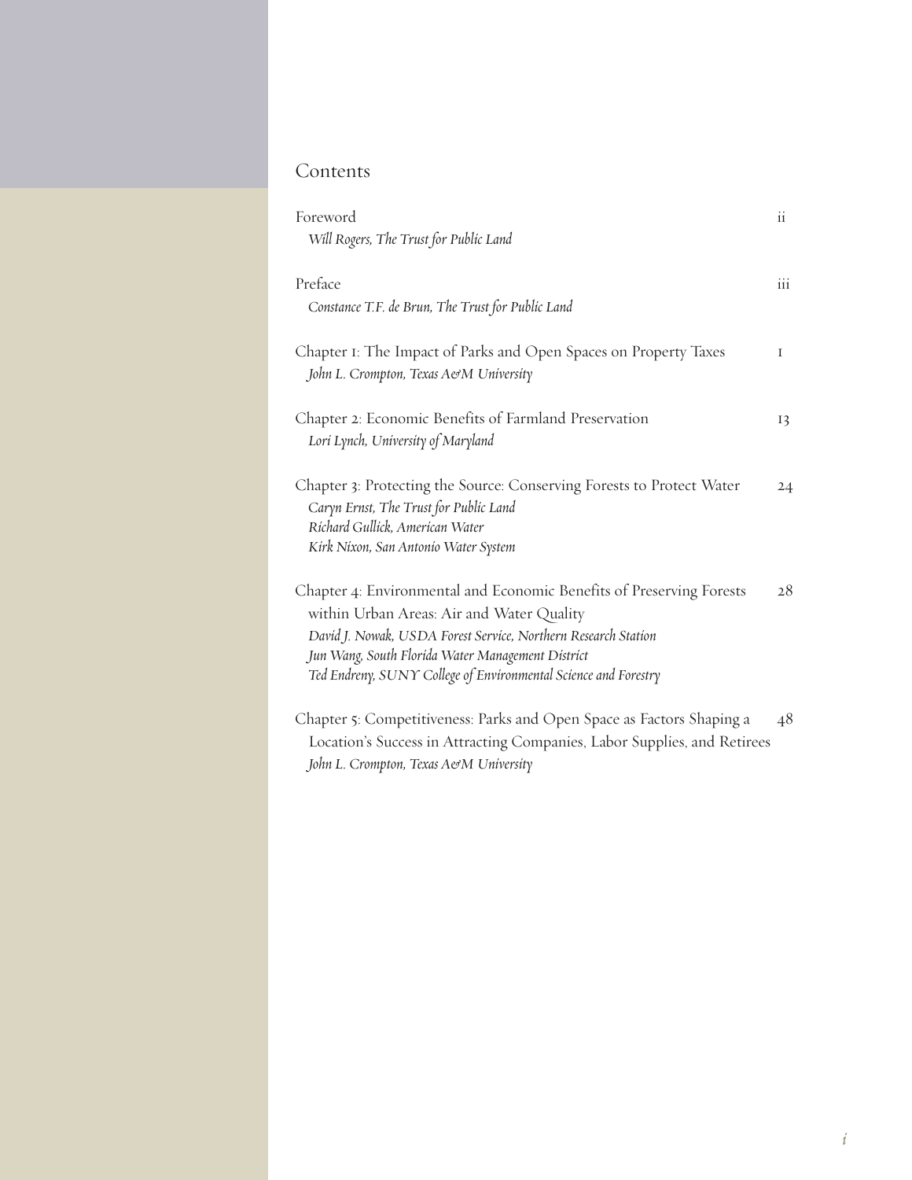# Contents

| | |
|---|---|
| Foreword<br>*Will Rogers, The Trust for Public Land* | ii |
| Preface<br>*Constance T.F. de Brun, The Trust for Public Land* | iii |
| Chapter 1: The Impact of Parks and Open Spaces on Property Taxes<br>*John L. Crompton, Texas A&M University* | 1 |
| Chapter 2: Economic Benefits of Farmland Preservation<br>*Lori Lynch, University of Maryland* | 13 |
| Chapter 3: Protecting the Source: Conserving Forests to Protect Water<br>*Caryn Ernst, The Trust for Public Land*<br>*Richard Gullick, American Water*<br>*Kirk Nixon, San Antonio Water System* | 24 |
| Chapter 4: Environmental and Economic Benefits of Preserving Forests within Urban Areas: Air and Water Quality<br>*David J. Nowak, USDA Forest Service, Northern Research Station*<br>*Jun Wang, South Florida Water Management District*<br>*Ted Endreny, SUNY College of Environmental Science and Forestry* | 28 |
| Chapter 5: Competitiveness: Parks and Open Space as Factors Shaping a Location's Success in Attracting Companies, Labor Supplies, and Retirees<br>*John L. Crompton, Texas A&M University* | 48 |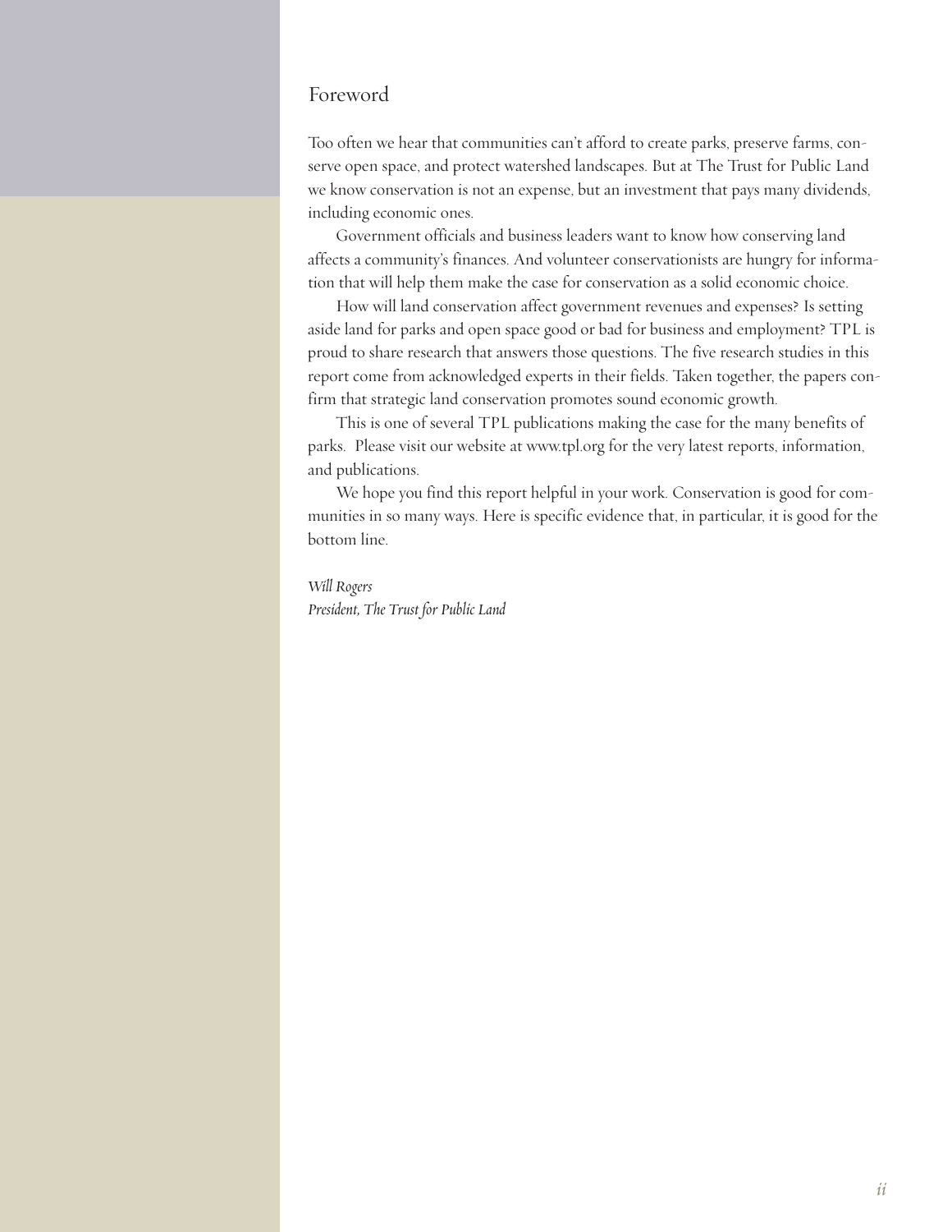# Foreword

Too often we hear that communities can't afford to create parks, preserve farms, conserve open space, and protect watershed landscapes. But at The Trust for Public Land we know conservation is not an expense, but an investment that pays many dividends, including economic ones.

Government officials and business leaders want to know how conserving land affects a community's finances. And volunteer conservationists are hungry for information that will help them make the case for conservation as a solid economic choice.

How will land conservation affect government revenues and expenses? Is setting aside land for parks and open space good or bad for business and employment? TPL is proud to share research that answers those questions. The five research studies in this report come from acknowledged experts in their fields. Taken together, the papers confirm that strategic land conservation promotes sound economic growth.

This is one of several TPL publications making the case for the many benefits of parks. Please visit our website at www.tpl.org for the very latest reports, information, and publications.

We hope you find this report helpful in your work. Conservation is good for communities in so many ways. Here is specific evidence that, in particular, it is good for the bottom line.

*Will Rogers*
*President, The Trust for Public Land*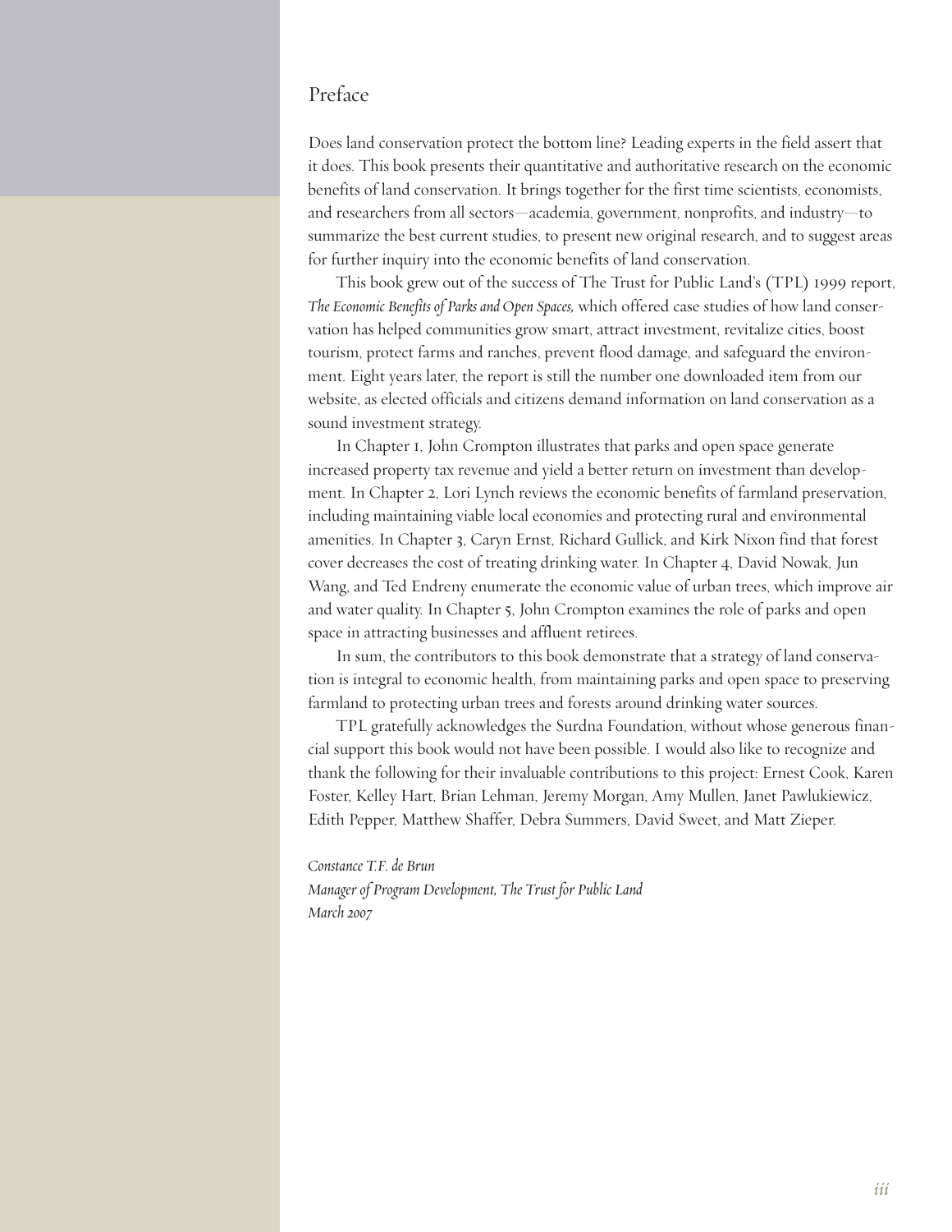# Preface

Does land conservation protect the bottom line? Leading experts in the field assert that it does. This book presents their quantitative and authoritative research on the economic benefits of land conservation. It brings together for the first time scientists, economists, and researchers from all sectors—academia, government, nonprofits, and industry—to summarize the best current studies, to present new original research, and to suggest areas for further inquiry into the economic benefits of land conservation.

This book grew out of the success of The Trust for Public Land's (TPL) 1999 report, *The Economic Benefits of Parks and Open Spaces,* which offered case studies of how land conservation has helped communities grow smart, attract investment, revitalize cities, boost tourism, protect farms and ranches, prevent flood damage, and safeguard the environment. Eight years later, the report is still the number one downloaded item from our website, as elected officials and citizens demand information on land conservation as a sound investment strategy.

In Chapter 1, John Crompton illustrates that parks and open space generate increased property tax revenue and yield a better return on investment than development. In Chapter 2, Lori Lynch reviews the economic benefits of farmland preservation, including maintaining viable local economies and protecting rural and environmental amenities. In Chapter 3, Caryn Ernst, Richard Gullick, and Kirk Nixon find that forest cover decreases the cost of treating drinking water. In Chapter 4, David Nowak, Jun Wang, and Ted Endreny enumerate the economic value of urban trees, which improve air and water quality. In Chapter 5, John Crompton examines the role of parks and open space in attracting businesses and affluent retirees.

In sum, the contributors to this book demonstrate that a strategy of land conservation is integral to economic health, from maintaining parks and open space to preserving farmland to protecting urban trees and forests around drinking water sources.

TPL gratefully acknowledges the Surdna Foundation, without whose generous financial support this book would not have been possible. I would also like to recognize and thank the following for their invaluable contributions to this project: Ernest Cook, Karen Foster, Kelley Hart, Brian Lehman, Jeremy Morgan, Amy Mullen, Janet Pawlukiewicz, Edith Pepper, Matthew Shaffer, Debra Summers, David Sweet, and Matt Zieper.

*Constance T.F. de Brun*
*Manager of Program Development, The Trust for Public Land*
*March 2007*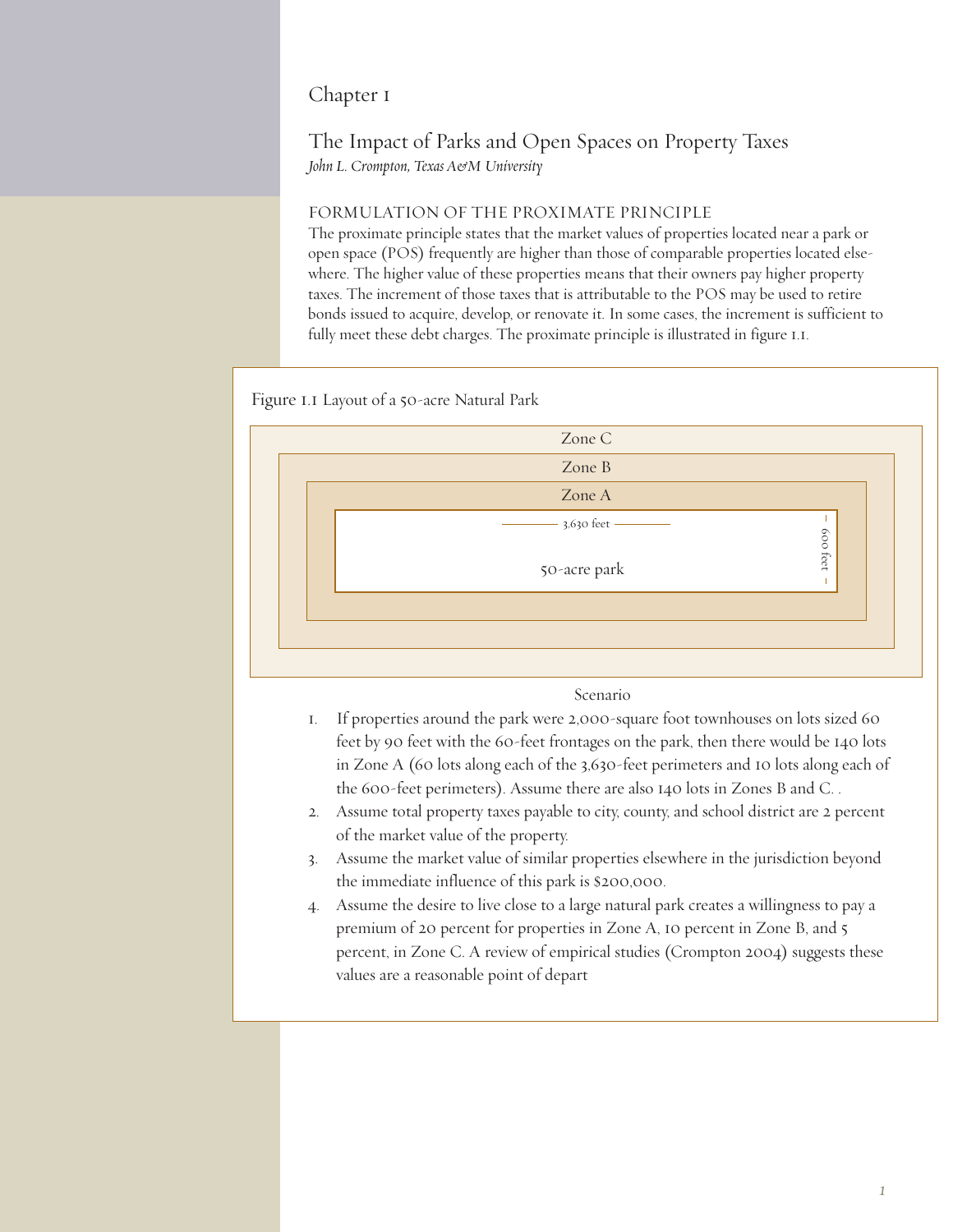Chapter 1

# The Impact of Parks and Open Spaces on Property Taxes

*John L. Crompton, Texas A&M University*

## FORMULATION OF THE PROXIMATE PRINCIPLE

The proximate principle states that the market values of properties located near a park or open space (POS) frequently are higher than those of comparable properties located elsewhere. The higher value of these properties means that their owners pay higher property taxes. The increment of those taxes that is attributable to the POS may be used to retire bonds issued to acquire, develop, or renovate it. In some cases, the increment is sufficient to fully meet these debt charges. The proximate principle is illustrated in figure 1.1.

Figure 1.1 Layout of a 50-acre Natural Park

Zone C

Zone B

Zone A

3,630 feet

600 feet

50-acre park

Scenario

1. If properties around the park were 2,000-square foot townhouses on lots sized 60 feet by 90 feet with the 60-feet frontages on the park, then there would be 140 lots in Zone A (60 lots along each of the 3,630-feet perimeters and 10 lots along each of the 600-feet perimeters). Assume there are also 140 lots in Zones B and C. .
2. Assume total property taxes payable to city, county, and school district are 2 percent of the market value of the property.
3. Assume the market value of similar properties elsewhere in the jurisdiction beyond the immediate influence of this park is $200,000.
4. Assume the desire to live close to a large natural park creates a willingness to pay a premium of 20 percent for properties in Zone A, 10 percent in Zone B, and 5 percent, in Zone C. A review of empirical studies (Crompton 2004) suggests these values are a reasonable point of depart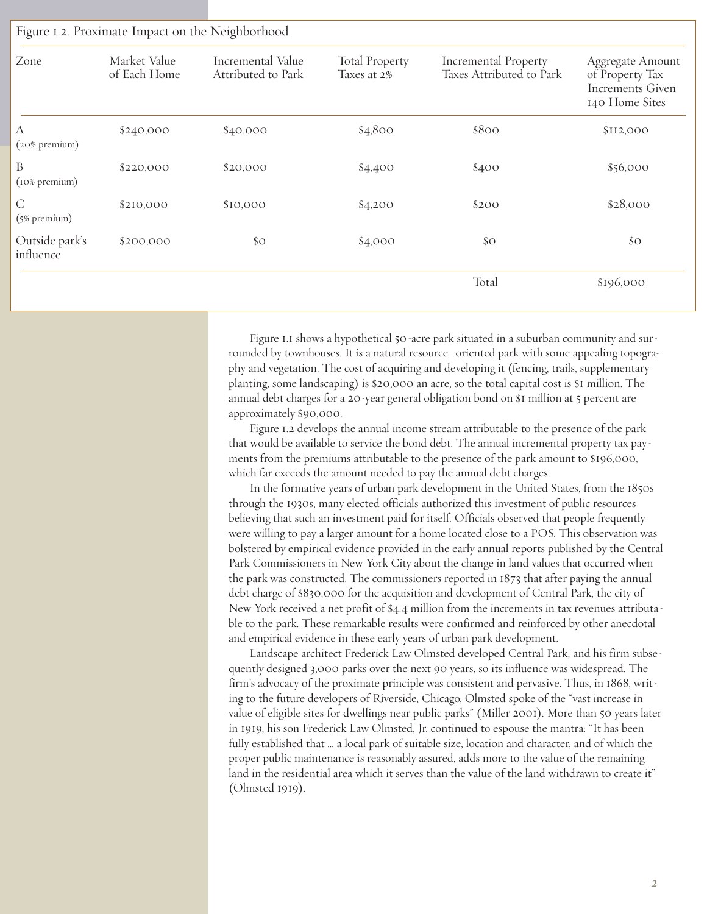Figure 1.2. Proximate Impact on the Neighborhood

| Zone | Market Value of Each Home | Incremental Value Attributed to Park | Total Property Taxes at 2% | Incremental Property Taxes Attributed to Park | Aggregate Amount of Property Tax Increments Given 140 Home Sites |
|---|---|---|---|---|---|
| A (20% premium) | $240,000 | $40,000 | $4,800 | $800 | $112,000 |
| B (10% premium) | $220,000 | $20,000 | $4,400 | $400 | $56,000 |
| C (5% premium) | $210,000 | $10,000 | $4,200 | $200 | $28,000 |
| Outside park's influence | $200,000 | $0 | $4,000 | $0 | $0 |
| | | | | Total | $196,000 |

Figure 1.1 shows a hypothetical 50-acre park situated in a suburban community and surrounded by townhouses. It is a natural resource–oriented park with some appealing topography and vegetation. The cost of acquiring and developing it (fencing, trails, supplementary planting, some landscaping) is $20,000 an acre, so the total capital cost is $1 million. The annual debt charges for a 20-year general obligation bond on $1 million at 5 percent are approximately $90,000.

Figure 1.2 develops the annual income stream attributable to the presence of the park that would be available to service the bond debt. The annual incremental property tax payments from the premiums attributable to the presence of the park amount to $196,000, which far exceeds the amount needed to pay the annual debt charges.

In the formative years of urban park development in the United States, from the 1850s through the 1930s, many elected officials authorized this investment of public resources believing that such an investment paid for itself. Officials observed that people frequently were willing to pay a larger amount for a home located close to a POS. This observation was bolstered by empirical evidence provided in the early annual reports published by the Central Park Commissioners in New York City about the change in land values that occurred when the park was constructed. The commissioners reported in 1873 that after paying the annual debt charge of $830,000 for the acquisition and development of Central Park, the city of New York received a net profit of $4.4 million from the increments in tax revenues attributable to the park. These remarkable results were confirmed and reinforced by other anecdotal and empirical evidence in these early years of urban park development.

Landscape architect Frederick Law Olmsted developed Central Park, and his firm subsequently designed 3,000 parks over the next 90 years, so its influence was widespread. The firm's advocacy of the proximate principle was consistent and pervasive. Thus, in 1868, writing to the future developers of Riverside, Chicago, Olmsted spoke of the "vast increase in value of eligible sites for dwellings near public parks" (Miller 2001). More than 50 years later in 1919, his son Frederick Law Olmsted, Jr. continued to espouse the mantra: "It has been fully established that ... a local park of suitable size, location and character, and of which the proper public maintenance is reasonably assured, adds more to the value of the remaining land in the residential area which it serves than the value of the land withdrawn to create it" (Olmsted 1919).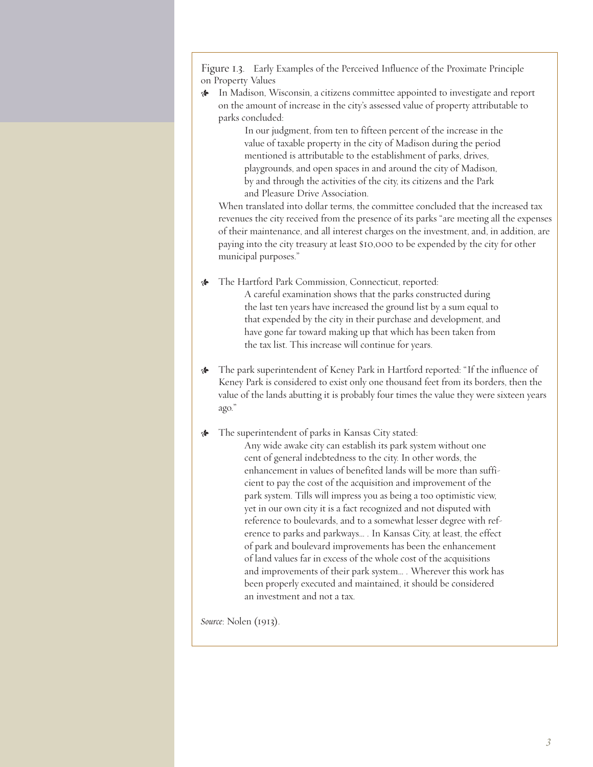Figure 1.3. Early Examples of the Perceived Influence of the Proximate Principle on Property Values

- In Madison, Wisconsin, a citizens committee appointed to investigate and report on the amount of increase in the city's assessed value of property attributable to parks concluded:

  > In our judgment, from ten to fifteen percent of the increase in the value of taxable property in the city of Madison during the period mentioned is attributable to the establishment of parks, drives, playgrounds, and open spaces in and around the city of Madison, by and through the activities of the city, its citizens and the Park and Pleasure Drive Association.

  When translated into dollar terms, the committee concluded that the increased tax revenues the city received from the presence of its parks "are meeting all the expenses of their maintenance, and all interest charges on the investment, and, in addition, are paying into the city treasury at least $10,000 to be expended by the city for other municipal purposes."

- The Hartford Park Commission, Connecticut, reported:

  > A careful examination shows that the parks constructed during the last ten years have increased the ground list by a sum equal to that expended by the city in their purchase and development, and have gone far toward making up that which has been taken from the tax list. This increase will continue for years.

- The park superintendent of Keney Park in Hartford reported: "If the influence of Keney Park is considered to exist only one thousand feet from its borders, then the value of the lands abutting it is probably four times the value they were sixteen years ago."

- The superintendent of parks in Kansas City stated:

  > Any wide awake city can establish its park system without one cent of general indebtedness to the city. In other words, the enhancement in values of benefited lands will be more than sufficient to pay the cost of the acquisition and improvement of the park system. Tills will impress you as being a too optimistic view, yet in our own city it is a fact recognized and not disputed with reference to boulevards, and to a somewhat lesser degree with reference to parks and parkways... . In Kansas City, at least, the effect of park and boulevard improvements has been the enhancement of land values far in excess of the whole cost of the acquisitions and improvements of their park system... . Wherever this work has been properly executed and maintained, it should be considered an investment and not a tax.

*Source:* Nolen (1913).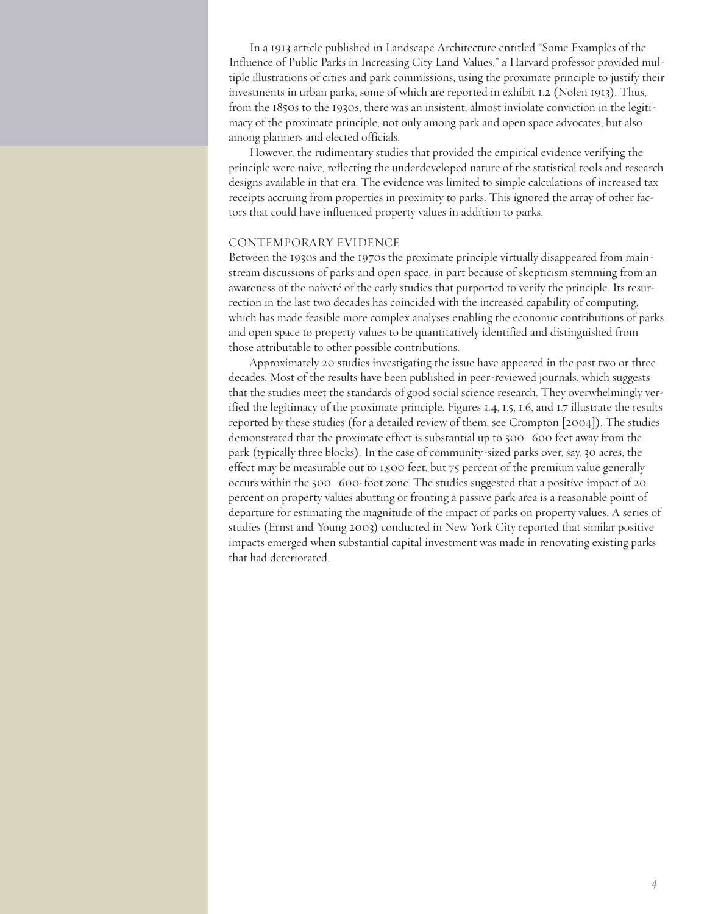In a 1913 article published in Landscape Architecture entitled "Some Examples of the Influence of Public Parks in Increasing City Land Values," a Harvard professor provided multiple illustrations of cities and park commissions, using the proximate principle to justify their investments in urban parks, some of which are reported in exhibit 1.2 (Nolen 1913). Thus, from the 1850s to the 1930s, there was an insistent, almost inviolate conviction in the legitimacy of the proximate principle, not only among park and open space advocates, but also among planners and elected officials.

However, the rudimentary studies that provided the empirical evidence verifying the principle were naive, reflecting the underdeveloped nature of the statistical tools and research designs available in that era. The evidence was limited to simple calculations of increased tax receipts accruing from properties in proximity to parks. This ignored the array of other factors that could have influenced property values in addition to parks.

## CONTEMPORARY EVIDENCE

Between the 1930s and the 1970s the proximate principle virtually disappeared from mainstream discussions of parks and open space, in part because of skepticism stemming from an awareness of the naiveté of the early studies that purported to verify the principle. Its resurrection in the last two decades has coincided with the increased capability of computing, which has made feasible more complex analyses enabling the economic contributions of parks and open space to property values to be quantitatively identified and distinguished from those attributable to other possible contributions.

Approximately 20 studies investigating the issue have appeared in the past two or three decades. Most of the results have been published in peer-reviewed journals, which suggests that the studies meet the standards of good social science research. They overwhelmingly verified the legitimacy of the proximate principle. Figures 1.4, 1.5, 1.6, and 1.7 illustrate the results reported by these studies (for a detailed review of them, see Crompton [2004]). The studies demonstrated that the proximate effect is substantial up to 500–600 feet away from the park (typically three blocks). In the case of community-sized parks over, say, 30 acres, the effect may be measurable out to 1,500 feet, but 75 percent of the premium value generally occurs within the 500–600-foot zone. The studies suggested that a positive impact of 20 percent on property values abutting or fronting a passive park area is a reasonable point of departure for estimating the magnitude of the impact of parks on property values. A series of studies (Ernst and Young 2003) conducted in New York City reported that similar positive impacts emerged when substantial capital investment was made in renovating existing parks that had deteriorated.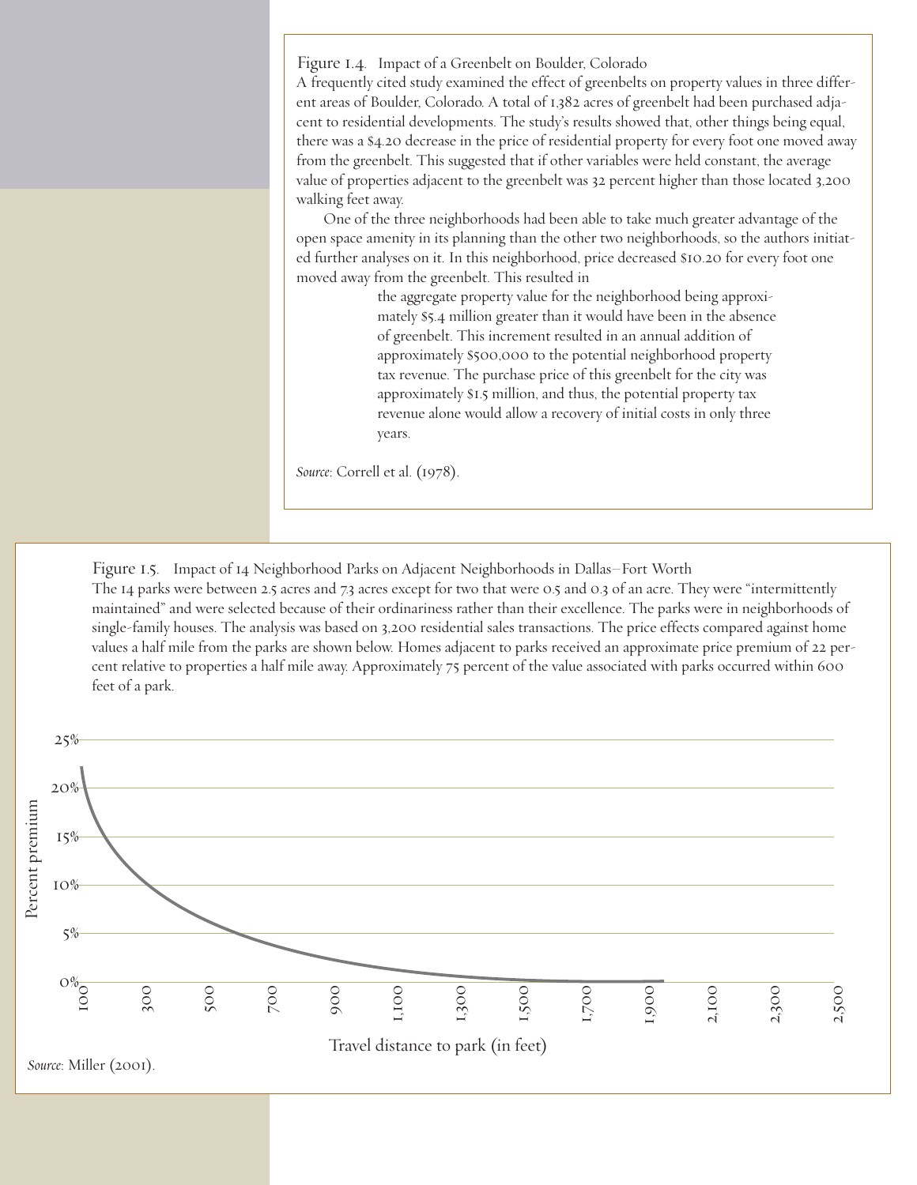Figure 1.4. Impact of a Greenbelt on Boulder, Colorado

A frequently cited study examined the effect of greenbelts on property values in three different areas of Boulder, Colorado. A total of 1,382 acres of greenbelt had been purchased adjacent to residential developments. The study's results showed that, other things being equal, there was a $4.20 decrease in the price of residential property for every foot one moved away from the greenbelt. This suggested that if other variables were held constant, the average value of properties adjacent to the greenbelt was 32 percent higher than those located 3,200 walking feet away.

One of the three neighborhoods had been able to take much greater advantage of the open space amenity in its planning than the other two neighborhoods, so the authors initiated further analyses on it. In this neighborhood, price decreased $10.20 for every foot one moved away from the greenbelt. This resulted in

> the aggregate property value for the neighborhood being approximately $5.4 million greater than it would have been in the absence of greenbelt. This increment resulted in an annual addition of approximately $500,000 to the potential neighborhood property tax revenue. The purchase price of this greenbelt for the city was approximately $1.5 million, and thus, the potential property tax revenue alone would allow a recovery of initial costs in only three years.

*Source*: Correll et al. (1978).

Figure 1.5. Impact of 14 Neighborhood Parks on Adjacent Neighborhoods in Dallas–Fort Worth

The 14 parks were between 2.5 acres and 7.3 acres except for two that were 0.5 and 0.3 of an acre. They were "intermittently maintained" and were selected because of their ordinariness rather than their excellence. The parks were in neighborhoods of single-family houses. The analysis was based on 3,200 residential sales transactions. The price effects compared against home values a half mile from the parks are shown below. Homes adjacent to parks received an approximate price premium of 22 percent relative to properties a half mile away. Approximately 75 percent of the value associated with parks occurred within 600 feet of a park.

[Chart: Percent premium (0%–25%) vs. Travel distance to park (in feet), 100 to 2,500]

*Source*: Miller (2001).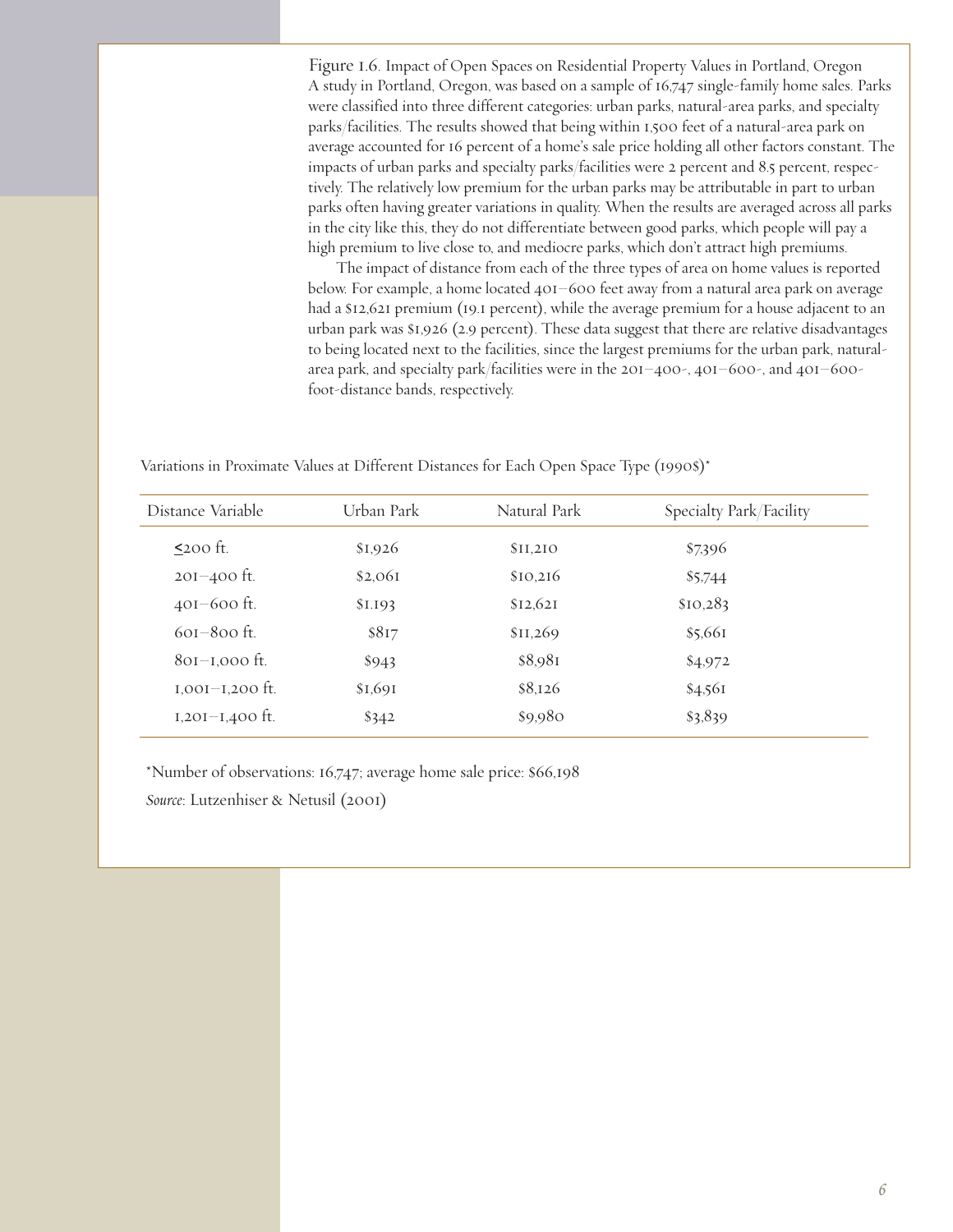Figure 1.6. Impact of Open Spaces on Residential Property Values in Portland, Oregon

A study in Portland, Oregon, was based on a sample of 16,747 single-family home sales. Parks were classified into three different categories: urban parks, natural-area parks, and specialty parks/facilities. The results showed that being within 1,500 feet of a natural-area park on average accounted for 16 percent of a home's sale price holding all other factors constant. The impacts of urban parks and specialty parks/facilities were 2 percent and 8.5 percent, respectively. The relatively low premium for the urban parks may be attributable in part to urban parks often having greater variations in quality. When the results are averaged across all parks in the city like this, they do not differentiate between good parks, which people will pay a high premium to live close to, and mediocre parks, which don't attract high premiums.

The impact of distance from each of the three types of area on home values is reported below. For example, a home located 401–600 feet away from a natural area park on average had a $12,621 premium (19.1 percent), while the average premium for a house adjacent to an urban park was $1,926 (2.9 percent). These data suggest that there are relative disadvantages to being located next to the facilities, since the largest premiums for the urban park, natural-area park, and specialty park/facilities were in the 201–400-, 401–600-, and 401–600-foot-distance bands, respectively.

Variations in Proximate Values at Different Distances for Each Open Space Type (1990$)*

| Distance Variable | Urban Park | Natural Park | Specialty Park/Facility |
|---|---|---|---|
| ≤200 ft. | $1,926 | $11,210 | $7396 |
| 201–400 ft. | $2,061 | $10,216 | $5,744 |
| 401–600 ft. | $1.193 | $12,621 | $10,283 |
| 601–800 ft. | $817 | $11,269 | $5,661 |
| 801–1,000 ft. | $943 | $8,981 | $4,972 |
| 1,001–1,200 ft. | $1,691 | $8,126 | $4,561 |
| 1,201–1,400 ft. | $342 | $9,980 | $3,839 |

*Number of observations: 16,747; average home sale price: $66,198

*Source*: Lutzenhiser & Netusil (2001)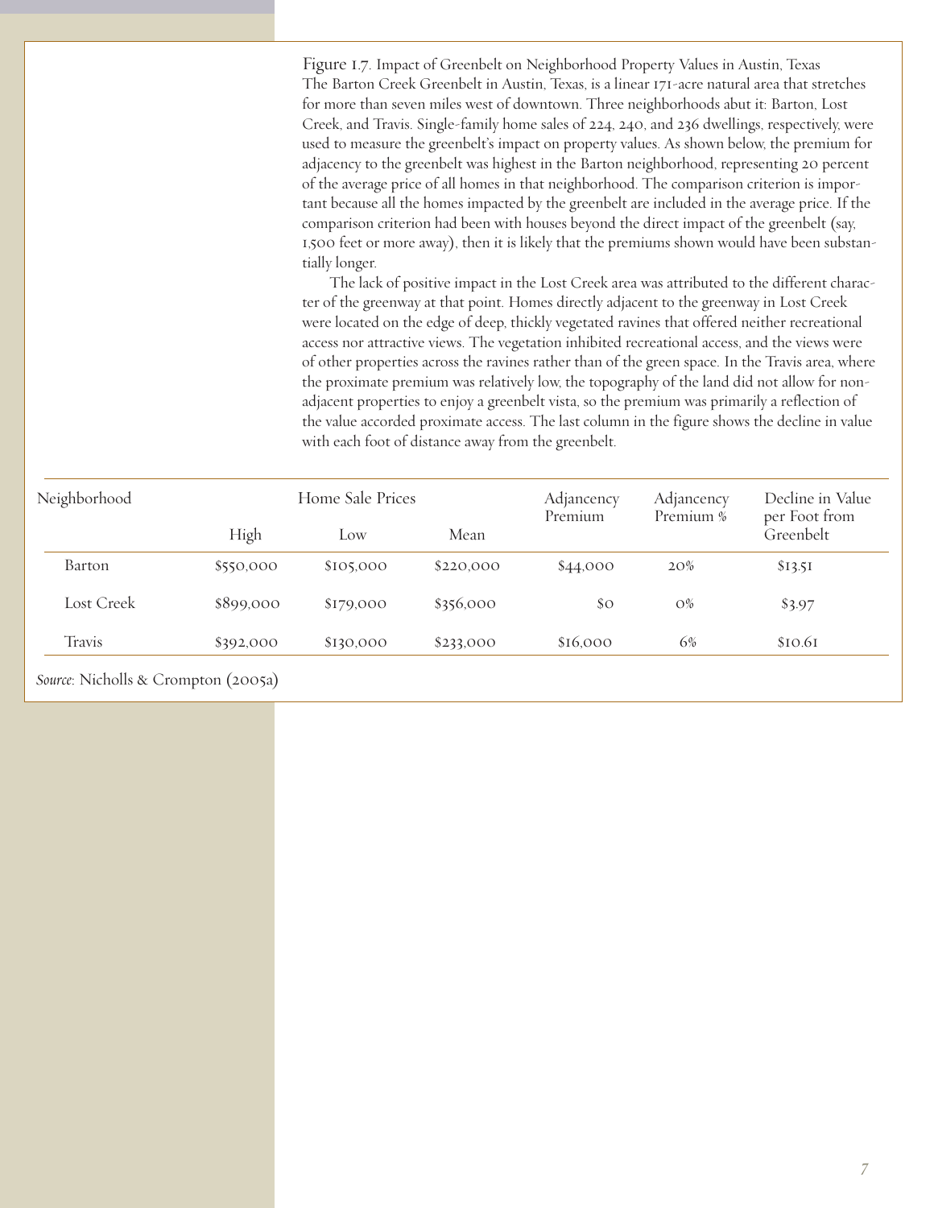Figure 1.7. Impact of Greenbelt on Neighborhood Property Values in Austin, Texas

The Barton Creek Greenbelt in Austin, Texas, is a linear 171-acre natural area that stretches for more than seven miles west of downtown. Three neighborhoods abut it: Barton, Lost Creek, and Travis. Single-family home sales of 224, 240, and 236 dwellings, respectively, were used to measure the greenbelt's impact on property values. As shown below, the premium for adjacency to the greenbelt was highest in the Barton neighborhood, representing 20 percent of the average price of all homes in that neighborhood. The comparison criterion is important because all the homes impacted by the greenbelt are included in the average price. If the comparison criterion had been with houses beyond the direct impact of the greenbelt (say, 1,500 feet or more away), then it is likely that the premiums shown would have been substantially longer.

The lack of positive impact in the Lost Creek area was attributed to the different character of the greenway at that point. Homes directly adjacent to the greenway in Lost Creek were located on the edge of deep, thickly vegetated ravines that offered neither recreational access nor attractive views. The vegetation inhibited recreational access, and the views were of other properties across the ravines rather than of the green space. In the Travis area, where the proximate premium was relatively low, the topography of the land did not allow for non-adjacent properties to enjoy a greenbelt vista, so the premium was primarily a reflection of the value accorded proximate access. The last column in the figure shows the decline in value with each foot of distance away from the greenbelt.

| Neighborhood | Home Sale Prices | | | Adjancency Premium | Adjancency Premium % | Decline in Value per Foot from Greenbelt |
|---|---|---|---|---|---|---|
| | High | Low | Mean | | | |
| Barton | $550,000 | $105,000 | $220,000 | $44,000 | 20% | $13.51 |
| Lost Creek | $899,000 | $179,000 | $356,000 | $0 | 0% | $3.97 |
| Travis | $392,000 | $130,000 | $233,000 | $16,000 | 6% | $10.61 |

*Source:* Nicholls & Crompton (2005a)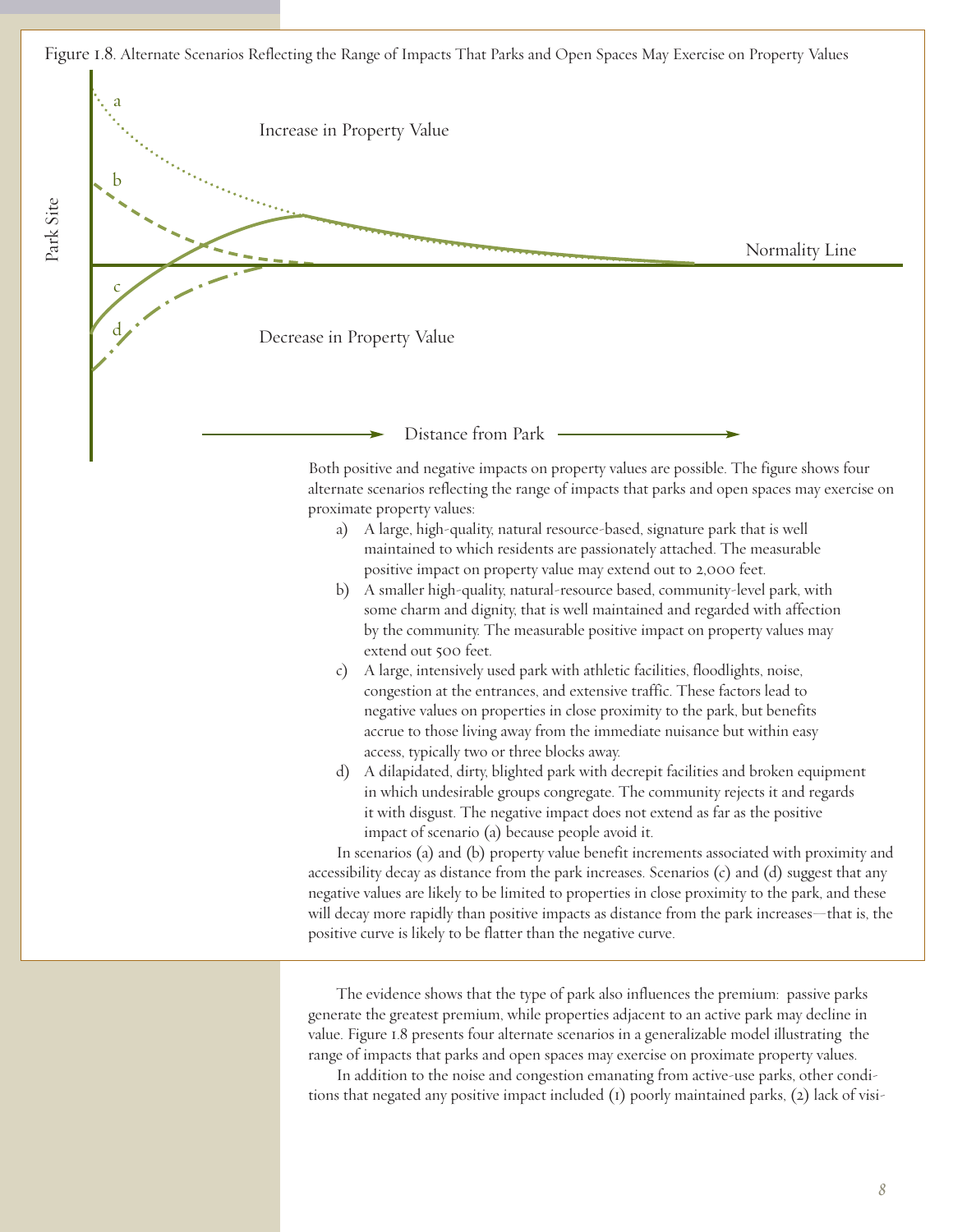Figure 1.8. Alternate Scenarios Reflecting the Range of Impacts That Parks and Open Spaces May Exercise on Property Values

Both positive and negative impacts on property values are possible. The figure shows four alternate scenarios reflecting the range of impacts that parks and open spaces may exercise on proximate property values:

a) A large, high-quality, natural resource-based, signature park that is well maintained to which residents are passionately attached. The measurable positive impact on property value may extend out to 2,000 feet.
b) A smaller high-quality, natural-resource based, community-level park, with some charm and dignity, that is well maintained and regarded with affection by the community. The measurable positive impact on property values may extend out 500 feet.
c) A large, intensively used park with athletic facilities, floodlights, noise, congestion at the entrances, and extensive traffic. These factors lead to negative values on properties in close proximity to the park, but benefits accrue to those living away from the immediate nuisance but within easy access, typically two or three blocks away.
d) A dilapidated, dirty, blighted park with decrepit facilities and broken equipment in which undesirable groups congregate. The community rejects it and regards it with disgust. The negative impact does not extend as far as the positive impact of scenario (a) because people avoid it.

In scenarios (a) and (b) property value benefit increments associated with proximity and accessibility decay as distance from the park increases. Scenarios (c) and (d) suggest that any negative values are likely to be limited to properties in close proximity to the park, and these will decay more rapidly than positive impacts as distance from the park increases—that is, the positive curve is likely to be flatter than the negative curve.

The evidence shows that the type of park also influences the premium: passive parks generate the greatest premium, while properties adjacent to an active park may decline in value. Figure 1.8 presents four alternate scenarios in a generalizable model illustrating the range of impacts that parks and open spaces may exercise on proximate property values.

In addition to the noise and congestion emanating from active-use parks, other conditions that negated any positive impact included (1) poorly maintained parks, (2) lack of visi-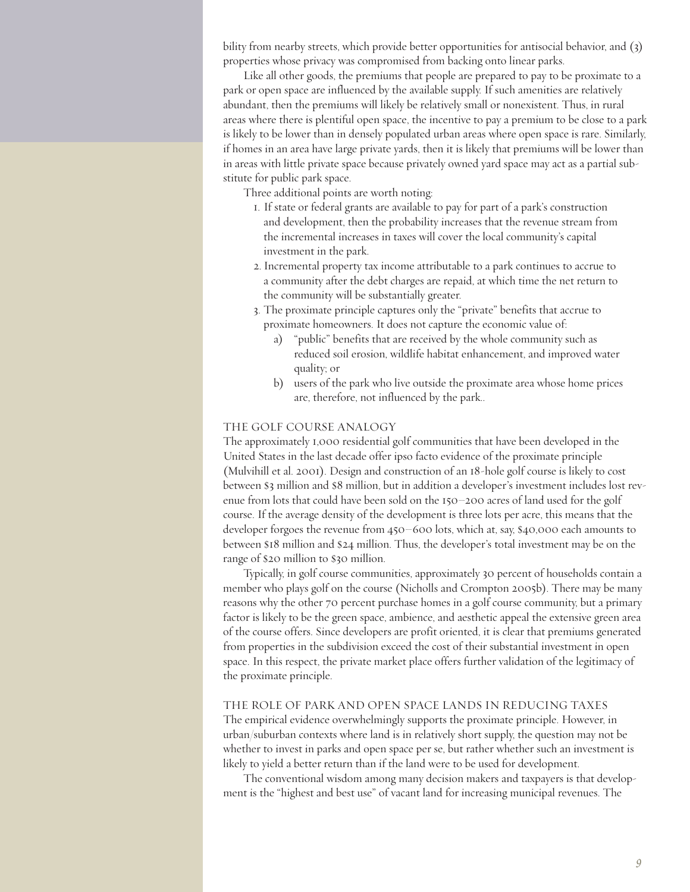bility from nearby streets, which provide better opportunities for antisocial behavior, and (3) properties whose privacy was compromised from backing onto linear parks.

Like all other goods, the premiums that people are prepared to pay to be proximate to a park or open space are influenced by the available supply. If such amenities are relatively abundant, then the premiums will likely be relatively small or nonexistent. Thus, in rural areas where there is plentiful open space, the incentive to pay a premium to be close to a park is likely to be lower than in densely populated urban areas where open space is rare. Similarly, if homes in an area have large private yards, then it is likely that premiums will be lower than in areas with little private space because privately owned yard space may act as a partial substitute for public park space.

Three additional points are worth noting:

1. If state or federal grants are available to pay for part of a park's construction and development, then the probability increases that the revenue stream from the incremental increases in taxes will cover the local community's capital investment in the park.
2. Incremental property tax income attributable to a park continues to accrue to a community after the debt charges are repaid, at which time the net return to the community will be substantially greater.
3. The proximate principle captures only the "private" benefits that accrue to proximate homeowners. It does not capture the economic value of:
   a) "public" benefits that are received by the whole community such as reduced soil erosion, wildlife habitat enhancement, and improved water quality; or
   b) users of the park who live outside the proximate area whose home prices are, therefore, not influenced by the park..

## THE GOLF COURSE ANALOGY

The approximately 1,000 residential golf communities that have been developed in the United States in the last decade offer ipso facto evidence of the proximate principle (Mulvihill et al. 2001). Design and construction of an 18-hole golf course is likely to cost between $3 million and $8 million, but in addition a developer's investment includes lost revenue from lots that could have been sold on the 150–200 acres of land used for the golf course. If the average density of the development is three lots per acre, this means that the developer forgoes the revenue from 450–600 lots, which at, say, $40,000 each amounts to between $18 million and $24 million. Thus, the developer's total investment may be on the range of $20 million to $30 million.

Typically, in golf course communities, approximately 30 percent of households contain a member who plays golf on the course (Nicholls and Crompton 2005b). There may be many reasons why the other 70 percent purchase homes in a golf course community, but a primary factor is likely to be the green space, ambience, and aesthetic appeal the extensive green area of the course offers. Since developers are profit oriented, it is clear that premiums generated from properties in the subdivision exceed the cost of their substantial investment in open space. In this respect, the private market place offers further validation of the legitimacy of the proximate principle.

## THE ROLE OF PARK AND OPEN SPACE LANDS IN REDUCING TAXES

The empirical evidence overwhelmingly supports the proximate principle. However, in urban/suburban contexts where land is in relatively short supply, the question may not be whether to invest in parks and open space per se, but rather whether such an investment is likely to yield a better return than if the land were to be used for development.

The conventional wisdom among many decision makers and taxpayers is that development is the "highest and best use" of vacant land for increasing municipal revenues. The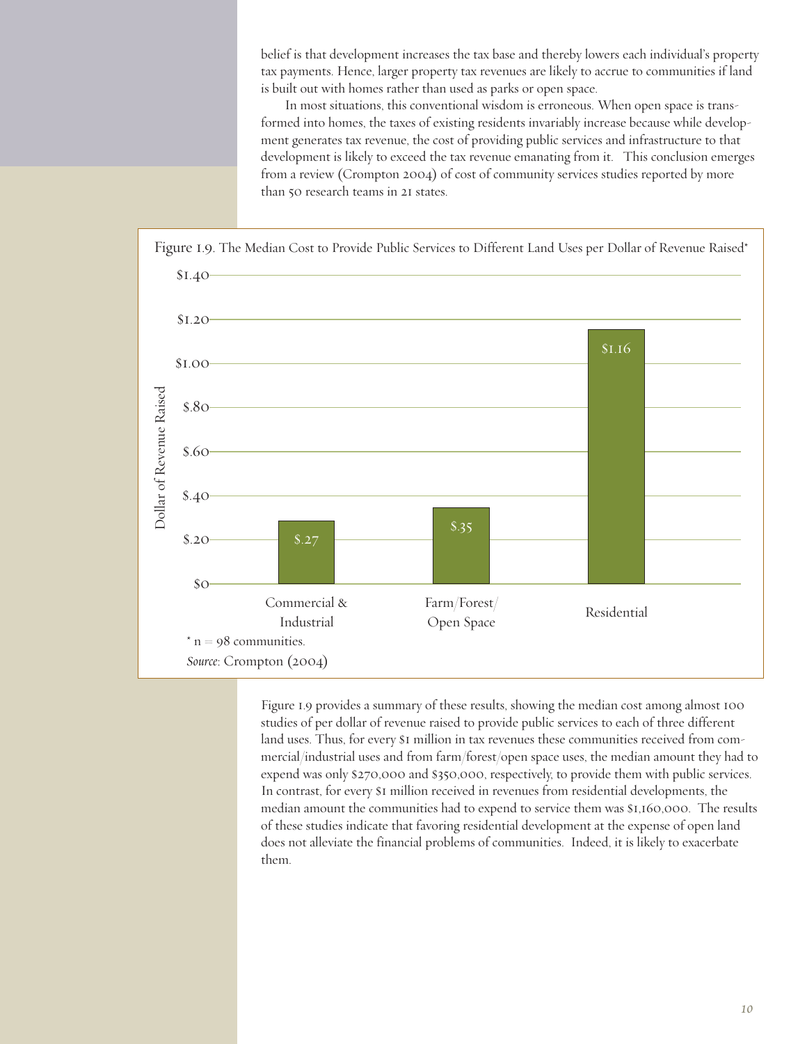belief is that development increases the tax base and thereby lowers each individual's property tax payments. Hence, larger property tax revenues are likely to accrue to communities if land is built out with homes rather than used as parks or open space.

In most situations, this conventional wisdom is erroneous. When open space is transformed into homes, the taxes of existing residents invariably increase because while development generates tax revenue, the cost of providing public services and infrastructure to that development is likely to exceed the tax revenue emanating from it. This conclusion emerges from a review (Crompton 2004) of cost of community services studies reported by more than 50 research teams in 21 states.

Figure 1.9. The Median Cost to Provide Public Services to Different Land Uses per Dollar of Revenue Raised*

| Land Use | Dollar of Revenue Raised |
|---|---|
| Commercial & Industrial | $.27 |
| Farm/Forest/Open Space | $.35 |
| Residential | $1.16 |

* n = 98 communities.

*Source*: Crompton (2004)

Figure 1.9 provides a summary of these results, showing the median cost among almost 100 studies of per dollar of revenue raised to provide public services to each of three different land uses. Thus, for every $1 million in tax revenues these communities received from commercial/industrial uses and from farm/forest/open space uses, the median amount they had to expend was only $270,000 and $350,000, respectively, to provide them with public services. In contrast, for every $1 million received in revenues from residential developments, the median amount the communities had to expend to service them was $1,160,000. The results of these studies indicate that favoring residential development at the expense of open land does not alleviate the financial problems of communities. Indeed, it is likely to exacerbate them.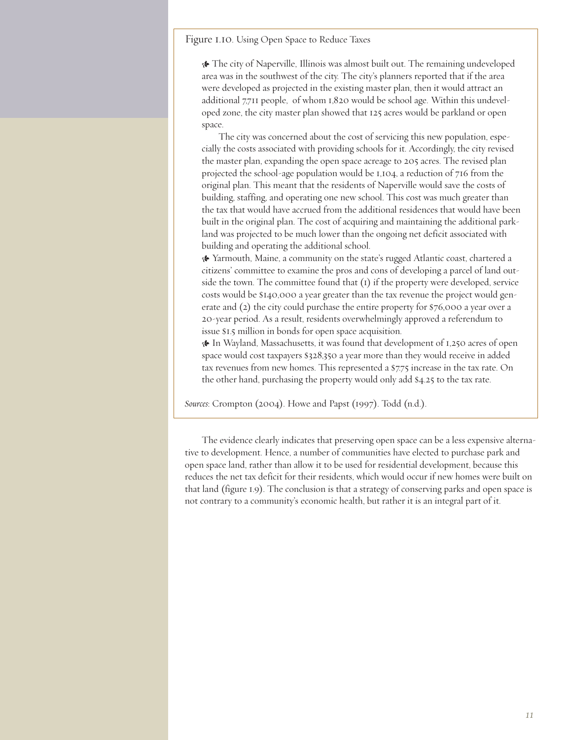Figure 1.10. Using Open Space to Reduce Taxes

- The city of Naperville, Illinois was almost built out. The remaining undeveloped area was in the southwest of the city. The city's planners reported that if the area were developed as projected in the existing master plan, then it would attract an additional 7,711 people, of whom 1,820 would be school age. Within this undeveloped zone, the city master plan showed that 125 acres would be parkland or open space.

  The city was concerned about the cost of servicing this new population, especially the costs associated with providing schools for it. Accordingly, the city revised the master plan, expanding the open space acreage to 205 acres. The revised plan projected the school-age population would be 1,104, a reduction of 716 from the original plan. This meant that the residents of Naperville would save the costs of building, staffing, and operating one new school. This cost was much greater than the tax that would have accrued from the additional residences that would have been built in the original plan. The cost of acquiring and maintaining the additional parkland was projected to be much lower than the ongoing net deficit associated with building and operating the additional school.
- Yarmouth, Maine, a community on the state's rugged Atlantic coast, chartered a citizens' committee to examine the pros and cons of developing a parcel of land outside the town. The committee found that (1) if the property were developed, service costs would be $140,000 a year greater than the tax revenue the project would generate and (2) the city could purchase the entire property for $76,000 a year over a 20-year period. As a result, residents overwhelmingly approved a referendum to issue $1.5 million in bonds for open space acquisition.
- In Wayland, Massachusetts, it was found that development of 1,250 acres of open space would cost taxpayers $328,350 a year more than they would receive in added tax revenues from new homes. This represented a $7.75 increase in the tax rate. On the other hand, purchasing the property would only add $4.25 to the tax rate.

*Sources*: Crompton (2004). Howe and Papst (1997). Todd (n.d.).

The evidence clearly indicates that preserving open space can be a less expensive alternative to development. Hence, a number of communities have elected to purchase park and open space land, rather than allow it to be used for residential development, because this reduces the net tax deficit for their residents, which would occur if new homes were built on that land (figure 1.9). The conclusion is that a strategy of conserving parks and open space is not contrary to a community's economic health, but rather it is an integral part of it.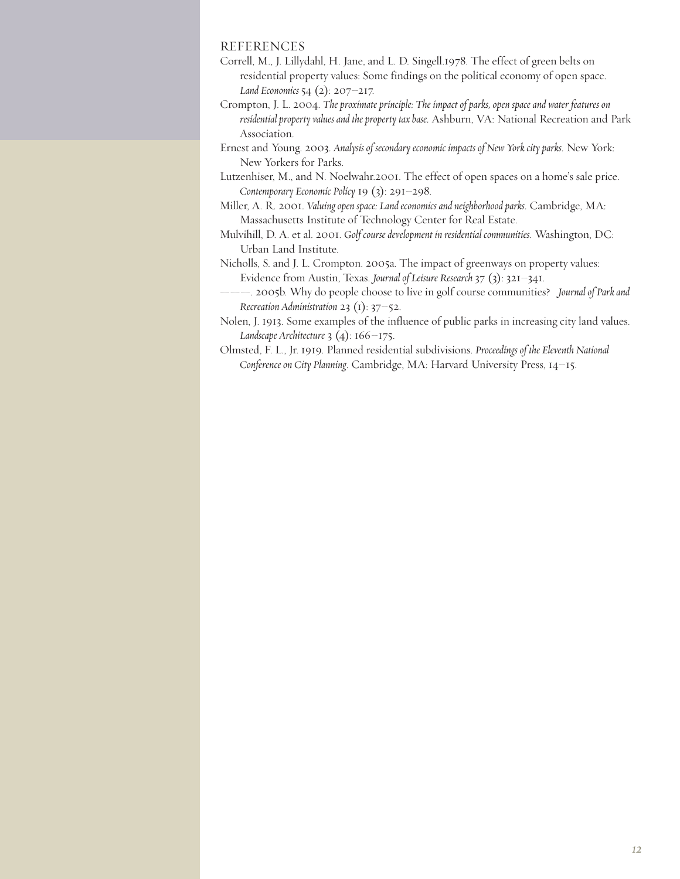## REFERENCES

Correll, M., J. Lillydahl, H. Jane, and L. D. Singell.1978. The effect of green belts on residential property values: Some findings on the political economy of open space. *Land Economics* 54 (2): 207–217.

Crompton, J. L. 2004. *The proximate principle: The impact of parks, open space and water features on residential property values and the property tax base.* Ashburn, VA: National Recreation and Park Association.

Ernest and Young. 2003. *Analysis of secondary economic impacts of New York city parks.* New York: New Yorkers for Parks.

Lutzenhiser, M., and N. Noelwahr.2001. The effect of open spaces on a home's sale price. *Contemporary Economic Policy* 19 (3): 291–298.

Miller, A. R. 2001. *Valuing open space: Land economics and neighborhood parks.* Cambridge, MA: Massachusetts Institute of Technology Center for Real Estate.

Mulvihill, D. A. et al. 2001. *Golf course development in residential communities.* Washington, DC: Urban Land Institute.

Nicholls, S. and J. L. Crompton. 2005a. The impact of greenways on property values: Evidence from Austin, Texas. *Journal of Leisure Research* 37 (3): 321–341.

———. 2005b. Why do people choose to live in golf course communities? *Journal of Park and Recreation Administration* 23 (1): 37–52.

Nolen, J. 1913. Some examples of the influence of public parks in increasing city land values. *Landscape Architecture* 3 (4): 166–175.

Olmsted, F. L., Jr. 1919. Planned residential subdivisions. *Proceedings of the Eleventh National Conference on City Planning.* Cambridge, MA: Harvard University Press, 14–15.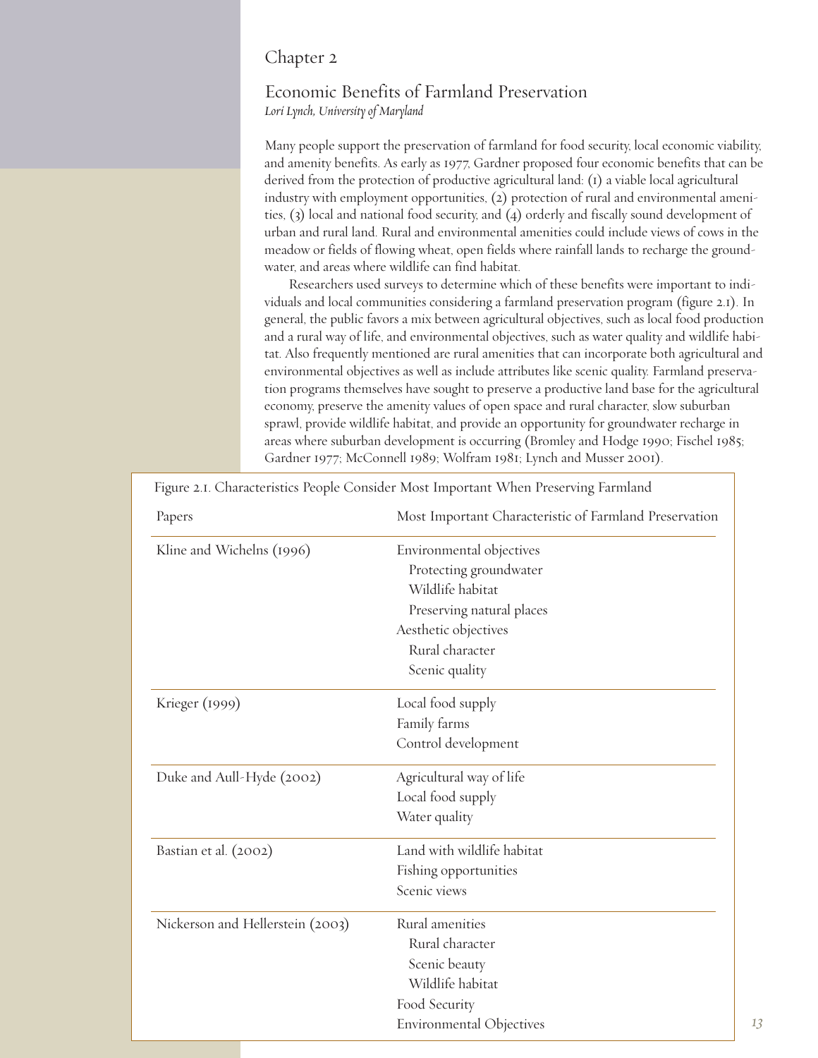# Chapter 2

## Economic Benefits of Farmland Preservation

*Lori Lynch, University of Maryland*

Many people support the preservation of farmland for food security, local economic viability, and amenity benefits. As early as 1977, Gardner proposed four economic benefits that can be derived from the protection of productive agricultural land: (1) a viable local agricultural industry with employment opportunities, (2) protection of rural and environmental amenities, (3) local and national food security, and (4) orderly and fiscally sound development of urban and rural land. Rural and environmental amenities could include views of cows in the meadow or fields of flowing wheat, open fields where rainfall lands to recharge the groundwater, and areas where wildlife can find habitat.

Researchers used surveys to determine which of these benefits were important to individuals and local communities considering a farmland preservation program (figure 2.1). In general, the public favors a mix between agricultural objectives, such as local food production and a rural way of life, and environmental objectives, such as water quality and wildlife habitat. Also frequently mentioned are rural amenities that can incorporate both agricultural and environmental objectives as well as include attributes like scenic quality. Farmland preservation programs themselves have sought to preserve a productive land base for the agricultural economy, preserve the amenity values of open space and rural character, slow suburban sprawl, provide wildlife habitat, and provide an opportunity for groundwater recharge in areas where suburban development is occurring (Bromley and Hodge 1990; Fischel 1985; Gardner 1977; McConnell 1989; Wolfram 1981; Lynch and Musser 2001).

Figure 2.1. Characteristics People Consider Most Important When Preserving Farmland

| Papers | Most Important Characteristic of Farmland Preservation |
|---|---|
| Kline and Wichelns (1996) | Environmental objectives<br>Protecting groundwater<br>Wildlife habitat<br>Preserving natural places<br>Aesthetic objectives<br>Rural character<br>Scenic quality |
| Krieger (1999) | Local food supply<br>Family farms<br>Control development |
| Duke and Aull-Hyde (2002) | Agricultural way of life<br>Local food supply<br>Water quality |
| Bastian et al. (2002) | Land with wildlife habitat<br>Fishing opportunities<br>Scenic views |
| Nickerson and Hellerstein (2003) | Rural amenities<br>Rural character<br>Scenic beauty<br>Wildlife habitat<br>Food Security<br>Environmental Objectives |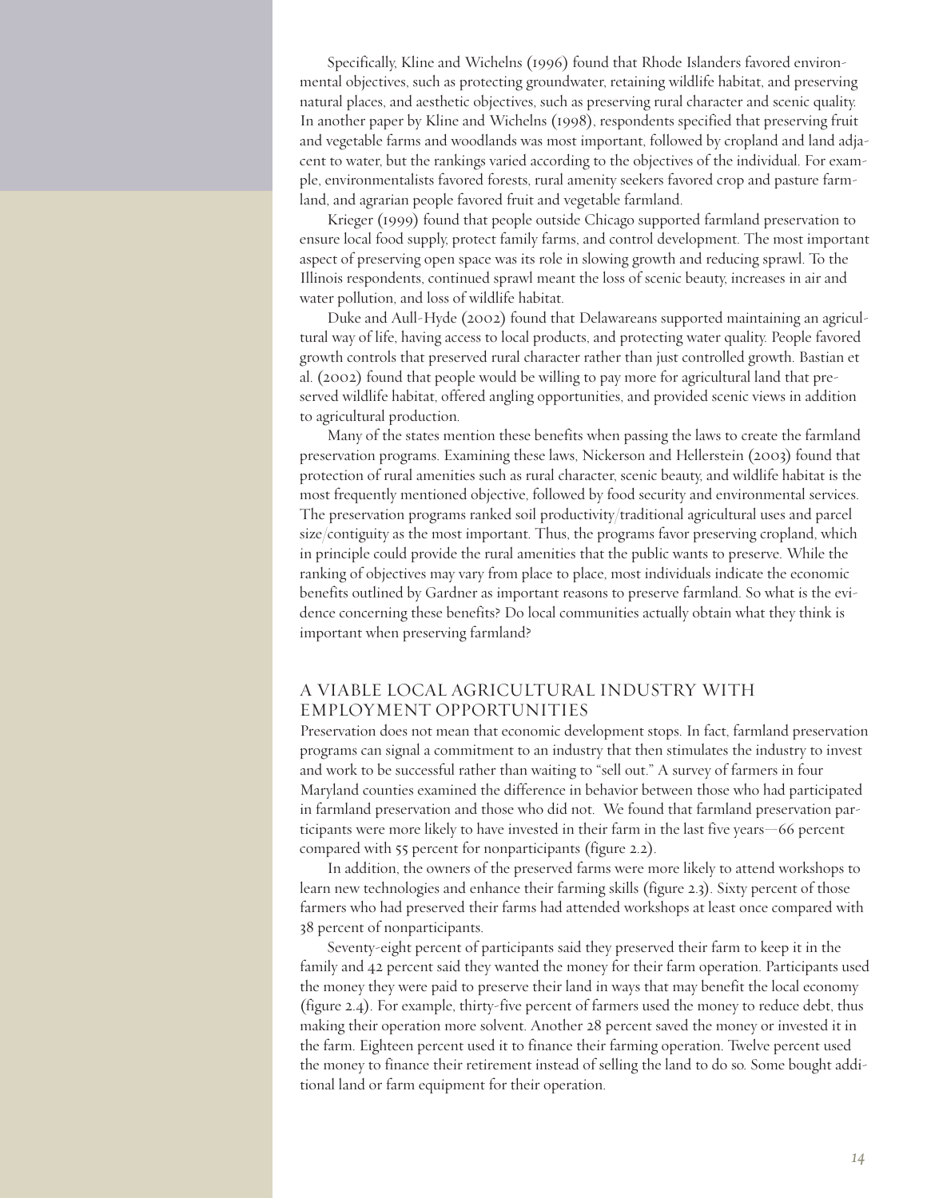Specifically, Kline and Wichelns (1996) found that Rhode Islanders favored environmental objectives, such as protecting groundwater, retaining wildlife habitat, and preserving natural places, and aesthetic objectives, such as preserving rural character and scenic quality. In another paper by Kline and Wichelns (1998), respondents specified that preserving fruit and vegetable farms and woodlands was most important, followed by cropland and land adjacent to water, but the rankings varied according to the objectives of the individual. For example, environmentalists favored forests, rural amenity seekers favored crop and pasture farmland, and agrarian people favored fruit and vegetable farmland.

Krieger (1999) found that people outside Chicago supported farmland preservation to ensure local food supply, protect family farms, and control development. The most important aspect of preserving open space was its role in slowing growth and reducing sprawl. To the Illinois respondents, continued sprawl meant the loss of scenic beauty, increases in air and water pollution, and loss of wildlife habitat.

Duke and Aull-Hyde (2002) found that Delawareans supported maintaining an agricultural way of life, having access to local products, and protecting water quality. People favored growth controls that preserved rural character rather than just controlled growth. Bastian et al. (2002) found that people would be willing to pay more for agricultural land that preserved wildlife habitat, offered angling opportunities, and provided scenic views in addition to agricultural production.

Many of the states mention these benefits when passing the laws to create the farmland preservation programs. Examining these laws, Nickerson and Hellerstein (2003) found that protection of rural amenities such as rural character, scenic beauty, and wildlife habitat is the most frequently mentioned objective, followed by food security and environmental services. The preservation programs ranked soil productivity/traditional agricultural uses and parcel size/contiguity as the most important. Thus, the programs favor preserving cropland, which in principle could provide the rural amenities that the public wants to preserve. While the ranking of objectives may vary from place to place, most individuals indicate the economic benefits outlined by Gardner as important reasons to preserve farmland. So what is the evidence concerning these benefits? Do local communities actually obtain what they think is important when preserving farmland?

## A VIABLE LOCAL AGRICULTURAL INDUSTRY WITH EMPLOYMENT OPPORTUNITIES

Preservation does not mean that economic development stops. In fact, farmland preservation programs can signal a commitment to an industry that then stimulates the industry to invest and work to be successful rather than waiting to "sell out." A survey of farmers in four Maryland counties examined the difference in behavior between those who had participated in farmland preservation and those who did not. We found that farmland preservation participants were more likely to have invested in their farm in the last five years—66 percent compared with 55 percent for nonparticipants (figure 2.2).

In addition, the owners of the preserved farms were more likely to attend workshops to learn new technologies and enhance their farming skills (figure 2.3). Sixty percent of those farmers who had preserved their farms had attended workshops at least once compared with 38 percent of nonparticipants.

Seventy-eight percent of participants said they preserved their farm to keep it in the family and 42 percent said they wanted the money for their farm operation. Participants used the money they were paid to preserve their land in ways that may benefit the local economy (figure 2.4). For example, thirty-five percent of farmers used the money to reduce debt, thus making their operation more solvent. Another 28 percent saved the money or invested it in the farm. Eighteen percent used it to finance their farming operation. Twelve percent used the money to finance their retirement instead of selling the land to do so. Some bought additional land or farm equipment for their operation.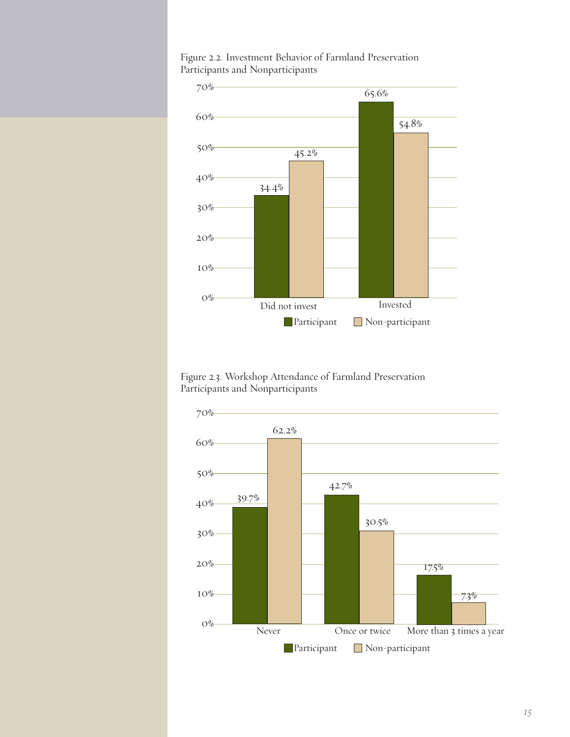Figure 2.2. Investment Behavior of Farmland Preservation Participants and Nonparticipants

| | Participant | Non-participant |
|---|---|---|
| Did not invest | 34.4% | 45.2% |
| Invested | 65.6% | 54.8% |

Figure 2.3. Workshop Attendance of Farmland Preservation Participants and Nonparticipants

| | Participant | Non-participant |
|---|---|---|
| Never | 39.7% | 62.2% |
| Once or twice | 42.7% | 30.5% |
| More than 3 times a year | 17.5% | 7.3% |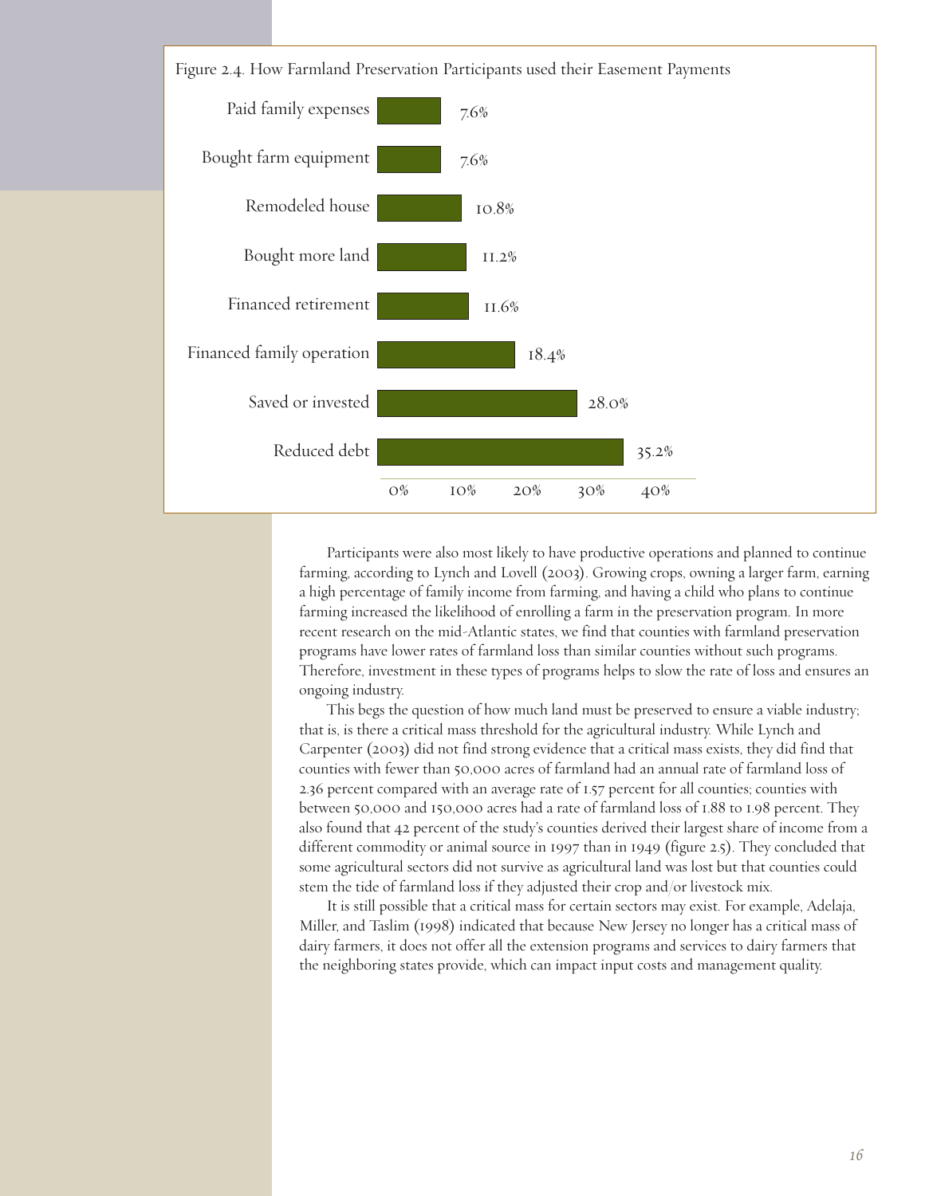Figure 2.4. How Farmland Preservation Participants used their Easement Payments

| Use | Percent |
| --- | --- |
| Paid family expenses | 7.6% |
| Bought farm equipment | 7.6% |
| Remodeled house | 10.8% |
| Bought more land | 11.2% |
| Financed retirement | 11.6% |
| Financed family operation | 18.4% |
| Saved or invested | 28.0% |
| Reduced debt | 35.2% |

Participants were also most likely to have productive operations and planned to continue farming, according to Lynch and Lovell (2003). Growing crops, owning a larger farm, earning a high percentage of family income from farming, and having a child who plans to continue farming increased the likelihood of enrolling a farm in the preservation program. In more recent research on the mid-Atlantic states, we find that counties with farmland preservation programs have lower rates of farmland loss than similar counties without such programs. Therefore, investment in these types of programs helps to slow the rate of loss and ensures an ongoing industry.

This begs the question of how much land must be preserved to ensure a viable industry; that is, is there a critical mass threshold for the agricultural industry. While Lynch and Carpenter (2003) did not find strong evidence that a critical mass exists, they did find that counties with fewer than 50,000 acres of farmland had an annual rate of farmland loss of 2.36 percent compared with an average rate of 1.57 percent for all counties; counties with between 50,000 and 150,000 acres had a rate of farmland loss of 1.88 to 1.98 percent. They also found that 42 percent of the study's counties derived their largest share of income from a different commodity or animal source in 1997 than in 1949 (figure 2.5). They concluded that some agricultural sectors did not survive as agricultural land was lost but that counties could stem the tide of farmland loss if they adjusted their crop and/or livestock mix.

It is still possible that a critical mass for certain sectors may exist. For example, Adelaja, Miller, and Taslim (1998) indicated that because New Jersey no longer has a critical mass of dairy farmers, it does not offer all the extension programs and services to dairy farmers that the neighboring states provide, which can impact input costs and management quality.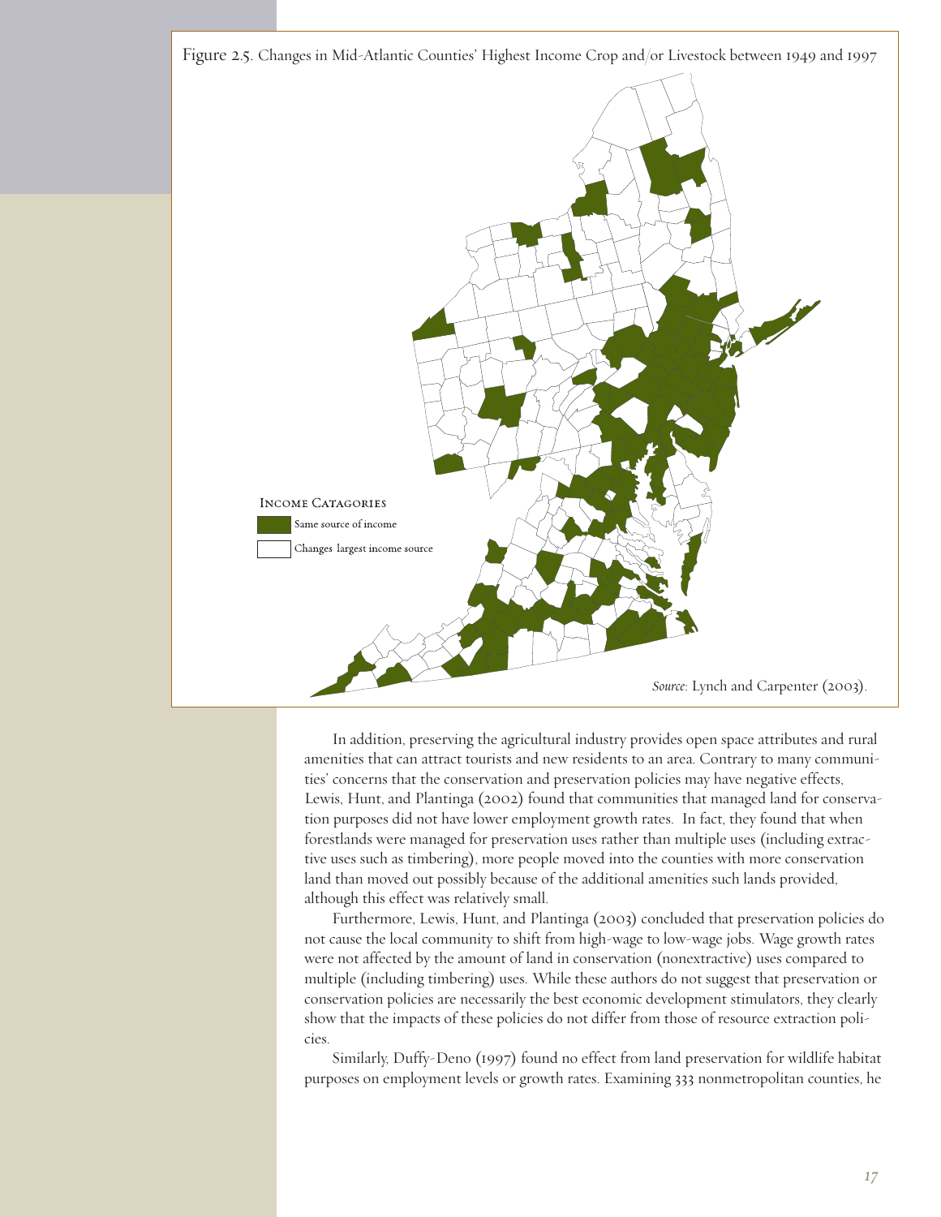Figure 2.5. Changes in Mid-Atlantic Counties' Highest Income Crop and/or Livestock between 1949 and 1997

Income Catagories

Same source of income

Changes largest income source

*Source:* Lynch and Carpenter (2003).

In addition, preserving the agricultural industry provides open space attributes and rural amenities that can attract tourists and new residents to an area. Contrary to many communities' concerns that the conservation and preservation policies may have negative effects, Lewis, Hunt, and Plantinga (2002) found that communities that managed land for conservation purposes did not have lower employment growth rates. In fact, they found that when forestlands were managed for preservation uses rather than multiple uses (including extractive uses such as timbering), more people moved into the counties with more conservation land than moved out possibly because of the additional amenities such lands provided, although this effect was relatively small.

Furthermore, Lewis, Hunt, and Plantinga (2003) concluded that preservation policies do not cause the local community to shift from high-wage to low-wage jobs. Wage growth rates were not affected by the amount of land in conservation (nonextractive) uses compared to multiple (including timbering) uses. While these authors do not suggest that preservation or conservation policies are necessarily the best economic development stimulators, they clearly show that the impacts of these policies do not differ from those of resource extraction policies.

Similarly, Duffy-Deno (1997) found no effect from land preservation for wildlife habitat purposes on employment levels or growth rates. Examining 333 nonmetropolitan counties, he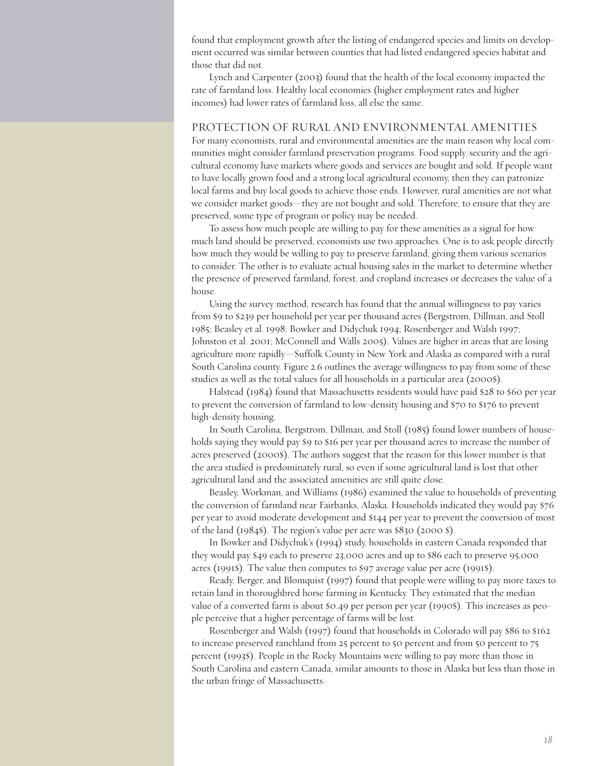found that employment growth after the listing of endangered species and limits on development occurred was similar between counties that had listed endangered species habitat and those that did not.

Lynch and Carpenter (2003) found that the health of the local economy impacted the rate of farmland loss. Healthy local economies (higher employment rates and higher incomes) had lower rates of farmland loss, all else the same.

## PROTECTION OF RURAL AND ENVIRONMENTAL AMENITIES

For many economists, rural and environmental amenities are the main reason why local communities might consider farmland preservation programs. Food supply/security and the agricultural economy have markets where goods and services are bought and sold. If people want to have locally grown food and a strong local agricultural economy, then they can patronize local farms and buy local goods to achieve those ends. However, rural amenities are not what we consider market goods—they are not bought and sold. Therefore, to ensure that they are preserved, some type of program or policy may be needed.

To assess how much people are willing to pay for these amenities as a signal for how much land should be preserved, economists use two approaches. One is to ask people directly how much they would be willing to pay to preserve farmland, giving them various scenarios to consider. The other is to evaluate actual housing sales in the market to determine whether the presence of preserved farmland, forest, and cropland increases or decreases the value of a house.

Using the survey method, research has found that the annual willingness to pay varies from $9 to $239 per household per year per thousand acres (Bergstrom, Dillman, and Stoll 1985; Beasley et al. 1998; Bowker and Didychuk 1994; Rosenberger and Walsh 1997; Johnston et al. 2001; McConnell and Walls 2005). Values are higher in areas that are losing agriculture more rapidly—Suffolk County in New York and Alaska as compared with a rural South Carolina county. Figure 2.6 outlines the average willingness to pay from some of these studies as well as the total values for all households in a particular area (2000$).

Halstead (1984) found that Massachusetts residents would have paid $28 to $60 per year to prevent the conversion of farmland to low-density housing and $70 to $176 to prevent high-density housing.

In South Carolina, Bergstrom, Dillman, and Stoll (1985) found lower numbers of households saying they would pay $9 to $16 per year per thousand acres to increase the number of acres preserved (2000$). The authors suggest that the reason for this lower number is that the area studied is predominately rural, so even if some agricultural land is lost that other agricultural land and the associated amenities are still quite close.

Beasley, Workman, and Williams (1986) examined the value to households of preventing the conversion of farmland near Fairbanks, Alaska. Households indicated they would pay $76 per year to avoid moderate development and $144 per year to prevent the conversion of most of the land (1984$). The region's value per acre was $830 (2000 $).

In Bowker and Didychuk's (1994) study, households in eastern Canada responded that they would pay $49 each to preserve 23,000 acres and up to $86 each to preserve 95,000 acres (1991$). The value then computes to $97 average value per acre (1991$).

Ready, Berger, and Blomquist (1997) found that people were willing to pay more taxes to retain land in thoroughbred horse farming in Kentucky. They estimated that the median value of a converted farm is about $0.49 per person per year (1990$). This increases as people perceive that a higher percentage of farms will be lost.

Rosenberger and Walsh (1997) found that households in Colorado will pay $86 to $162 to increase preserved ranchland from 25 percent to 50 percent and from 50 percent to 75 percent (1993$). People in the Rocky Mountains were willing to pay more than those in South Carolina and eastern Canada, similar amounts to those in Alaska but less than those in the urban fringe of Massachusetts.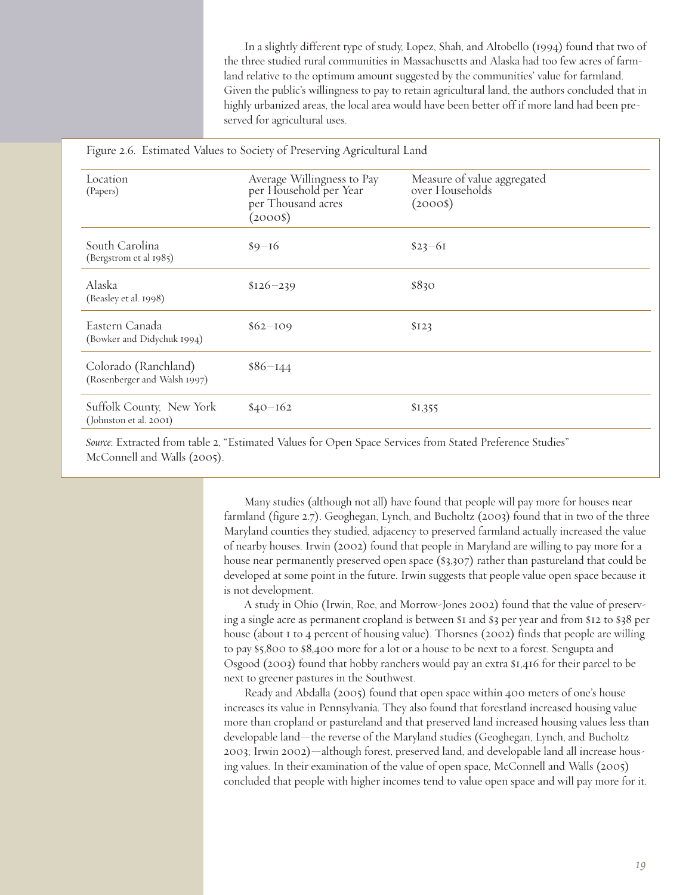In a slightly different type of study, Lopez, Shah, and Altobello (1994) found that two of the three studied rural communities in Massachusetts and Alaska had too few acres of farmland relative to the optimum amount suggested by the communities' value for farmland. Given the public's willingness to pay to retain agricultural land, the authors concluded that in highly urbanized areas, the local area would have been better off if more land had been preserved for agricultural uses.

Figure 2.6. Estimated Values to Society of Preserving Agricultural Land

| Location (Papers) | Average Willingness to Pay per Household per Year per Thousand acres (2000$) | Measure of value aggregated over Households (2000$) |
| --- | --- | --- |
| South Carolina (Bergstrom et al 1985) | $9–16 | $23–61 |
| Alaska (Beasley et al. 1998) | $126–239 | $830 |
| Eastern Canada (Bowker and Didychuk 1994) | $62–109 | $123 |
| Colorado (Ranchland) (Rosenberger and Walsh 1997) | $86–144 | |
| Suffolk County, New York (Johnston et al. 2001) | $40–162 | $1,355 |

*Source*: Extracted from table 2, "Estimated Values for Open Space Services from Stated Preference Studies" McConnell and Walls (2005).

Many studies (although not all) have found that people will pay more for houses near farmland (figure 2.7). Geoghegan, Lynch, and Bucholtz (2003) found that in two of the three Maryland counties they studied, adjacency to preserved farmland actually increased the value of nearby houses. Irwin (2002) found that people in Maryland are willing to pay more for a house near permanently preserved open space ($3,307) rather than pastureland that could be developed at some point in the future. Irwin suggests that people value open space because it is not development.

A study in Ohio (Irwin, Roe, and Morrow-Jones 2002) found that the value of preserving a single acre as permanent cropland is between $1 and $3 per year and from $12 to $38 per house (about 1 to 4 percent of housing value). Thorsnes (2002) finds that people are willing to pay $5,800 to $8,400 more for a lot or a house to be next to a forest. Sengupta and Osgood (2003) found that hobby ranchers would pay an extra $1,416 for their parcel to be next to greener pastures in the Southwest.

Ready and Abdalla (2005) found that open space within 400 meters of one's house increases its value in Pennsylvania. They also found that forestland increased housing value more than cropland or pastureland and that preserved land increased housing values less than developable land—the reverse of the Maryland studies (Geoghegan, Lynch, and Bucholtz 2003; Irwin 2002)—although forest, preserved land, and developable land all increase housing values. In their examination of the value of open space, McConnell and Walls (2005) concluded that people with higher incomes tend to value open space and will pay more for it.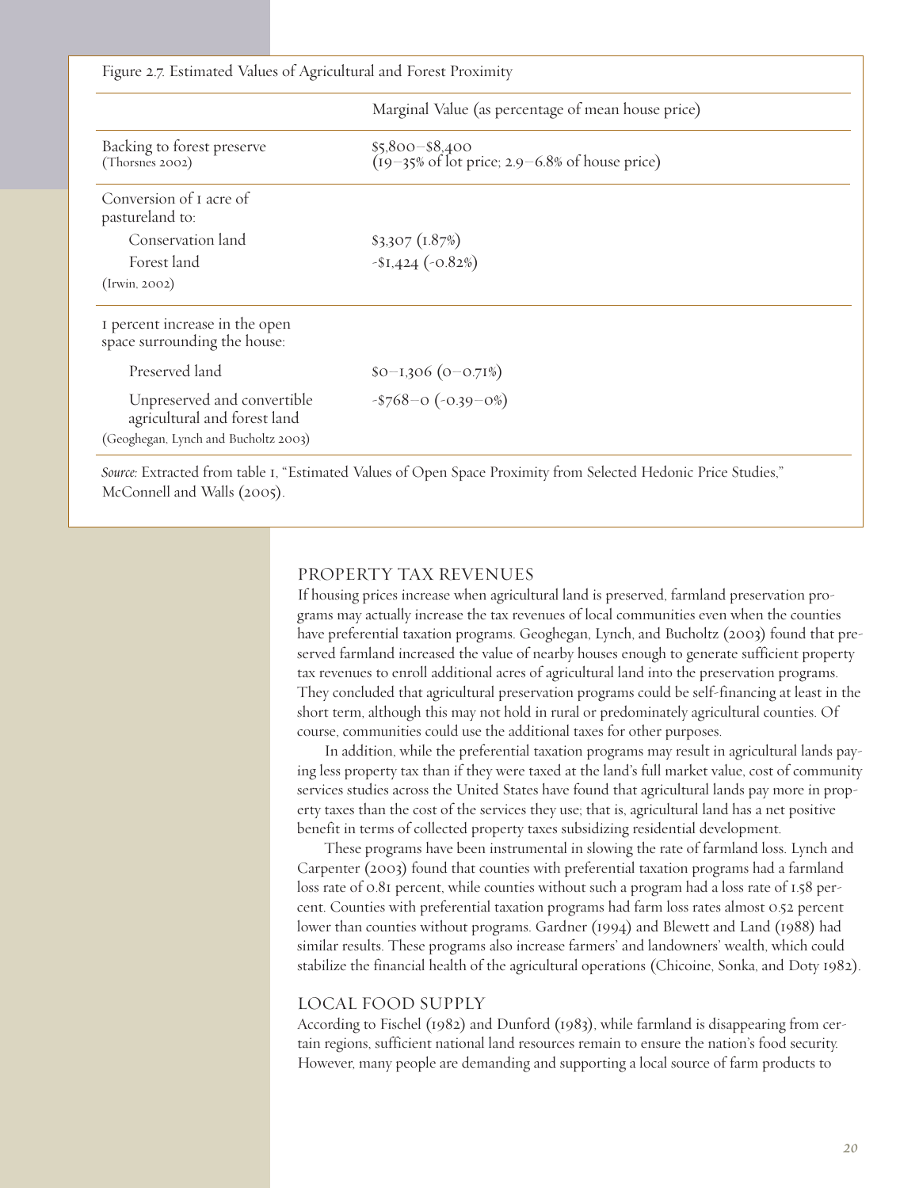Figure 2.7. Estimated Values of Agricultural and Forest Proximity

| | Marginal Value (as percentage of mean house price) |
|---|---|
| Backing to forest preserve (Thorsnes 2002) | $5,800–$8,400 (19–35% of lot price; 2.9–6.8% of house price) |
| Conversion of 1 acre of pastureland to: | |
| Conservation land | $3,307 (1.87%) |
| Forest land | -$1,424 (-0.82%) |
| (Irwin, 2002) | |
| 1 percent increase in the open space surrounding the house: | |
| Preserved land | $0–1,306 (0–0.71%) |
| Unpreserved and convertible agricultural and forest land (Geoghegan, Lynch and Bucholtz 2003) | -$768–0 (-0.39–0%) |

*Source:* Extracted from table 1, "Estimated Values of Open Space Proximity from Selected Hedonic Price Studies," McConnell and Walls (2005).

## PROPERTY TAX REVENUES

If housing prices increase when agricultural land is preserved, farmland preservation programs may actually increase the tax revenues of local communities even when the counties have preferential taxation programs. Geoghegan, Lynch, and Bucholtz (2003) found that preserved farmland increased the value of nearby houses enough to generate sufficient property tax revenues to enroll additional acres of agricultural land into the preservation programs. They concluded that agricultural preservation programs could be self-financing at least in the short term, although this may not hold in rural or predominately agricultural counties. Of course, communities could use the additional taxes for other purposes.

In addition, while the preferential taxation programs may result in agricultural lands paying less property tax than if they were taxed at the land's full market value, cost of community services studies across the United States have found that agricultural lands pay more in property taxes than the cost of the services they use; that is, agricultural land has a net positive benefit in terms of collected property taxes subsidizing residential development.

These programs have been instrumental in slowing the rate of farmland loss. Lynch and Carpenter (2003) found that counties with preferential taxation programs had a farmland loss rate of 0.81 percent, while counties without such a program had a loss rate of 1.58 percent. Counties with preferential taxation programs had farm loss rates almost 0.52 percent lower than counties without programs. Gardner (1994) and Blewett and Land (1988) had similar results. These programs also increase farmers' and landowners' wealth, which could stabilize the financial health of the agricultural operations (Chicoine, Sonka, and Doty 1982).

## LOCAL FOOD SUPPLY

According to Fischel (1982) and Dunford (1983), while farmland is disappearing from certain regions, sufficient national land resources remain to ensure the nation's food security. However, many people are demanding and supporting a local source of farm products to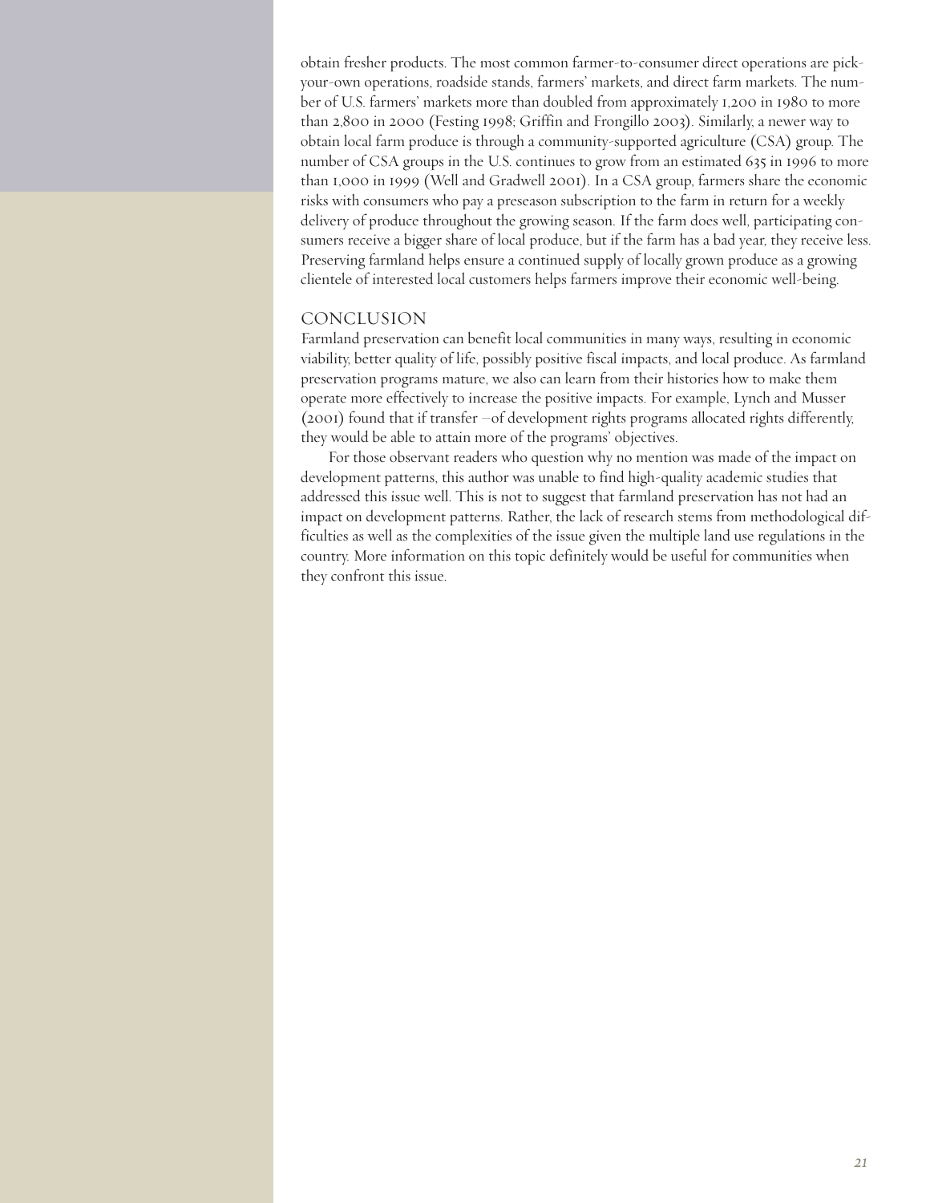obtain fresher products. The most common farmer-to-consumer direct operations are pick-your-own operations, roadside stands, farmers' markets, and direct farm markets. The number of U.S. farmers' markets more than doubled from approximately 1,200 in 1980 to more than 2,800 in 2000 (Festing 1998; Griffin and Frongillo 2003). Similarly, a newer way to obtain local farm produce is through a community-supported agriculture (CSA) group. The number of CSA groups in the U.S. continues to grow from an estimated 635 in 1996 to more than 1,000 in 1999 (Well and Gradwell 2001). In a CSA group, farmers share the economic risks with consumers who pay a preseason subscription to the farm in return for a weekly delivery of produce throughout the growing season. If the farm does well, participating consumers receive a bigger share of local produce, but if the farm has a bad year, they receive less. Preserving farmland helps ensure a continued supply of locally grown produce as a growing clientele of interested local customers helps farmers improve their economic well-being.

## CONCLUSION

Farmland preservation can benefit local communities in many ways, resulting in economic viability, better quality of life, possibly positive fiscal impacts, and local produce. As farmland preservation programs mature, we also can learn from their histories how to make them operate more effectively to increase the positive impacts. For example, Lynch and Musser (2001) found that if transfer –of development rights programs allocated rights differently, they would be able to attain more of the programs' objectives.

For those observant readers who question why no mention was made of the impact on development patterns, this author was unable to find high-quality academic studies that addressed this issue well. This is not to suggest that farmland preservation has not had an impact on development patterns. Rather, the lack of research stems from methodological difficulties as well as the complexities of the issue given the multiple land use regulations in the country. More information on this topic definitely would be useful for communities when they confront this issue.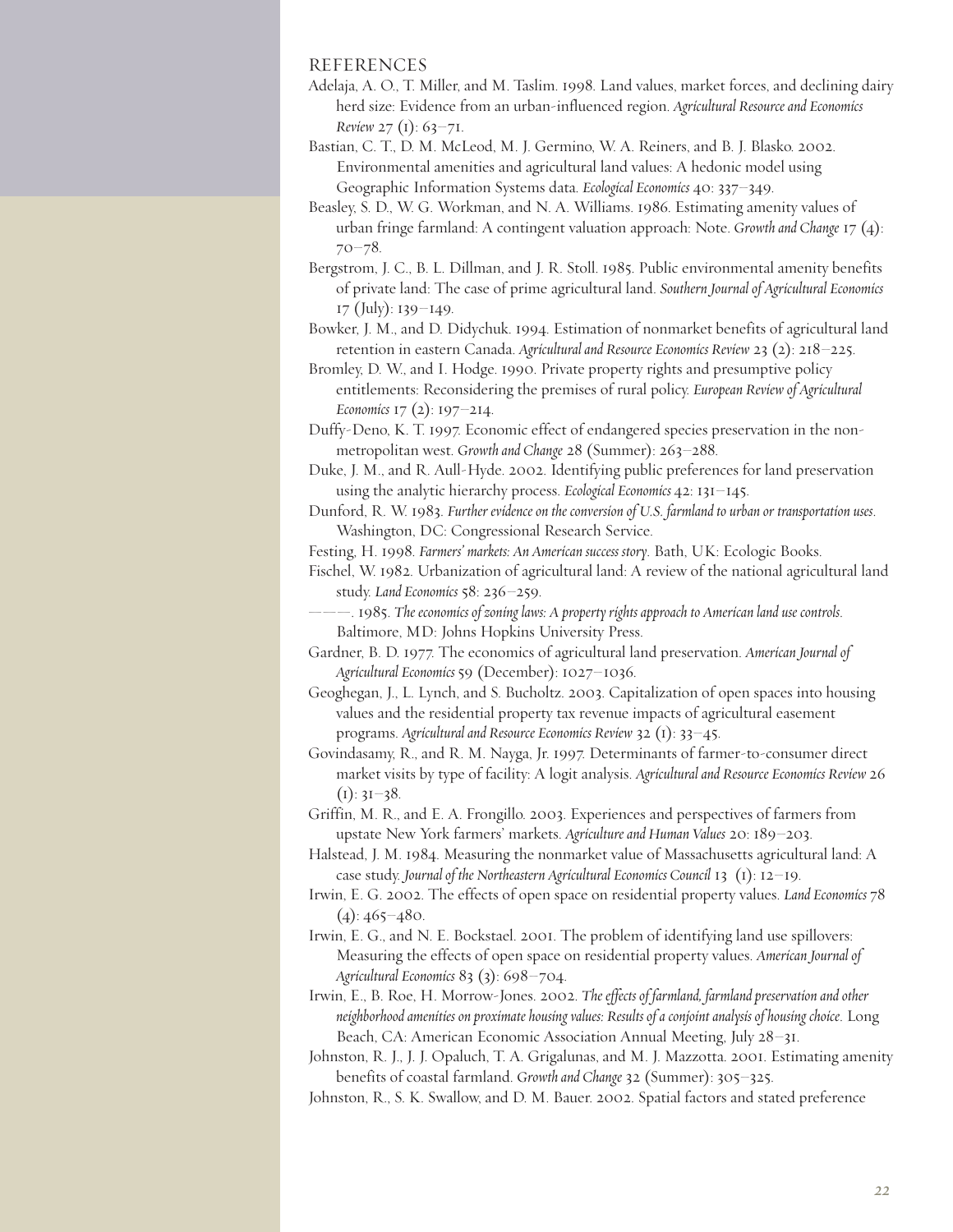## REFERENCES

Adelaja, A. O., T. Miller, and M. Taslim. 1998. Land values, market forces, and declining dairy herd size: Evidence from an urban-influenced region. *Agricultural Resource and Economics Review* 27 (1): 63–71.

Bastian, C. T., D. M. McLeod, M. J. Germino, W. A. Reiners, and B. J. Blasko. 2002. Environmental amenities and agricultural land values: A hedonic model using Geographic Information Systems data. *Ecological Economics* 40: 337–349.

Beasley, S. D., W. G. Workman, and N. A. Williams. 1986. Estimating amenity values of urban fringe farmland: A contingent valuation approach: Note. *Growth and Change* 17 (4): 70–78.

Bergstrom, J. C., B. L. Dillman, and J. R. Stoll. 1985. Public environmental amenity benefits of private land: The case of prime agricultural land. *Southern Journal of Agricultural Economics* 17 (July): 139–149.

Bowker, J. M., and D. Didychuk. 1994. Estimation of nonmarket benefits of agricultural land retention in eastern Canada. *Agricultural and Resource Economics Review* 23 (2): 218–225.

Bromley, D. W., and I. Hodge. 1990. Private property rights and presumptive policy entitlements: Reconsidering the premises of rural policy. *European Review of Agricultural Economics* 17 (2): 197–214.

Duffy-Deno, K. T. 1997. Economic effect of endangered species preservation in the non-metropolitan west. *Growth and Change* 28 (Summer): 263–288.

Duke, J. M., and R. Aull-Hyde. 2002. Identifying public preferences for land preservation using the analytic hierarchy process. *Ecological Economics* 42: 131–145.

Dunford, R. W. 1983. *Further evidence on the conversion of U.S. farmland to urban or transportation uses*. Washington, DC: Congressional Research Service.

Festing, H. 1998. *Farmers' markets: An American success story.* Bath, UK: Ecologic Books.

Fischel, W. 1982. Urbanization of agricultural land: A review of the national agricultural land study. *Land Economics* 58: 236–259.

———. 1985. *The economics of zoning laws: A property rights approach to American land use controls*. Baltimore, MD: Johns Hopkins University Press.

Gardner, B. D. 1977. The economics of agricultural land preservation. *American Journal of Agricultural Economics* 59 (December): 1027–1036.

Geoghegan, J., L. Lynch, and S. Bucholtz. 2003. Capitalization of open spaces into housing values and the residential property tax revenue impacts of agricultural easement programs. *Agricultural and Resource Economics Review* 32 (1): 33–45.

Govindasamy, R., and R. M. Nayga, Jr. 1997. Determinants of farmer-to-consumer direct market visits by type of facility: A logit analysis. *Agricultural and Resource Economics Review* 26 (1): 31–38.

Griffin, M. R., and E. A. Frongillo. 2003. Experiences and perspectives of farmers from upstate New York farmers' markets. *Agriculture and Human Values* 20: 189–203.

Halstead, J. M. 1984. Measuring the nonmarket value of Massachusetts agricultural land: A case study. *Journal of the Northeastern Agricultural Economics Council* 13 (1): 12–19.

Irwin, E. G. 2002. The effects of open space on residential property values. *Land Economics* 78 (4): 465–480.

Irwin, E. G., and N. E. Bockstael. 2001. The problem of identifying land use spillovers: Measuring the effects of open space on residential property values. *American Journal of Agricultural Economics* 83 (3): 698–704.

Irwin, E., B. Roe, H. Morrow-Jones. 2002. *The effects of farmland, farmland preservation and other neighborhood amenities on proximate housing values: Results of a conjoint analysis of housing choice.* Long Beach, CA: American Economic Association Annual Meeting, July 28–31.

Johnston, R. J., J. J. Opaluch, T. A. Grigalunas, and M. J. Mazzotta. 2001. Estimating amenity benefits of coastal farmland. *Growth and Change* 32 (Summer): 305–325.

Johnston, R., S. K. Swallow, and D. M. Bauer. 2002. Spatial factors and stated preference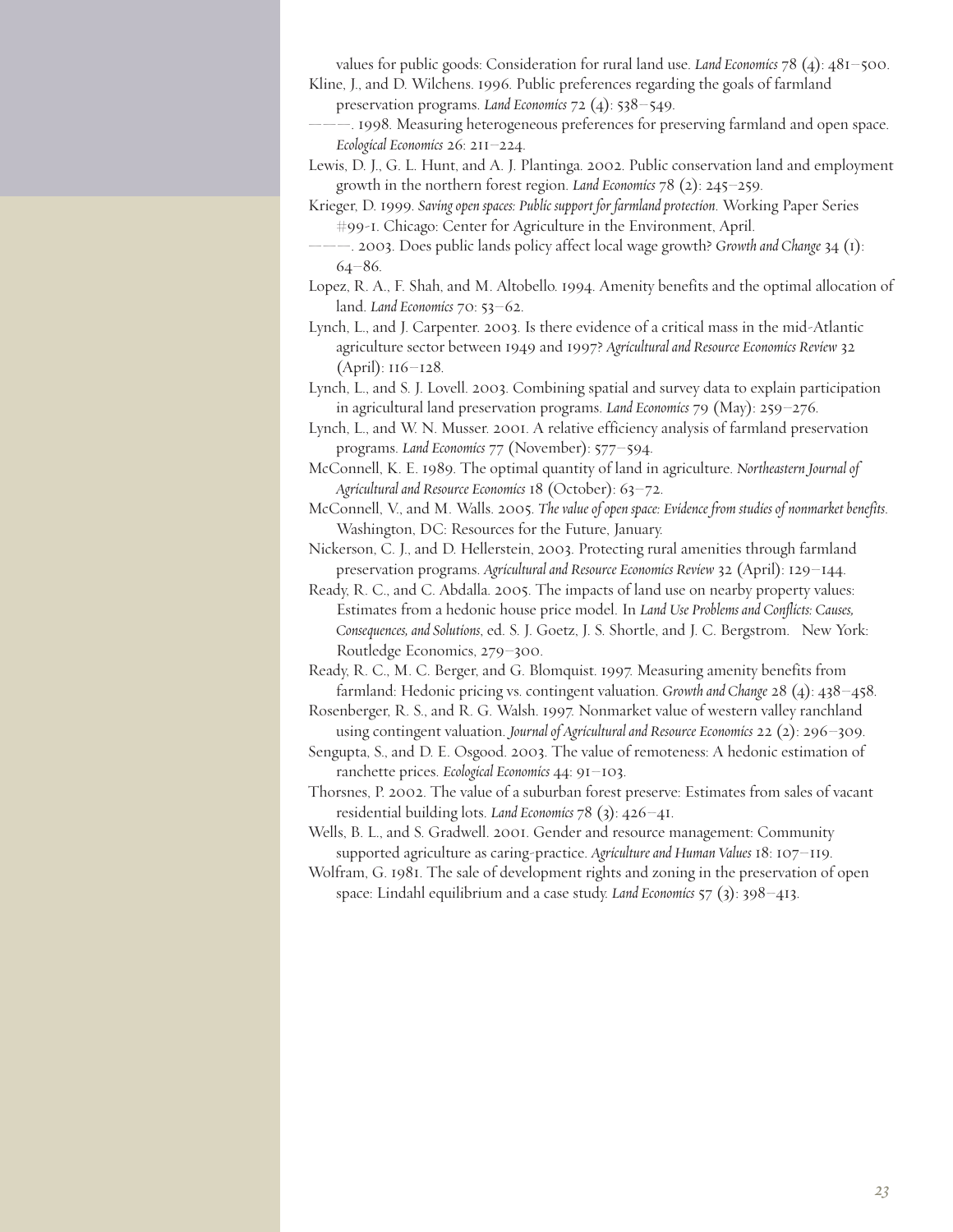values for public goods: Consideration for rural land use. *Land Economics* 78 (4): 481–500.

Kline, J., and D. Wilchens. 1996. Public preferences regarding the goals of farmland preservation programs. *Land Economics* 72 (4): 538–549.

———. 1998. Measuring heterogeneous preferences for preserving farmland and open space. *Ecological Economics* 26: 211–224.

Lewis, D. J., G. L. Hunt, and A. J. Plantinga. 2002. Public conservation land and employment growth in the northern forest region. *Land Economics* 78 (2): 245–259.

Krieger, D. 1999. *Saving open spaces: Public support for farmland protection.* Working Paper Series #99-1. Chicago: Center for Agriculture in the Environment, April.

———. 2003. Does public lands policy affect local wage growth? *Growth and Change* 34 (1): 64–86.

Lopez, R. A., F. Shah, and M. Altobello. 1994. Amenity benefits and the optimal allocation of land. *Land Economics* 70: 53–62.

Lynch, L., and J. Carpenter. 2003. Is there evidence of a critical mass in the mid-Atlantic agriculture sector between 1949 and 1997? *Agricultural and Resource Economics Review* 32 (April): 116–128.

Lynch, L., and S. J. Lovell. 2003. Combining spatial and survey data to explain participation in agricultural land preservation programs. *Land Economics* 79 (May): 259–276.

Lynch, L., and W. N. Musser. 2001. A relative efficiency analysis of farmland preservation programs. *Land Economics* 77 (November): 577–594.

McConnell, K. E. 1989. The optimal quantity of land in agriculture. *Northeastern Journal of Agricultural and Resource Economics* 18 (October): 63–72.

McConnell, V., and M. Walls. 2005. *The value of open space: Evidence from studies of nonmarket benefits.* Washington, DC: Resources for the Future, January.

Nickerson, C. J., and D. Hellerstein, 2003. Protecting rural amenities through farmland preservation programs. *Agricultural and Resource Economics Review* 32 (April): 129–144.

Ready, R. C., and C. Abdalla. 2005. The impacts of land use on nearby property values: Estimates from a hedonic house price model. In *Land Use Problems and Conflicts: Causes, Consequences, and Solutions*, ed. S. J. Goetz, J. S. Shortle, and J. C. Bergstrom. New York: Routledge Economics, 279–300.

Ready, R. C., M. C. Berger, and G. Blomquist. 1997. Measuring amenity benefits from farmland: Hedonic pricing vs. contingent valuation. *Growth and Change* 28 (4): 438–458.

Rosenberger, R. S., and R. G. Walsh. 1997. Nonmarket value of western valley ranchland using contingent valuation. *Journal of Agricultural and Resource Economics* 22 (2): 296–309.

Sengupta, S., and D. E. Osgood. 2003. The value of remoteness: A hedonic estimation of ranchette prices. *Ecological Economics* 44: 91–103.

Thorsnes, P. 2002. The value of a suburban forest preserve: Estimates from sales of vacant residential building lots. *Land Economics* 78 (3): 426–41.

Wells, B. L., and S. Gradwell. 2001. Gender and resource management: Community supported agriculture as caring-practice. *Agriculture and Human Values* 18: 107–119.

Wolfram, G. 1981. The sale of development rights and zoning in the preservation of open space: Lindahl equilibrium and a case study. *Land Economics* 57 (3): 398–413.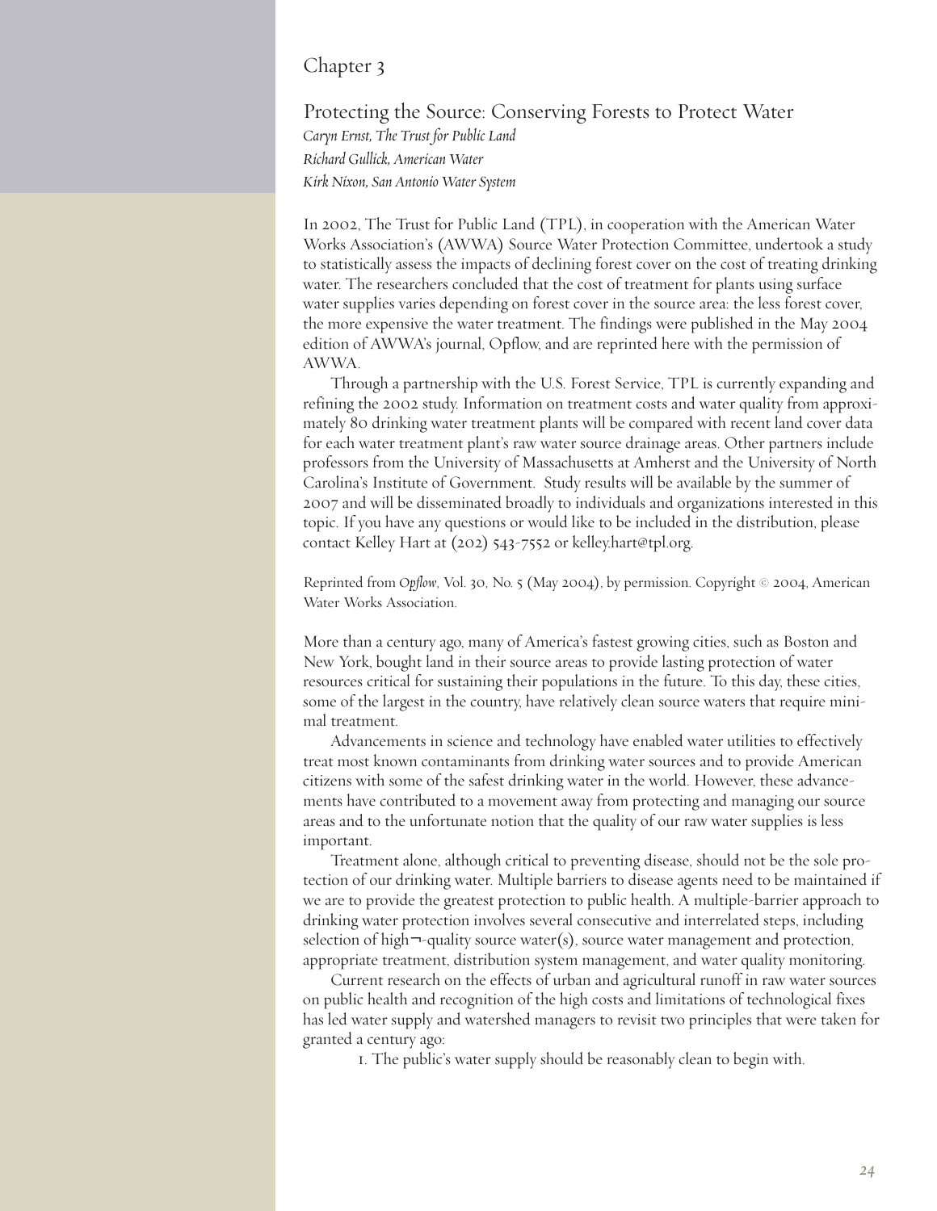## Chapter 3

### Protecting the Source: Conserving Forests to Protect Water

*Caryn Ernst, The Trust for Public Land*
*Richard Gullick, American Water*
*Kirk Nixon, San Antonio Water System*

In 2002, The Trust for Public Land (TPL), in cooperation with the American Water Works Association's (AWWA) Source Water Protection Committee, undertook a study to statistically assess the impacts of declining forest cover on the cost of treating drinking water. The researchers concluded that the cost of treatment for plants using surface water supplies varies depending on forest cover in the source area: the less forest cover, the more expensive the water treatment. The findings were published in the May 2004 edition of AWWA's journal, Opflow, and are reprinted here with the permission of AWWA.

Through a partnership with the U.S. Forest Service, TPL is currently expanding and refining the 2002 study. Information on treatment costs and water quality from approximately 80 drinking water treatment plants will be compared with recent land cover data for each water treatment plant's raw water source drainage areas. Other partners include professors from the University of Massachusetts at Amherst and the University of North Carolina's Institute of Government. Study results will be available by the summer of 2007 and will be disseminated broadly to individuals and organizations interested in this topic. If you have any questions or would like to be included in the distribution, please contact Kelley Hart at (202) 543-7552 or kelley.hart@tpl.org.

Reprinted from *Opflow*, Vol. 30, No. 5 (May 2004), by permission. Copyright © 2004, American Water Works Association.

More than a century ago, many of America's fastest growing cities, such as Boston and New York, bought land in their source areas to provide lasting protection of water resources critical for sustaining their populations in the future. To this day, these cities, some of the largest in the country, have relatively clean source waters that require minimal treatment.

Advancements in science and technology have enabled water utilities to effectively treat most known contaminants from drinking water sources and to provide American citizens with some of the safest drinking water in the world. However, these advancements have contributed to a movement away from protecting and managing our source areas and to the unfortunate notion that the quality of our raw water supplies is less important.

Treatment alone, although critical to preventing disease, should not be the sole protection of our drinking water. Multiple barriers to disease agents need to be maintained if we are to provide the greatest protection to public health. A multiple-barrier approach to drinking water protection involves several consecutive and interrelated steps, including selection of high¬-quality source water(s), source water management and protection, appropriate treatment, distribution system management, and water quality monitoring.

Current research on the effects of urban and agricultural runoff in raw water sources on public health and recognition of the high costs and limitations of technological fixes has led water supply and watershed managers to revisit two principles that were taken for granted a century ago:

1. The public's water supply should be reasonably clean to begin with.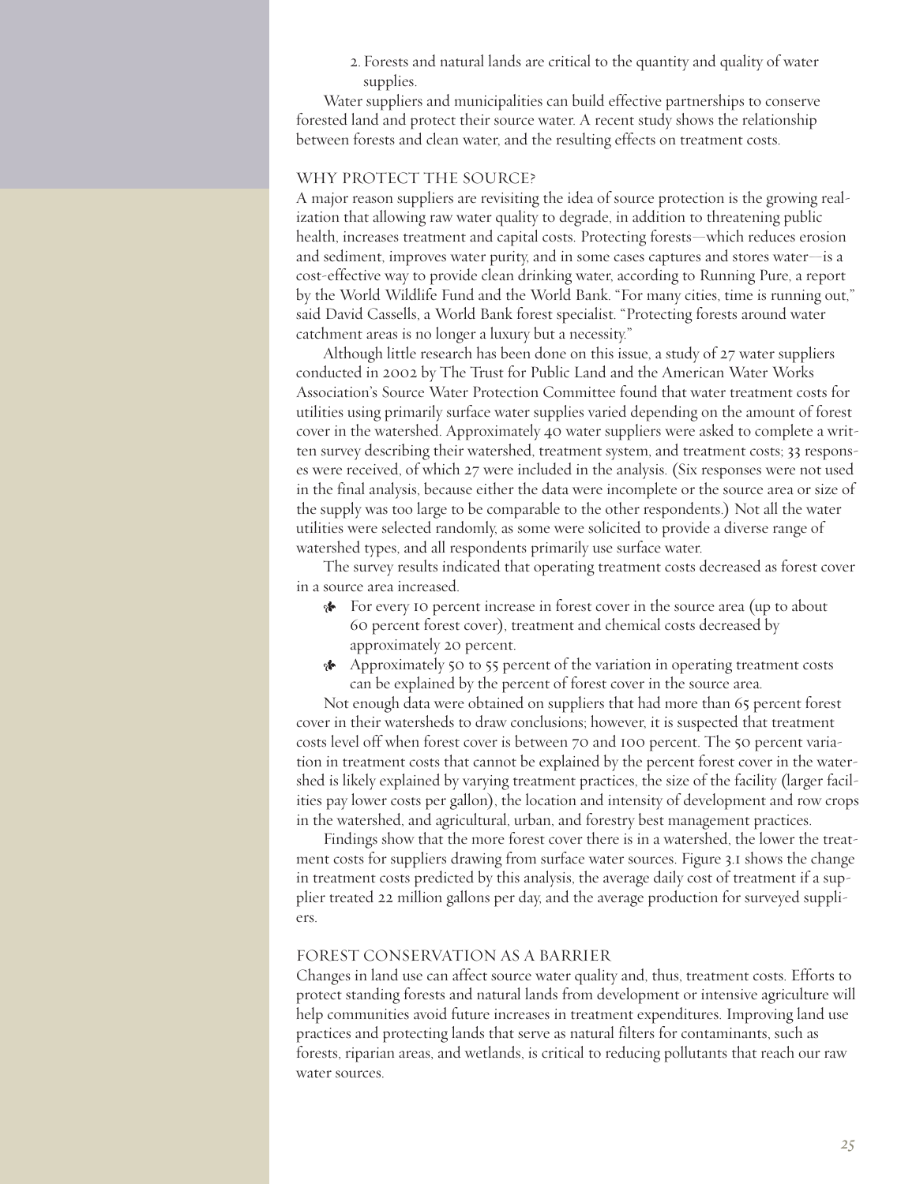2. Forests and natural lands are critical to the quantity and quality of water supplies.

Water suppliers and municipalities can build effective partnerships to conserve forested land and protect their source water. A recent study shows the relationship between forests and clean water, and the resulting effects on treatment costs.

## WHY PROTECT THE SOURCE?

A major reason suppliers are revisiting the idea of source protection is the growing realization that allowing raw water quality to degrade, in addition to threatening public health, increases treatment and capital costs. Protecting forests—which reduces erosion and sediment, improves water purity, and in some cases captures and stores water—is a cost-effective way to provide clean drinking water, according to Running Pure, a report by the World Wildlife Fund and the World Bank. "For many cities, time is running out," said David Cassells, a World Bank forest specialist. "Protecting forests around water catchment areas is no longer a luxury but a necessity."

Although little research has been done on this issue, a study of 27 water suppliers conducted in 2002 by The Trust for Public Land and the American Water Works Association's Source Water Protection Committee found that water treatment costs for utilities using primarily surface water supplies varied depending on the amount of forest cover in the watershed. Approximately 40 water suppliers were asked to complete a written survey describing their watershed, treatment system, and treatment costs; 33 responses were received, of which 27 were included in the analysis. (Six responses were not used in the final analysis, because either the data were incomplete or the source area or size of the supply was too large to be comparable to the other respondents.) Not all the water utilities were selected randomly, as some were solicited to provide a diverse range of watershed types, and all respondents primarily use surface water.

The survey results indicated that operating treatment costs decreased as forest cover in a source area increased.

- For every 10 percent increase in forest cover in the source area (up to about 60 percent forest cover), treatment and chemical costs decreased by approximately 20 percent.
- Approximately 50 to 55 percent of the variation in operating treatment costs can be explained by the percent of forest cover in the source area.

Not enough data were obtained on suppliers that had more than 65 percent forest cover in their watersheds to draw conclusions; however, it is suspected that treatment costs level off when forest cover is between 70 and 100 percent. The 50 percent variation in treatment costs that cannot be explained by the percent forest cover in the watershed is likely explained by varying treatment practices, the size of the facility (larger facilities pay lower costs per gallon), the location and intensity of development and row crops in the watershed, and agricultural, urban, and forestry best management practices.

Findings show that the more forest cover there is in a watershed, the lower the treatment costs for suppliers drawing from surface water sources. Figure 3.1 shows the change in treatment costs predicted by this analysis, the average daily cost of treatment if a supplier treated 22 million gallons per day, and the average production for surveyed suppliers.

## FOREST CONSERVATION AS A BARRIER

Changes in land use can affect source water quality and, thus, treatment costs. Efforts to protect standing forests and natural lands from development or intensive agriculture will help communities avoid future increases in treatment expenditures. Improving land use practices and protecting lands that serve as natural filters for contaminants, such as forests, riparian areas, and wetlands, is critical to reducing pollutants that reach our raw water sources.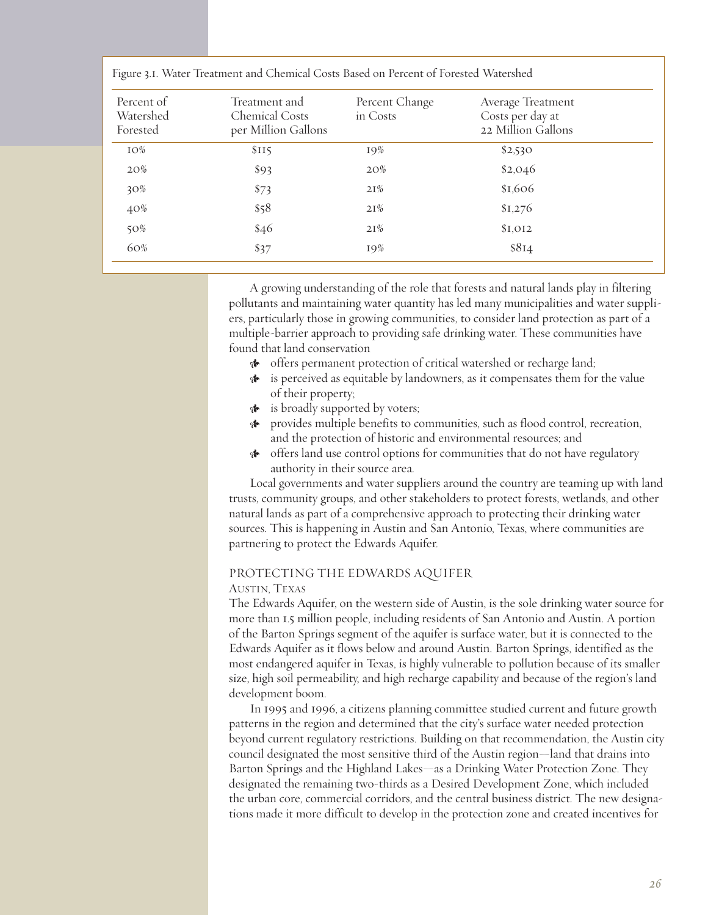Figure 3.1. Water Treatment and Chemical Costs Based on Percent of Forested Watershed

| Percent of Watershed Forested | Treatment and Chemical Costs per Million Gallons | Percent Change in Costs | Average Treatment Costs per day at 22 Million Gallons |
|---|---|---|---|
| 10% | $115 | 19% | $2,530 |
| 20% | $93 | 20% | $2,046 |
| 30% | $73 | 21% | $1,606 |
| 40% | $58 | 21% | $1,276 |
| 50% | $46 | 21% | $1,012 |
| 60% | $37 | 19% | $814 |

A growing understanding of the role that forests and natural lands play in filtering pollutants and maintaining water quantity has led many municipalities and water suppliers, particularly those in growing communities, to consider land protection as part of a multiple-barrier approach to providing safe drinking water. These communities have found that land conservation

- offers permanent protection of critical watershed or recharge land;
- is perceived as equitable by landowners, as it compensates them for the value of their property;
- is broadly supported by voters;
- provides multiple benefits to communities, such as flood control, recreation, and the protection of historic and environmental resources; and
- offers land use control options for communities that do not have regulatory authority in their source area.

Local governments and water suppliers around the country are teaming up with land trusts, community groups, and other stakeholders to protect forests, wetlands, and other natural lands as part of a comprehensive approach to protecting their drinking water sources. This is happening in Austin and San Antonio, Texas, where communities are partnering to protect the Edwards Aquifer.

### PROTECTING THE EDWARDS AQUIFER

Austin, Texas

The Edwards Aquifer, on the western side of Austin, is the sole drinking water source for more than 1.5 million people, including residents of San Antonio and Austin. A portion of the Barton Springs segment of the aquifer is surface water, but it is connected to the Edwards Aquifer as it flows below and around Austin. Barton Springs, identified as the most endangered aquifer in Texas, is highly vulnerable to pollution because of its smaller size, high soil permeability, and high recharge capability and because of the region's land development boom.

In 1995 and 1996, a citizens planning committee studied current and future growth patterns in the region and determined that the city's surface water needed protection beyond current regulatory restrictions. Building on that recommendation, the Austin city council designated the most sensitive third of the Austin region—land that drains into Barton Springs and the Highland Lakes—as a Drinking Water Protection Zone. They designated the remaining two-thirds as a Desired Development Zone, which included the urban core, commercial corridors, and the central business district. The new designations made it more difficult to develop in the protection zone and created incentives for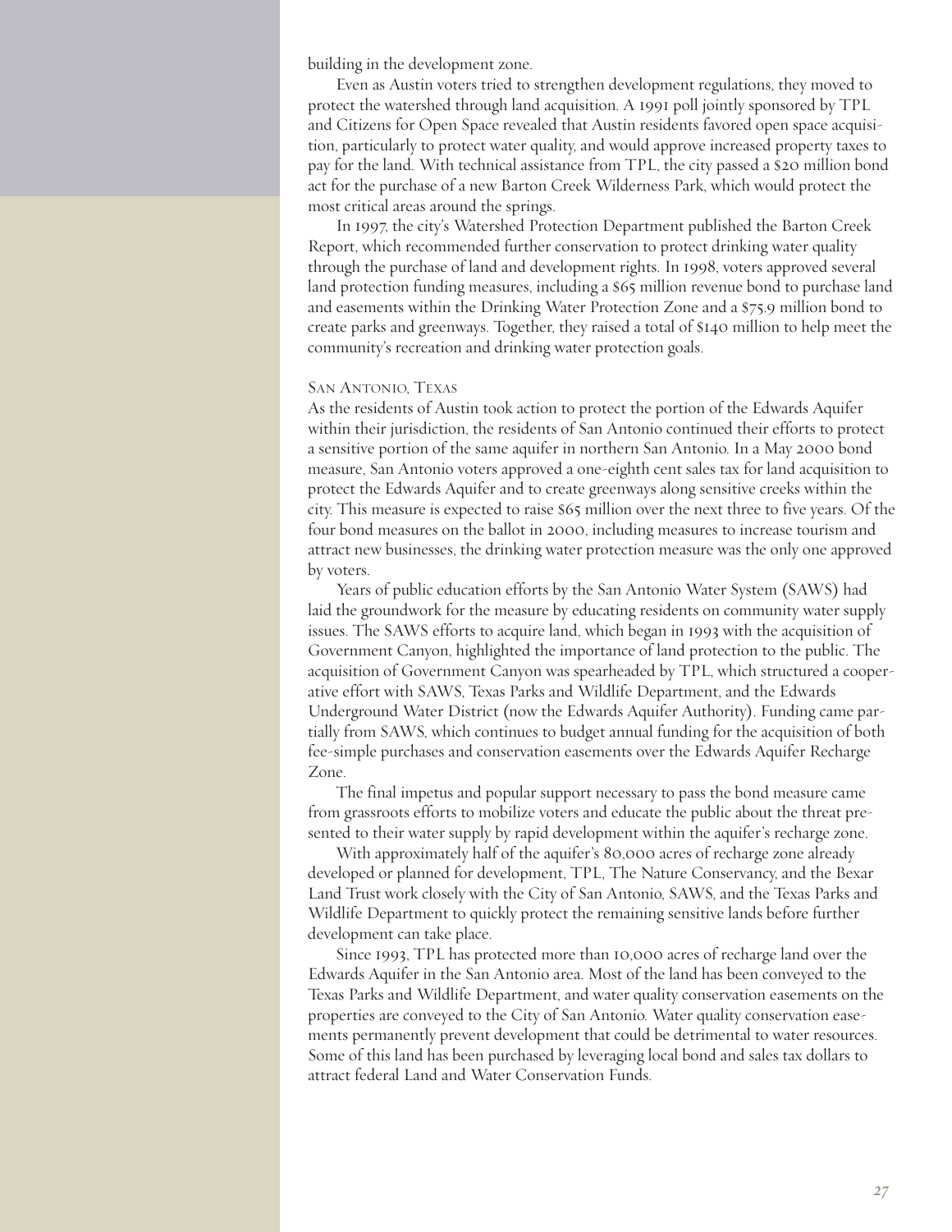building in the development zone.

Even as Austin voters tried to strengthen development regulations, they moved to protect the watershed through land acquisition. A 1991 poll jointly sponsored by TPL and Citizens for Open Space revealed that Austin residents favored open space acquisition, particularly to protect water quality, and would approve increased property taxes to pay for the land. With technical assistance from TPL, the city passed a $20 million bond act for the purchase of a new Barton Creek Wilderness Park, which would protect the most critical areas around the springs.

In 1997, the city's Watershed Protection Department published the Barton Creek Report, which recommended further conservation to protect drinking water quality through the purchase of land and development rights. In 1998, voters approved several land protection funding measures, including a $65 million revenue bond to purchase land and easements within the Drinking Water Protection Zone and a $75.9 million bond to create parks and greenways. Together, they raised a total of $140 million to help meet the community's recreation and drinking water protection goals.

### San Antonio, Texas

As the residents of Austin took action to protect the portion of the Edwards Aquifer within their jurisdiction, the residents of San Antonio continued their efforts to protect a sensitive portion of the same aquifer in northern San Antonio. In a May 2000 bond measure, San Antonio voters approved a one-eighth cent sales tax for land acquisition to protect the Edwards Aquifer and to create greenways along sensitive creeks within the city. This measure is expected to raise $65 million over the next three to five years. Of the four bond measures on the ballot in 2000, including measures to increase tourism and attract new businesses, the drinking water protection measure was the only one approved by voters.

Years of public education efforts by the San Antonio Water System (SAWS) had laid the groundwork for the measure by educating residents on community water supply issues. The SAWS efforts to acquire land, which began in 1993 with the acquisition of Government Canyon, highlighted the importance of land protection to the public. The acquisition of Government Canyon was spearheaded by TPL, which structured a cooperative effort with SAWS, Texas Parks and Wildlife Department, and the Edwards Underground Water District (now the Edwards Aquifer Authority). Funding came partially from SAWS, which continues to budget annual funding for the acquisition of both fee-simple purchases and conservation easements over the Edwards Aquifer Recharge Zone.

The final impetus and popular support necessary to pass the bond measure came from grassroots efforts to mobilize voters and educate the public about the threat presented to their water supply by rapid development within the aquifer's recharge zone.

With approximately half of the aquifer's 80,000 acres of recharge zone already developed or planned for development, TPL, The Nature Conservancy, and the Bexar Land Trust work closely with the City of San Antonio, SAWS, and the Texas Parks and Wildlife Department to quickly protect the remaining sensitive lands before further development can take place.

Since 1993, TPL has protected more than 10,000 acres of recharge land over the Edwards Aquifer in the San Antonio area. Most of the land has been conveyed to the Texas Parks and Wildlife Department, and water quality conservation easements on the properties are conveyed to the City of San Antonio. Water quality conservation easements permanently prevent development that could be detrimental to water resources. Some of this land has been purchased by leveraging local bond and sales tax dollars to attract federal Land and Water Conservation Funds.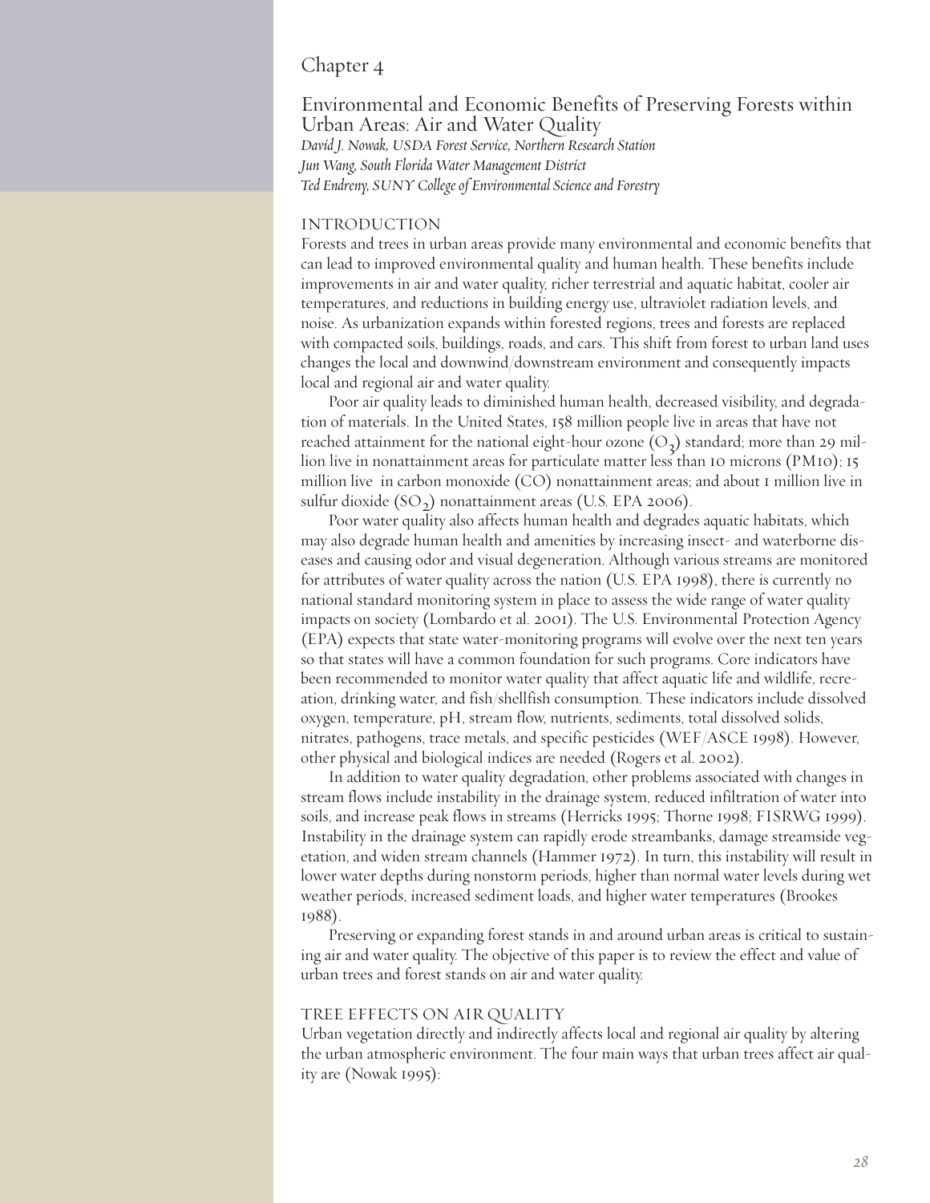# Chapter 4

## Environmental and Economic Benefits of Preserving Forests within Urban Areas: Air and Water Quality

*David J. Nowak, USDA Forest Service, Northern Research Station*
*Jun Wang, South Florida Water Management District*
*Ted Endreny, SUNY College of Environmental Science and Forestry*

### INTRODUCTION

Forests and trees in urban areas provide many environmental and economic benefits that can lead to improved environmental quality and human health. These benefits include improvements in air and water quality, richer terrestrial and aquatic habitat, cooler air temperatures, and reductions in building energy use, ultraviolet radiation levels, and noise. As urbanization expands within forested regions, trees and forests are replaced with compacted soils, buildings, roads, and cars. This shift from forest to urban land uses changes the local and downwind/downstream environment and consequently impacts local and regional air and water quality.

Poor air quality leads to diminished human health, decreased visibility, and degradation of materials. In the United States, 158 million people live in areas that have not reached attainment for the national eight-hour ozone ($O_3$) standard; more than 29 million live in nonattainment areas for particulate matter less than 10 microns (PM10); 15 million live in carbon monoxide (CO) nonattainment areas; and about 1 million live in sulfur dioxide ($SO_2$) nonattainment areas (U.S. EPA 2006).

Poor water quality also affects human health and degrades aquatic habitats, which may also degrade human health and amenities by increasing insect- and waterborne diseases and causing odor and visual degeneration. Although various streams are monitored for attributes of water quality across the nation (U.S. EPA 1998), there is currently no national standard monitoring system in place to assess the wide range of water quality impacts on society (Lombardo et al. 2001). The U.S. Environmental Protection Agency (EPA) expects that state water-monitoring programs will evolve over the next ten years so that states will have a common foundation for such programs. Core indicators have been recommended to monitor water quality that affect aquatic life and wildlife, recreation, drinking water, and fish/shellfish consumption. These indicators include dissolved oxygen, temperature, pH, stream flow, nutrients, sediments, total dissolved solids, nitrates, pathogens, trace metals, and specific pesticides (WEF/ASCE 1998). However, other physical and biological indices are needed (Rogers et al. 2002).

In addition to water quality degradation, other problems associated with changes in stream flows include instability in the drainage system, reduced infiltration of water into soils, and increase peak flows in streams (Herricks 1995; Thorne 1998; FISRWG 1999). Instability in the drainage system can rapidly erode streambanks, damage streamside vegetation, and widen stream channels (Hammer 1972). In turn, this instability will result in lower water depths during nonstorm periods, higher than normal water levels during wet weather periods, increased sediment loads, and higher water temperatures (Brookes 1988).

Preserving or expanding forest stands in and around urban areas is critical to sustaining air and water quality. The objective of this paper is to review the effect and value of urban trees and forest stands on air and water quality.

### TREE EFFECTS ON AIR QUALITY

Urban vegetation directly and indirectly affects local and regional air quality by altering the urban atmospheric environment. The four main ways that urban trees affect air quality are (Nowak 1995):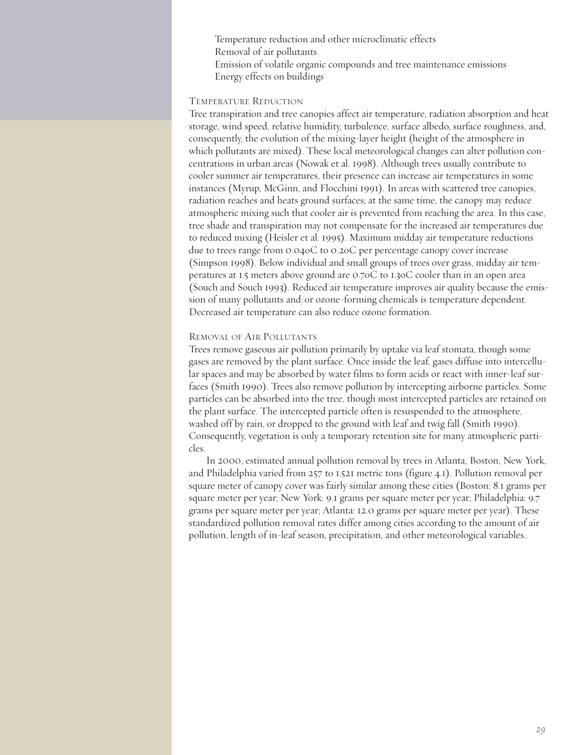Temperature reduction and other microclimatic effects
Removal of air pollutants
Emission of volatile organic compounds and tree maintenance emissions
Energy effects on buildings

### Temperature Reduction

Tree transpiration and tree canopies affect air temperature, radiation absorption and heat storage, wind speed, relative humidity, turbulence, surface albedo, surface roughness, and, consequently, the evolution of the mixing-layer height (height of the atmosphere in which pollutants are mixed). These local meteorological changes can alter pollution concentrations in urban areas (Nowak et al. 1998). Although trees usually contribute to cooler summer air temperatures, their presence can increase air temperatures in some instances (Myrup, McGinn, and Flocchini 1991). In areas with scattered tree canopies, radiation reaches and heats ground surfaces; at the same time, the canopy may reduce atmospheric mixing such that cooler air is prevented from reaching the area. In this case, tree shade and transpiration may not compensate for the increased air temperatures due to reduced mixing (Heisler et al. 1995). Maximum midday air temperature reductions due to trees range from 0.04oC to 0.2oC per percentage canopy cover increase (Simpson 1998). Below individual and small groups of trees over grass, midday air temperatures at 1.5 meters above ground are 0.7oC to 1.3oC cooler than in an open area (Souch and Souch 1993). Reduced air temperature improves air quality because the emission of many pollutants and/or ozone-forming chemicals is temperature dependent. Decreased air temperature can also reduce ozone formation.

### Removal of Air Pollutants

Trees remove gaseous air pollution primarily by uptake via leaf stomata, though some gases are removed by the plant surface. Once inside the leaf, gases diffuse into intercellular spaces and may be absorbed by water films to form acids or react with inner-leaf surfaces (Smith 1990). Trees also remove pollution by intercepting airborne particles. Some particles can be absorbed into the tree, though most intercepted particles are retained on the plant surface. The intercepted particle often is resuspended to the atmosphere, washed off by rain, or dropped to the ground with leaf and twig fall (Smith 1990). Consequently, vegetation is only a temporary retention site for many atmospheric particles.

In 2000, estimated annual pollution removal by trees in Atlanta, Boston, New York, and Philadelphia varied from 257 to 1,521 metric tons (figure 4.1). Pollution removal per square meter of canopy cover was fairly similar among these cities (Boston: 8.1 grams per square meter per year; New York: 9.1 grams per square meter per year; Philadelphia: 9.7 grams per square meter per year; Atlanta: 12.0 grams per square meter per year). These standardized pollution removal rates differ among cities according to the amount of air pollution, length of in-leaf season, precipitation, and other meteorological variables..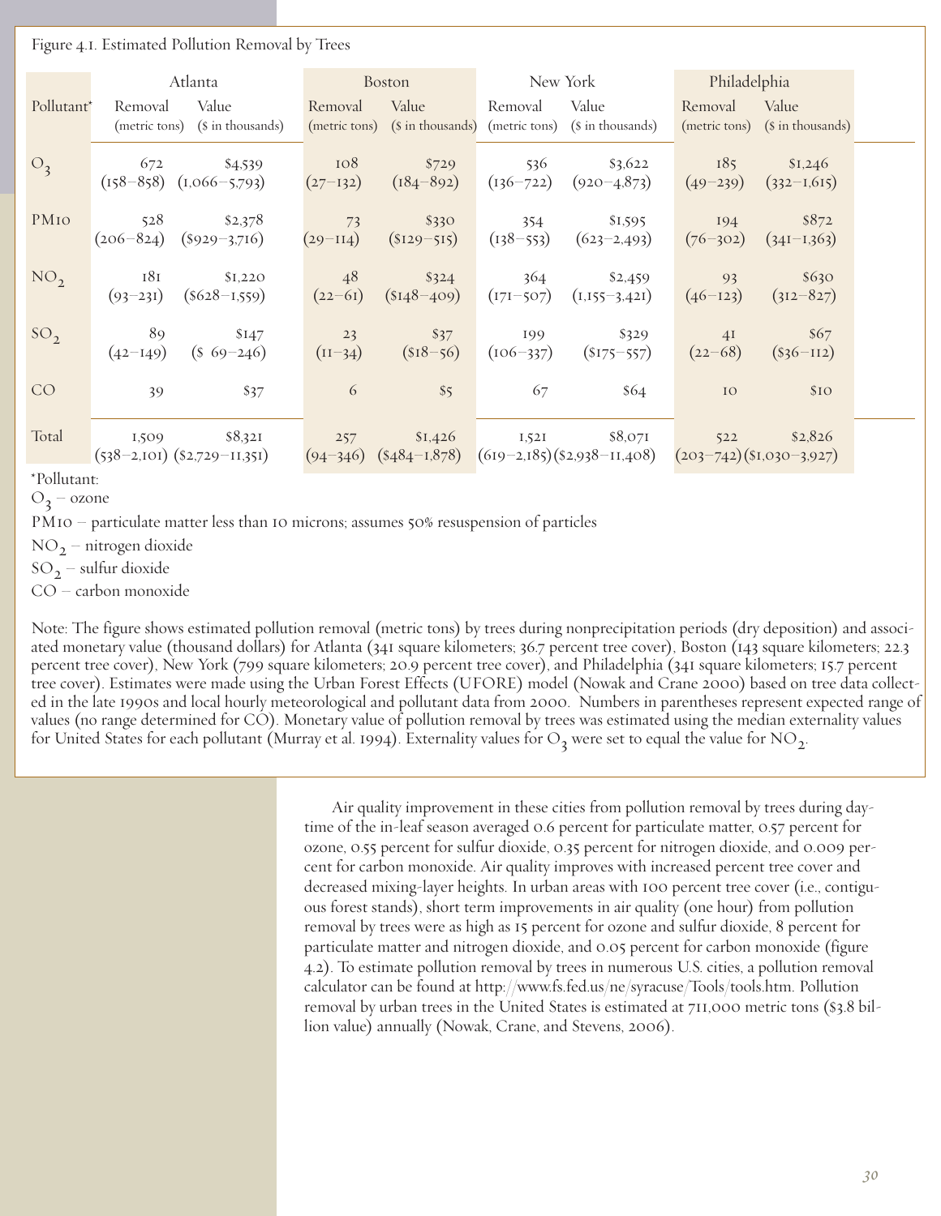Figure 4.1. Estimated Pollution Removal by Trees

| | Atlanta | | Boston | | New York | | Philadelphia | |
|---|---|---|---|---|---|---|---|---|
| Pollutant* | Removal (metric tons) | Value ($ in thousands) | Removal (metric tons) | Value ($ in thousands) | Removal (metric tons) | Value ($ in thousands) | Removal (metric tons) | Value ($ in thousands) |
| $O_3$ | 672 (158–858) | $4,539 (1,066–5,793) | 108 (27–132) | $729 (184–892) | 536 (136–722) | $3,622 (920–4,873) | 185 (49–239) | $1,246 (332–1,615) |
| PM10 | 528 (206–824) | $2,378 ($929–3,716) | 73 (29–114) | $330 ($129–515) | 354 (138–553) | $1,595 (623–2,493) | 194 (76–302) | $872 (341–1,363) |
| $NO_2$ | 181 (93–231) | $1,220 ($628–1,559) | 48 (22–61) | $324 ($148–409) | 364 (171–507) | $2,459 (1,155–3,421) | 93 (46–123) | $630 (312–827) |
| $SO_2$ | 89 (42–149) | $147 ($ 69–246) | 23 (11–34) | $37 ($18–56) | 199 (106–337) | $329 ($175–557) | 41 (22–68) | $67 ($36–112) |
| CO | 39 | $37 | 6 | $5 | 67 | $64 | 10 | $10 |
| Total | 1,509 (538–2,101) | $8,321 ($2,729–11,351) | 257 (94–346) | $1,426 ($484–1,878) | 1,521 (619–2,185) | $8,071 ($2,938–11,408) | 522 (203–742) | $2,826 ($1,030–3,927) |

*Pollutant:

$O_3$ – ozone

PM10 – particulate matter less than 10 microns; assumes 50% resuspension of particles

$NO_2$ – nitrogen dioxide

$SO_2$ – sulfur dioxide

CO – carbon monoxide

Note: The figure shows estimated pollution removal (metric tons) by trees during nonprecipitation periods (dry deposition) and associated monetary value (thousand dollars) for Atlanta (341 square kilometers; 36.7 percent tree cover), Boston (143 square kilometers; 22.3 percent tree cover), New York (799 square kilometers; 20.9 percent tree cover), and Philadelphia (341 square kilometers; 15.7 percent tree cover). Estimates were made using the Urban Forest Effects (UFORE) model (Nowak and Crane 2000) based on tree data collected in the late 1990s and local hourly meteorological and pollutant data from 2000. Numbers in parentheses represent expected range of values (no range determined for CO). Monetary value of pollution removal by trees was estimated using the median externality values for United States for each pollutant (Murray et al. 1994). Externality values for $O_3$ were set to equal the value for $NO_2$.

Air quality improvement in these cities from pollution removal by trees during daytime of the in-leaf season averaged 0.6 percent for particulate matter, 0.57 percent for ozone, 0.55 percent for sulfur dioxide, 0.35 percent for nitrogen dioxide, and 0.009 percent for carbon monoxide. Air quality improves with increased percent tree cover and decreased mixing-layer heights. In urban areas with 100 percent tree cover (i.e., contiguous forest stands), short term improvements in air quality (one hour) from pollution removal by trees were as high as 15 percent for ozone and sulfur dioxide, 8 percent for particulate matter and nitrogen dioxide, and 0.05 percent for carbon monoxide (figure 4.2). To estimate pollution removal by trees in numerous U.S. cities, a pollution removal calculator can be found at http://www.fs.fed.us/ne/syracuse/Tools/tools.htm. Pollution removal by urban trees in the United States is estimated at 711,000 metric tons ($3.8 billion value) annually (Nowak, Crane, and Stevens, 2006).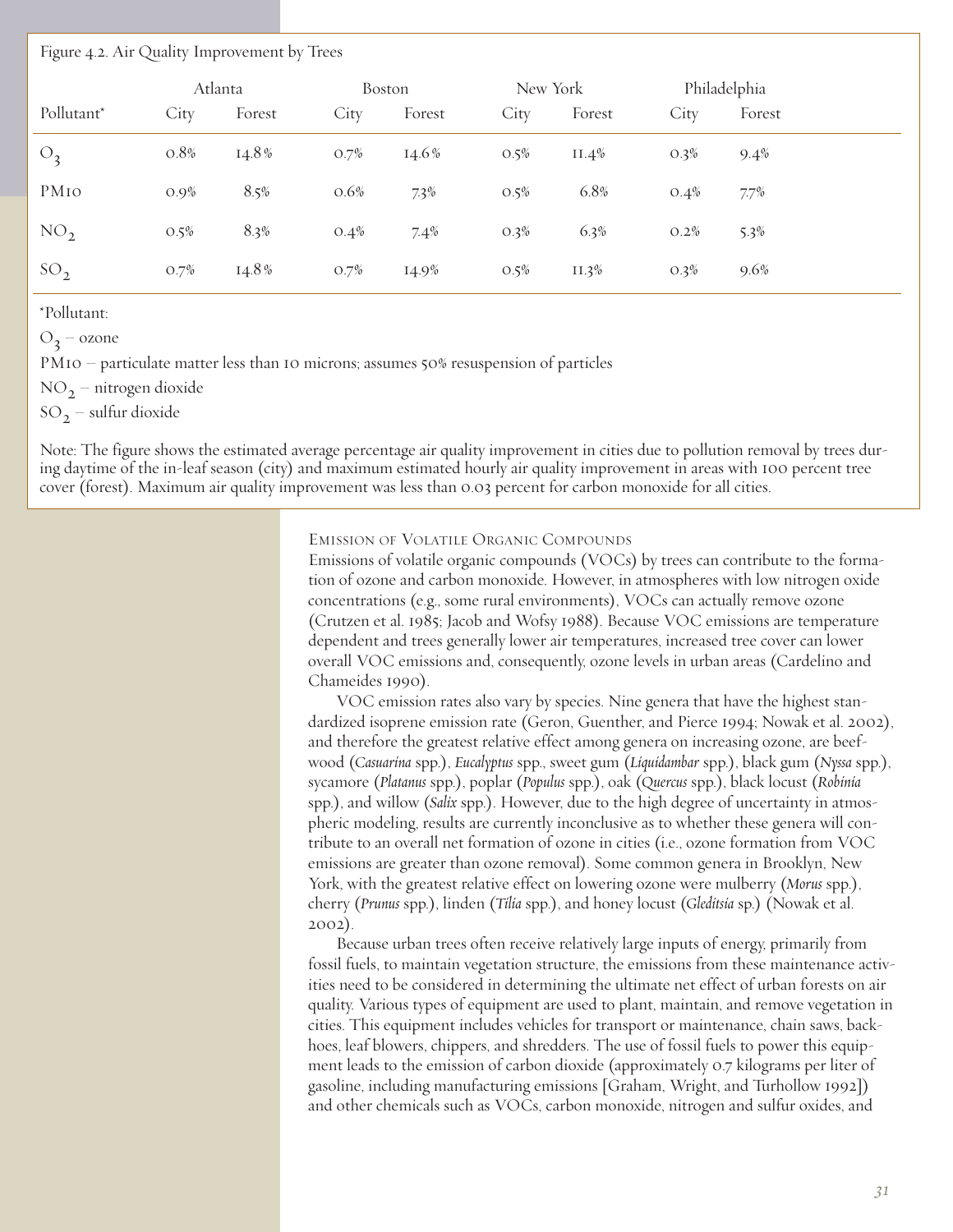Figure 4.2. Air Quality Improvement by Trees

| | Atlanta | | Boston | | New York | | Philadelphia | |
|---|---|---|---|---|---|---|---|---|
| Pollutant* | City | Forest | City | Forest | City | Forest | City | Forest |
| $O_3$ | 0.8% | 14.8% | 0.7% | 14.6% | 0.5% | 11.4% | 0.3% | 9.4% |
| PM10 | 0.9% | 8.5% | 0.6% | 7.3% | 0.5% | 6.8% | 0.4% | 7.7% |
| $NO_2$ | 0.5% | 8.3% | 0.4% | 7.4% | 0.3% | 6.3% | 0.2% | 5.3% |
| $SO_2$ | 0.7% | 14.8% | 0.7% | 14.9% | 0.5% | 11.3% | 0.3% | 9.6% |

*Pollutant:

$O_3$ – ozone

PM10 – particulate matter less than 10 microns; assumes 50% resuspension of particles

$NO_2$ – nitrogen dioxide

$SO_2$ – sulfur dioxide

Note: The figure shows the estimated average percentage air quality improvement in cities due to pollution removal by trees during daytime of the in-leaf season (city) and maximum estimated hourly air quality improvement in areas with 100 percent tree cover (forest). Maximum air quality improvement was less than 0.03 percent for carbon monoxide for all cities.

### Emission of Volatile Organic Compounds

Emissions of volatile organic compounds (VOCs) by trees can contribute to the formation of ozone and carbon monoxide. However, in atmospheres with low nitrogen oxide concentrations (e.g., some rural environments), VOCs can actually remove ozone (Crutzen et al. 1985; Jacob and Wofsy 1988). Because VOC emissions are temperature dependent and trees generally lower air temperatures, increased tree cover can lower overall VOC emissions and, consequently, ozone levels in urban areas (Cardelino and Chameides 1990).

VOC emission rates also vary by species. Nine genera that have the highest standardized isoprene emission rate (Geron, Guenther, and Pierce 1994; Nowak et al. 2002), and therefore the greatest relative effect among genera on increasing ozone, are beefwood (*Casuarina* spp.), *Eucalyptus* spp., sweet gum (*Liquidambar* spp.), black gum (*Nyssa* spp.), sycamore (*Platanus* spp.), poplar (*Populus* spp.), oak (*Quercus* spp.), black locust (*Robinia* spp.), and willow (*Salix* spp.). However, due to the high degree of uncertainty in atmospheric modeling, results are currently inconclusive as to whether these genera will contribute to an overall net formation of ozone in cities (i.e., ozone formation from VOC emissions are greater than ozone removal). Some common genera in Brooklyn, New York, with the greatest relative effect on lowering ozone were mulberry (*Morus* spp.), cherry (*Prunus* spp.), linden (*Tilia* spp.), and honey locust (*Gleditsia* sp.) (Nowak et al. 2002).

Because urban trees often receive relatively large inputs of energy, primarily from fossil fuels, to maintain vegetation structure, the emissions from these maintenance activities need to be considered in determining the ultimate net effect of urban forests on air quality. Various types of equipment are used to plant, maintain, and remove vegetation in cities. This equipment includes vehicles for transport or maintenance, chain saws, backhoes, leaf blowers, chippers, and shredders. The use of fossil fuels to power this equipment leads to the emission of carbon dioxide (approximately 0.7 kilograms per liter of gasoline, including manufacturing emissions [Graham, Wright, and Turhollow 1992]) and other chemicals such as VOCs, carbon monoxide, nitrogen and sulfur oxides, and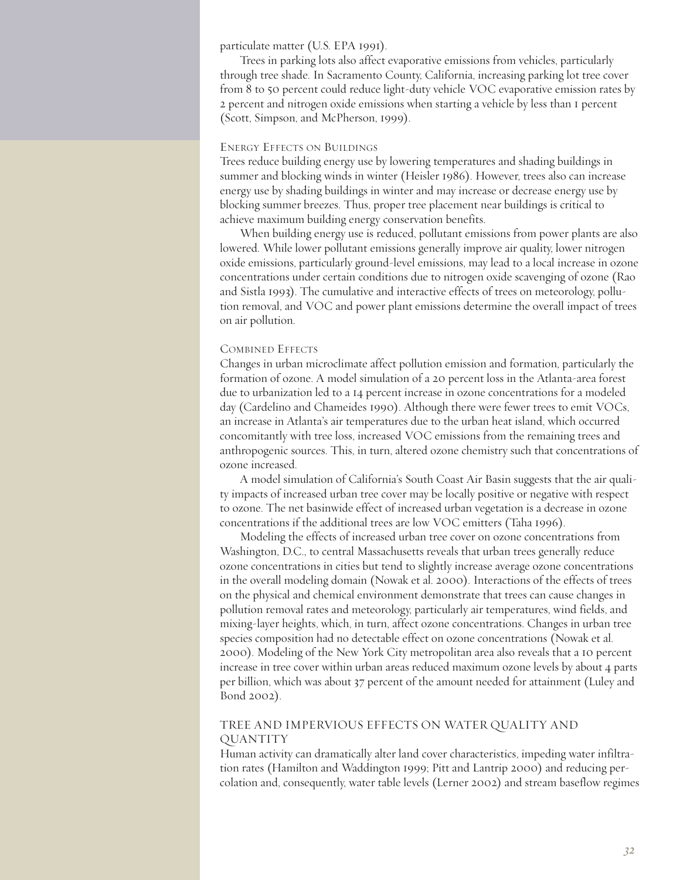particulate matter (U.S. EPA 1991).

Trees in parking lots also affect evaporative emissions from vehicles, particularly through tree shade. In Sacramento County, California, increasing parking lot tree cover from 8 to 50 percent could reduce light-duty vehicle VOC evaporative emission rates by 2 percent and nitrogen oxide emissions when starting a vehicle by less than 1 percent (Scott, Simpson, and McPherson, 1999).

### Energy Effects on Buildings

Trees reduce building energy use by lowering temperatures and shading buildings in summer and blocking winds in winter (Heisler 1986). However, trees also can increase energy use by shading buildings in winter and may increase or decrease energy use by blocking summer breezes. Thus, proper tree placement near buildings is critical to achieve maximum building energy conservation benefits.

When building energy use is reduced, pollutant emissions from power plants are also lowered. While lower pollutant emissions generally improve air quality, lower nitrogen oxide emissions, particularly ground-level emissions, may lead to a local increase in ozone concentrations under certain conditions due to nitrogen oxide scavenging of ozone (Rao and Sistla 1993). The cumulative and interactive effects of trees on meteorology, pollution removal, and VOC and power plant emissions determine the overall impact of trees on air pollution.

### Combined Effects

Changes in urban microclimate affect pollution emission and formation, particularly the formation of ozone. A model simulation of a 20 percent loss in the Atlanta-area forest due to urbanization led to a 14 percent increase in ozone concentrations for a modeled day (Cardelino and Chameides 1990). Although there were fewer trees to emit VOCs, an increase in Atlanta's air temperatures due to the urban heat island, which occurred concomitantly with tree loss, increased VOC emissions from the remaining trees and anthropogenic sources. This, in turn, altered ozone chemistry such that concentrations of ozone increased.

A model simulation of California's South Coast Air Basin suggests that the air quality impacts of increased urban tree cover may be locally positive or negative with respect to ozone. The net basinwide effect of increased urban vegetation is a decrease in ozone concentrations if the additional trees are low VOC emitters (Taha 1996).

Modeling the effects of increased urban tree cover on ozone concentrations from Washington, D.C., to central Massachusetts reveals that urban trees generally reduce ozone concentrations in cities but tend to slightly increase average ozone concentrations in the overall modeling domain (Nowak et al. 2000). Interactions of the effects of trees on the physical and chemical environment demonstrate that trees can cause changes in pollution removal rates and meteorology, particularly air temperatures, wind fields, and mixing-layer heights, which, in turn, affect ozone concentrations. Changes in urban tree species composition had no detectable effect on ozone concentrations (Nowak et al. 2000). Modeling of the New York City metropolitan area also reveals that a 10 percent increase in tree cover within urban areas reduced maximum ozone levels by about 4 parts per billion, which was about 37 percent of the amount needed for attainment (Luley and Bond 2002).

## Tree and Impervious Effects on Water Quality and Quantity

Human activity can dramatically alter land cover characteristics, impeding water infiltration rates (Hamilton and Waddington 1999; Pitt and Lantrip 2000) and reducing percolation and, consequently, water table levels (Lerner 2002) and stream baseflow regimes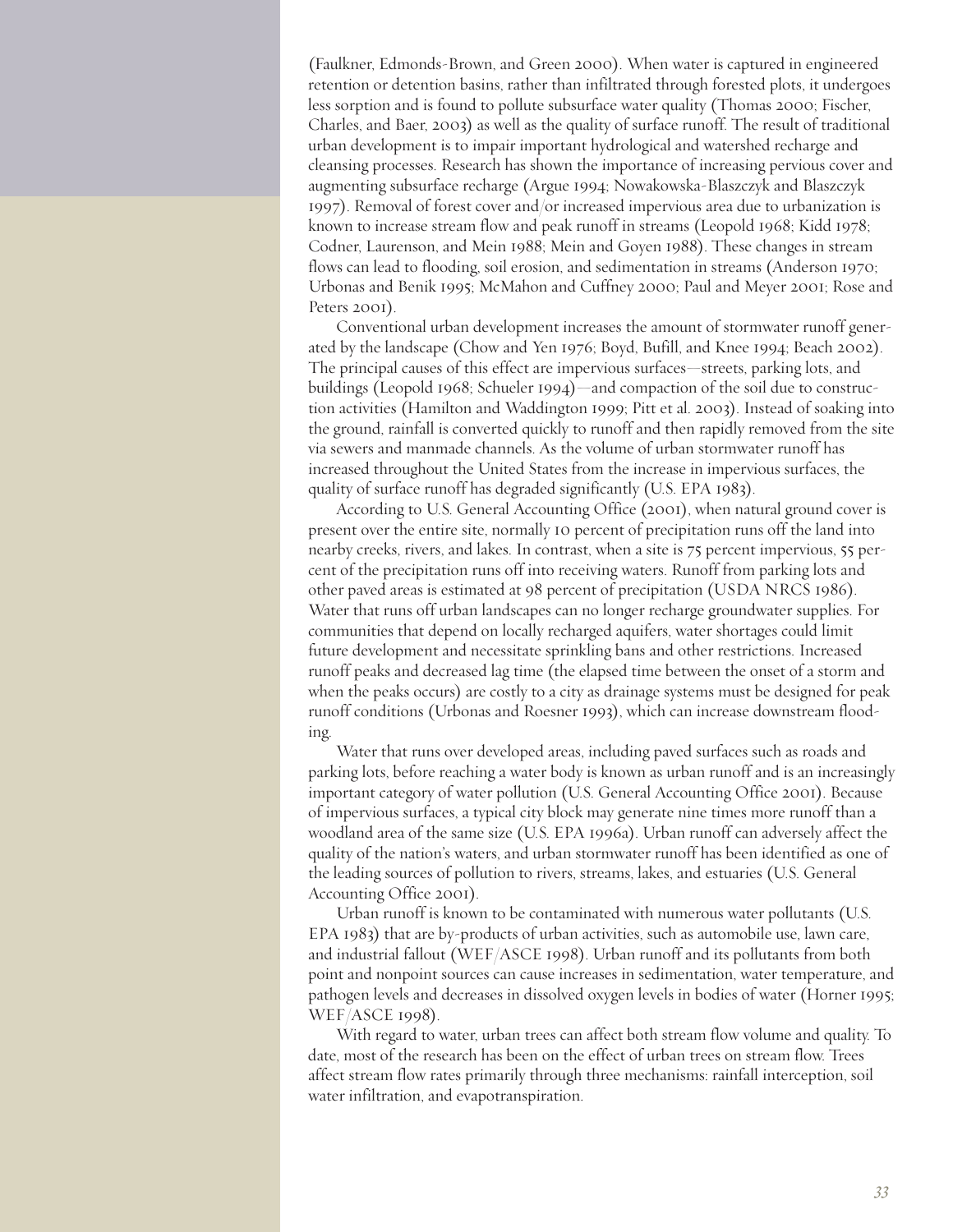(Faulkner, Edmonds-Brown, and Green 2000). When water is captured in engineered retention or detention basins, rather than infiltrated through forested plots, it undergoes less sorption and is found to pollute subsurface water quality (Thomas 2000; Fischer, Charles, and Baer, 2003) as well as the quality of surface runoff. The result of traditional urban development is to impair important hydrological and watershed recharge and cleansing processes. Research has shown the importance of increasing pervious cover and augmenting subsurface recharge (Argue 1994; Nowakowska-Blaszczyk and Blaszczyk 1997). Removal of forest cover and/or increased impervious area due to urbanization is known to increase stream flow and peak runoff in streams (Leopold 1968; Kidd 1978; Codner, Laurenson, and Mein 1988; Mein and Goyen 1988). These changes in stream flows can lead to flooding, soil erosion, and sedimentation in streams (Anderson 1970; Urbonas and Benik 1995; McMahon and Cuffney 2000; Paul and Meyer 2001; Rose and Peters 2001).

Conventional urban development increases the amount of stormwater runoff generated by the landscape (Chow and Yen 1976; Boyd, Bufill, and Knee 1994; Beach 2002). The principal causes of this effect are impervious surfaces—streets, parking lots, and buildings (Leopold 1968; Schueler 1994)—and compaction of the soil due to construction activities (Hamilton and Waddington 1999; Pitt et al. 2003). Instead of soaking into the ground, rainfall is converted quickly to runoff and then rapidly removed from the site via sewers and manmade channels. As the volume of urban stormwater runoff has increased throughout the United States from the increase in impervious surfaces, the quality of surface runoff has degraded significantly (U.S. EPA 1983).

According to U.S. General Accounting Office (2001), when natural ground cover is present over the entire site, normally 10 percent of precipitation runs off the land into nearby creeks, rivers, and lakes. In contrast, when a site is 75 percent impervious, 55 percent of the precipitation runs off into receiving waters. Runoff from parking lots and other paved areas is estimated at 98 percent of precipitation (USDA NRCS 1986). Water that runs off urban landscapes can no longer recharge groundwater supplies. For communities that depend on locally recharged aquifers, water shortages could limit future development and necessitate sprinkling bans and other restrictions. Increased runoff peaks and decreased lag time (the elapsed time between the onset of a storm and when the peaks occurs) are costly to a city as drainage systems must be designed for peak runoff conditions (Urbonas and Roesner 1993), which can increase downstream flooding.

Water that runs over developed areas, including paved surfaces such as roads and parking lots, before reaching a water body is known as urban runoff and is an increasingly important category of water pollution (U.S. General Accounting Office 2001). Because of impervious surfaces, a typical city block may generate nine times more runoff than a woodland area of the same size (U.S. EPA 1996a). Urban runoff can adversely affect the quality of the nation's waters, and urban stormwater runoff has been identified as one of the leading sources of pollution to rivers, streams, lakes, and estuaries (U.S. General Accounting Office 2001).

Urban runoff is known to be contaminated with numerous water pollutants (U.S. EPA 1983) that are by-products of urban activities, such as automobile use, lawn care, and industrial fallout (WEF/ASCE 1998). Urban runoff and its pollutants from both point and nonpoint sources can cause increases in sedimentation, water temperature, and pathogen levels and decreases in dissolved oxygen levels in bodies of water (Horner 1995; WEF/ASCE 1998).

With regard to water, urban trees can affect both stream flow volume and quality. To date, most of the research has been on the effect of urban trees on stream flow. Trees affect stream flow rates primarily through three mechanisms: rainfall interception, soil water infiltration, and evapotranspiration.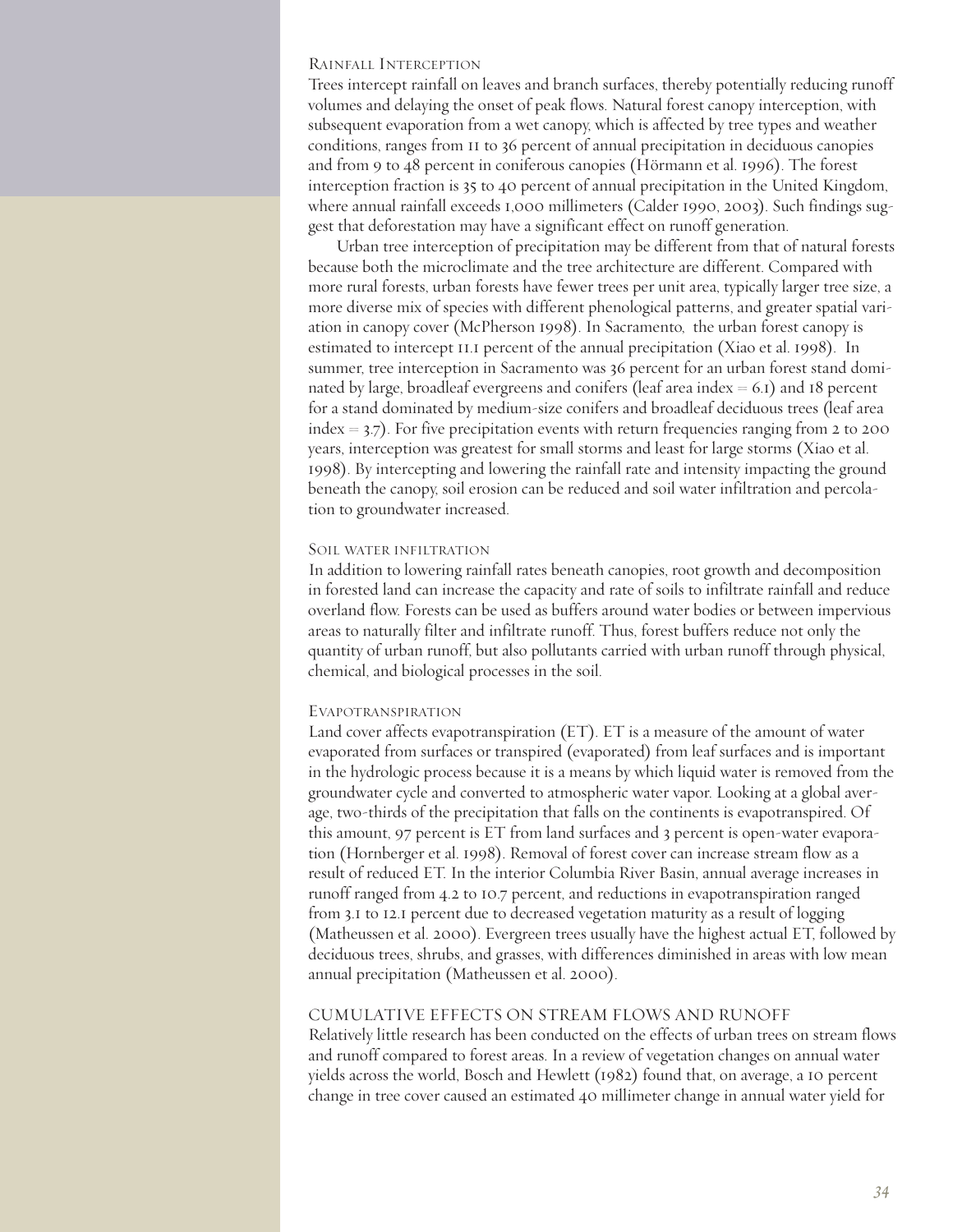### Rainfall Interception

Trees intercept rainfall on leaves and branch surfaces, thereby potentially reducing runoff volumes and delaying the onset of peak flows. Natural forest canopy interception, with subsequent evaporation from a wet canopy, which is affected by tree types and weather conditions, ranges from 11 to 36 percent of annual precipitation in deciduous canopies and from 9 to 48 percent in coniferous canopies (Hörmann et al. 1996). The forest interception fraction is 35 to 40 percent of annual precipitation in the United Kingdom, where annual rainfall exceeds 1,000 millimeters (Calder 1990, 2003). Such findings suggest that deforestation may have a significant effect on runoff generation.

Urban tree interception of precipitation may be different from that of natural forests because both the microclimate and the tree architecture are different. Compared with more rural forests, urban forests have fewer trees per unit area, typically larger tree size, a more diverse mix of species with different phenological patterns, and greater spatial variation in canopy cover (McPherson 1998). In Sacramento, the urban forest canopy is estimated to intercept 11.1 percent of the annual precipitation (Xiao et al. 1998). In summer, tree interception in Sacramento was 36 percent for an urban forest stand dominated by large, broadleaf evergreens and conifers (leaf area index = 6.1) and 18 percent for a stand dominated by medium-size conifers and broadleaf deciduous trees (leaf area index = 3.7). For five precipitation events with return frequencies ranging from 2 to 200 years, interception was greatest for small storms and least for large storms (Xiao et al. 1998). By intercepting and lowering the rainfall rate and intensity impacting the ground beneath the canopy, soil erosion can be reduced and soil water infiltration and percolation to groundwater increased.

### Soil water infiltration

In addition to lowering rainfall rates beneath canopies, root growth and decomposition in forested land can increase the capacity and rate of soils to infiltrate rainfall and reduce overland flow. Forests can be used as buffers around water bodies or between impervious areas to naturally filter and infiltrate runoff. Thus, forest buffers reduce not only the quantity of urban runoff, but also pollutants carried with urban runoff through physical, chemical, and biological processes in the soil.

### Evapotranspiration

Land cover affects evapotranspiration (ET). ET is a measure of the amount of water evaporated from surfaces or transpired (evaporated) from leaf surfaces and is important in the hydrologic process because it is a means by which liquid water is removed from the groundwater cycle and converted to atmospheric water vapor. Looking at a global average, two-thirds of the precipitation that falls on the continents is evapotranspired. Of this amount, 97 percent is ET from land surfaces and 3 percent is open-water evaporation (Hornberger et al. 1998). Removal of forest cover can increase stream flow as a result of reduced ET. In the interior Columbia River Basin, annual average increases in runoff ranged from 4.2 to 10.7 percent, and reductions in evapotranspiration ranged from 3.1 to 12.1 percent due to decreased vegetation maturity as a result of logging (Matheussen et al. 2000). Evergreen trees usually have the highest actual ET, followed by deciduous trees, shrubs, and grasses, with differences diminished in areas with low mean annual precipitation (Matheussen et al. 2000).

## Cumulative Effects on Stream Flows and Runoff

Relatively little research has been conducted on the effects of urban trees on stream flows and runoff compared to forest areas. In a review of vegetation changes on annual water yields across the world, Bosch and Hewlett (1982) found that, on average, a 10 percent change in tree cover caused an estimated 40 millimeter change in annual water yield for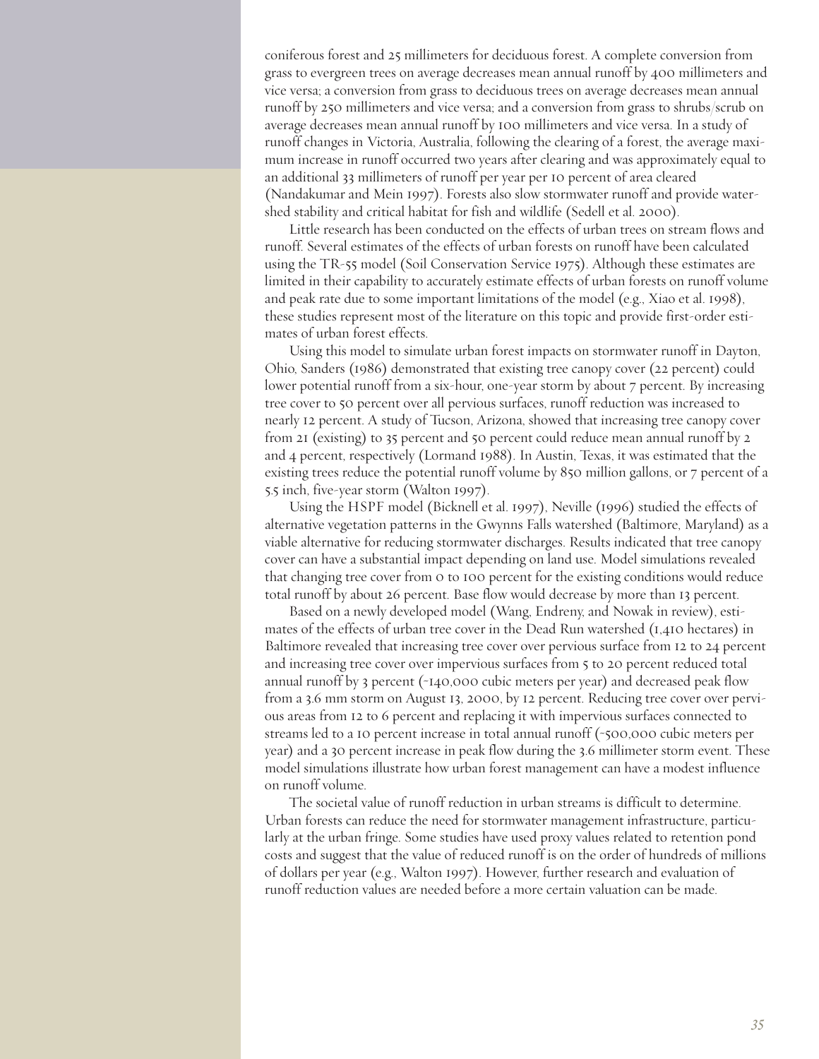coniferous forest and 25 millimeters for deciduous forest. A complete conversion from grass to evergreen trees on average decreases mean annual runoff by 400 millimeters and vice versa; a conversion from grass to deciduous trees on average decreases mean annual runoff by 250 millimeters and vice versa; and a conversion from grass to shrubs/scrub on average decreases mean annual runoff by 100 millimeters and vice versa. In a study of runoff changes in Victoria, Australia, following the clearing of a forest, the average maximum increase in runoff occurred two years after clearing and was approximately equal to an additional 33 millimeters of runoff per year per 10 percent of area cleared (Nandakumar and Mein 1997). Forests also slow stormwater runoff and provide watershed stability and critical habitat for fish and wildlife (Sedell et al. 2000).

Little research has been conducted on the effects of urban trees on stream flows and runoff. Several estimates of the effects of urban forests on runoff have been calculated using the TR-55 model (Soil Conservation Service 1975). Although these estimates are limited in their capability to accurately estimate effects of urban forests on runoff volume and peak rate due to some important limitations of the model (e.g., Xiao et al. 1998), these studies represent most of the literature on this topic and provide first-order estimates of urban forest effects.

Using this model to simulate urban forest impacts on stormwater runoff in Dayton, Ohio, Sanders (1986) demonstrated that existing tree canopy cover (22 percent) could lower potential runoff from a six-hour, one-year storm by about 7 percent. By increasing tree cover to 50 percent over all pervious surfaces, runoff reduction was increased to nearly 12 percent. A study of Tucson, Arizona, showed that increasing tree canopy cover from 21 (existing) to 35 percent and 50 percent could reduce mean annual runoff by 2 and 4 percent, respectively (Lormand 1988). In Austin, Texas, it was estimated that the existing trees reduce the potential runoff volume by 850 million gallons, or 7 percent of a 5.5 inch, five-year storm (Walton 1997).

Using the HSPF model (Bicknell et al. 1997), Neville (1996) studied the effects of alternative vegetation patterns in the Gwynns Falls watershed (Baltimore, Maryland) as a viable alternative for reducing stormwater discharges. Results indicated that tree canopy cover can have a substantial impact depending on land use. Model simulations revealed that changing tree cover from 0 to 100 percent for the existing conditions would reduce total runoff by about 26 percent. Base flow would decrease by more than 13 percent.

Based on a newly developed model (Wang, Endreny, and Nowak in review), estimates of the effects of urban tree cover in the Dead Run watershed (1,410 hectares) in Baltimore revealed that increasing tree cover over pervious surface from 12 to 24 percent and increasing tree cover over impervious surfaces from 5 to 20 percent reduced total annual runoff by 3 percent (~140,000 cubic meters per year) and decreased peak flow from a 3.6 mm storm on August 13, 2000, by 12 percent. Reducing tree cover over pervious areas from 12 to 6 percent and replacing it with impervious surfaces connected to streams led to a 10 percent increase in total annual runoff (~500,000 cubic meters per year) and a 30 percent increase in peak flow during the 3.6 millimeter storm event. These model simulations illustrate how urban forest management can have a modest influence on runoff volume.

The societal value of runoff reduction in urban streams is difficult to determine. Urban forests can reduce the need for stormwater management infrastructure, particularly at the urban fringe. Some studies have used proxy values related to retention pond costs and suggest that the value of reduced runoff is on the order of hundreds of millions of dollars per year (e.g., Walton 1997). However, further research and evaluation of runoff reduction values are needed before a more certain valuation can be made.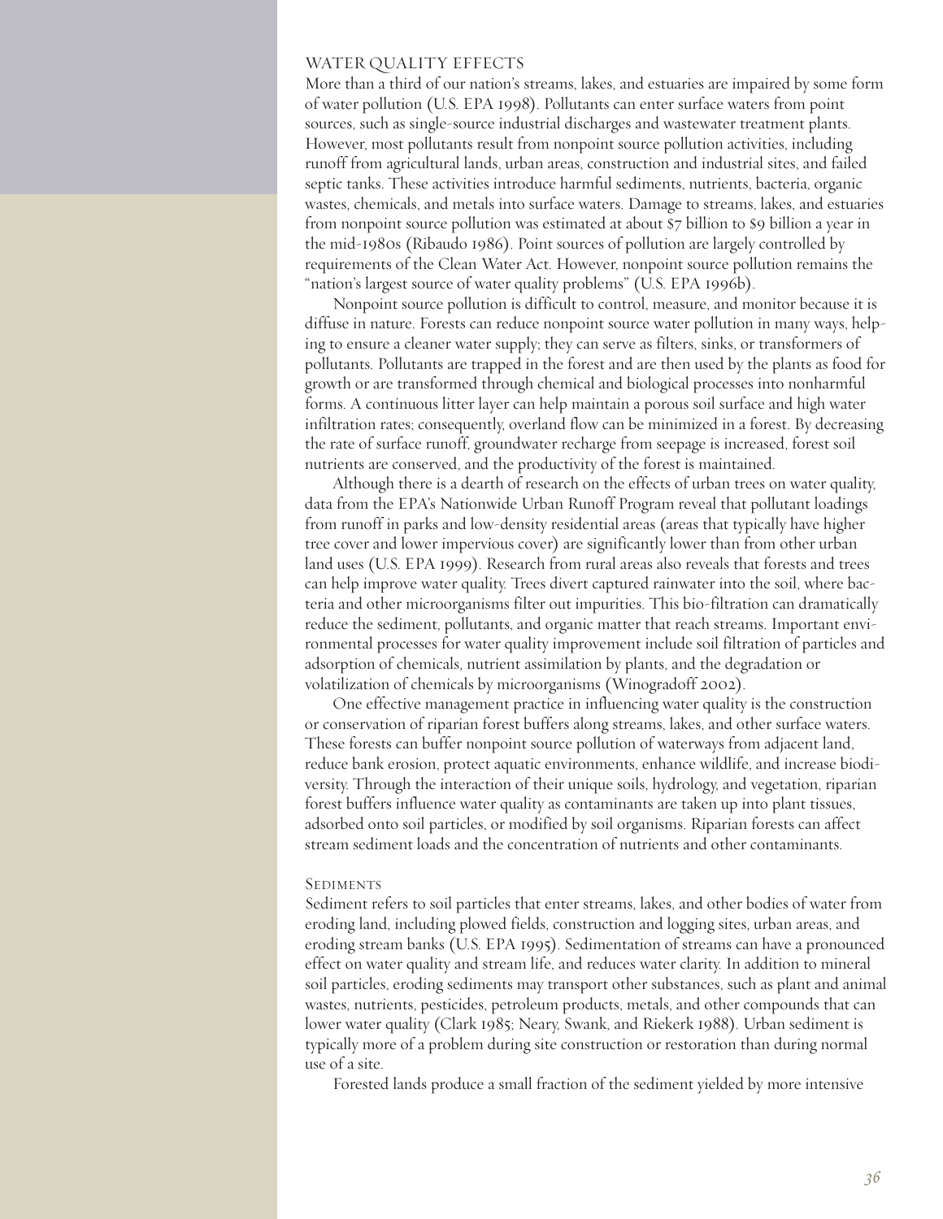## WATER QUALITY EFFECTS

More than a third of our nation's streams, lakes, and estuaries are impaired by some form of water pollution (U.S. EPA 1998). Pollutants can enter surface waters from point sources, such as single-source industrial discharges and wastewater treatment plants. However, most pollutants result from nonpoint source pollution activities, including runoff from agricultural lands, urban areas, construction and industrial sites, and failed septic tanks. These activities introduce harmful sediments, nutrients, bacteria, organic wastes, chemicals, and metals into surface waters. Damage to streams, lakes, and estuaries from nonpoint source pollution was estimated at about $7 billion to $9 billion a year in the mid-1980s (Ribaudo 1986). Point sources of pollution are largely controlled by requirements of the Clean Water Act. However, nonpoint source pollution remains the "nation's largest source of water quality problems" (U.S. EPA 1996b).

Nonpoint source pollution is difficult to control, measure, and monitor because it is diffuse in nature. Forests can reduce nonpoint source water pollution in many ways, helping to ensure a cleaner water supply; they can serve as filters, sinks, or transformers of pollutants. Pollutants are trapped in the forest and are then used by the plants as food for growth or are transformed through chemical and biological processes into nonharmful forms. A continuous litter layer can help maintain a porous soil surface and high water infiltration rates; consequently, overland flow can be minimized in a forest. By decreasing the rate of surface runoff, groundwater recharge from seepage is increased, forest soil nutrients are conserved, and the productivity of the forest is maintained.

Although there is a dearth of research on the effects of urban trees on water quality, data from the EPA's Nationwide Urban Runoff Program reveal that pollutant loadings from runoff in parks and low-density residential areas (areas that typically have higher tree cover and lower impervious cover) are significantly lower than from other urban land uses (U.S. EPA 1999). Research from rural areas also reveals that forests and trees can help improve water quality. Trees divert captured rainwater into the soil, where bacteria and other microorganisms filter out impurities. This bio-filtration can dramatically reduce the sediment, pollutants, and organic matter that reach streams. Important environmental processes for water quality improvement include soil filtration of particles and adsorption of chemicals, nutrient assimilation by plants, and the degradation or volatilization of chemicals by microorganisms (Winogradoff 2002).

One effective management practice in influencing water quality is the construction or conservation of riparian forest buffers along streams, lakes, and other surface waters. These forests can buffer nonpoint source pollution of waterways from adjacent land, reduce bank erosion, protect aquatic environments, enhance wildlife, and increase biodiversity. Through the interaction of their unique soils, hydrology, and vegetation, riparian forest buffers influence water quality as contaminants are taken up into plant tissues, adsorbed onto soil particles, or modified by soil organisms. Riparian forests can affect stream sediment loads and the concentration of nutrients and other contaminants.

### Sediments

Sediment refers to soil particles that enter streams, lakes, and other bodies of water from eroding land, including plowed fields, construction and logging sites, urban areas, and eroding stream banks (U.S. EPA 1995). Sedimentation of streams can have a pronounced effect on water quality and stream life, and reduces water clarity. In addition to mineral soil particles, eroding sediments may transport other substances, such as plant and animal wastes, nutrients, pesticides, petroleum products, metals, and other compounds that can lower water quality (Clark 1985; Neary, Swank, and Riekerk 1988). Urban sediment is typically more of a problem during site construction or restoration than during normal use of a site.

Forested lands produce a small fraction of the sediment yielded by more intensive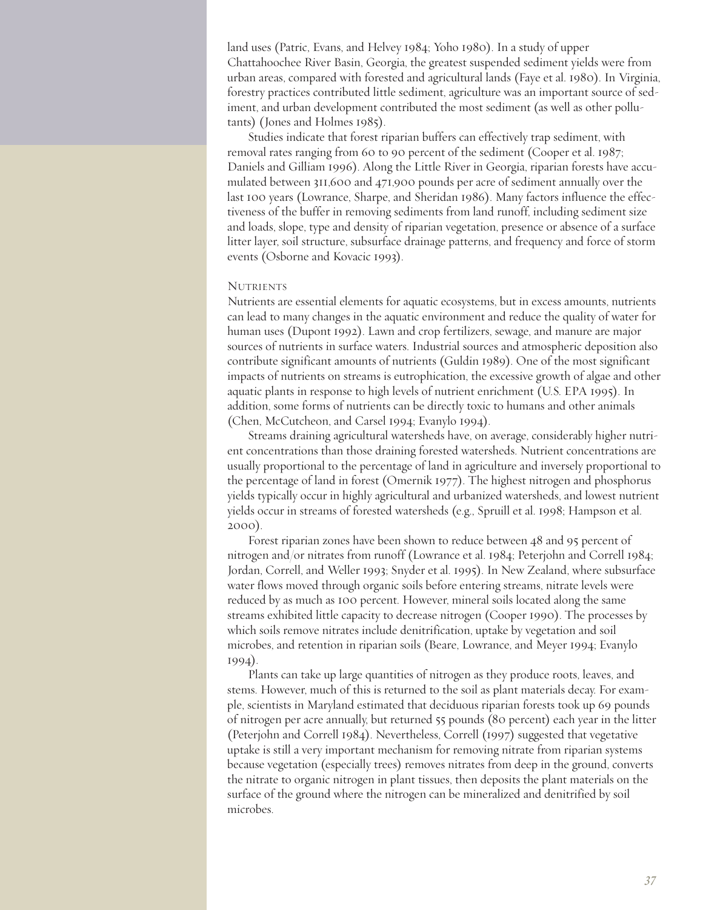land uses (Patric, Evans, and Helvey 1984; Yoho 1980). In a study of upper Chattahoochee River Basin, Georgia, the greatest suspended sediment yields were from urban areas, compared with forested and agricultural lands (Faye et al. 1980). In Virginia, forestry practices contributed little sediment, agriculture was an important source of sediment, and urban development contributed the most sediment (as well as other pollutants) (Jones and Holmes 1985).

Studies indicate that forest riparian buffers can effectively trap sediment, with removal rates ranging from 60 to 90 percent of the sediment (Cooper et al. 1987; Daniels and Gilliam 1996). Along the Little River in Georgia, riparian forests have accumulated between 311,600 and 471,900 pounds per acre of sediment annually over the last 100 years (Lowrance, Sharpe, and Sheridan 1986). Many factors influence the effectiveness of the buffer in removing sediments from land runoff, including sediment size and loads, slope, type and density of riparian vegetation, presence or absence of a surface litter layer, soil structure, subsurface drainage patterns, and frequency and force of storm events (Osborne and Kovacic 1993).

### Nutrients

Nutrients are essential elements for aquatic ecosystems, but in excess amounts, nutrients can lead to many changes in the aquatic environment and reduce the quality of water for human uses (Dupont 1992). Lawn and crop fertilizers, sewage, and manure are major sources of nutrients in surface waters. Industrial sources and atmospheric deposition also contribute significant amounts of nutrients (Guldin 1989). One of the most significant impacts of nutrients on streams is eutrophication, the excessive growth of algae and other aquatic plants in response to high levels of nutrient enrichment (U.S. EPA 1995). In addition, some forms of nutrients can be directly toxic to humans and other animals (Chen, McCutcheon, and Carsel 1994; Evanylo 1994).

Streams draining agricultural watersheds have, on average, considerably higher nutrient concentrations than those draining forested watersheds. Nutrient concentrations are usually proportional to the percentage of land in agriculture and inversely proportional to the percentage of land in forest (Omernik 1977). The highest nitrogen and phosphorus yields typically occur in highly agricultural and urbanized watersheds, and lowest nutrient yields occur in streams of forested watersheds (e.g., Spruill et al. 1998; Hampson et al. 2000).

Forest riparian zones have been shown to reduce between 48 and 95 percent of nitrogen and/or nitrates from runoff (Lowrance et al. 1984; Peterjohn and Correll 1984; Jordan, Correll, and Weller 1993; Snyder et al. 1995). In New Zealand, where subsurface water flows moved through organic soils before entering streams, nitrate levels were reduced by as much as 100 percent. However, mineral soils located along the same streams exhibited little capacity to decrease nitrogen (Cooper 1990). The processes by which soils remove nitrates include denitrification, uptake by vegetation and soil microbes, and retention in riparian soils (Beare, Lowrance, and Meyer 1994; Evanylo 1994).

Plants can take up large quantities of nitrogen as they produce roots, leaves, and stems. However, much of this is returned to the soil as plant materials decay. For example, scientists in Maryland estimated that deciduous riparian forests took up 69 pounds of nitrogen per acre annually, but returned 55 pounds (80 percent) each year in the litter (Peterjohn and Correll 1984). Nevertheless, Correll (1997) suggested that vegetative uptake is still a very important mechanism for removing nitrate from riparian systems because vegetation (especially trees) removes nitrates from deep in the ground, converts the nitrate to organic nitrogen in plant tissues, then deposits the plant materials on the surface of the ground where the nitrogen can be mineralized and denitrified by soil microbes.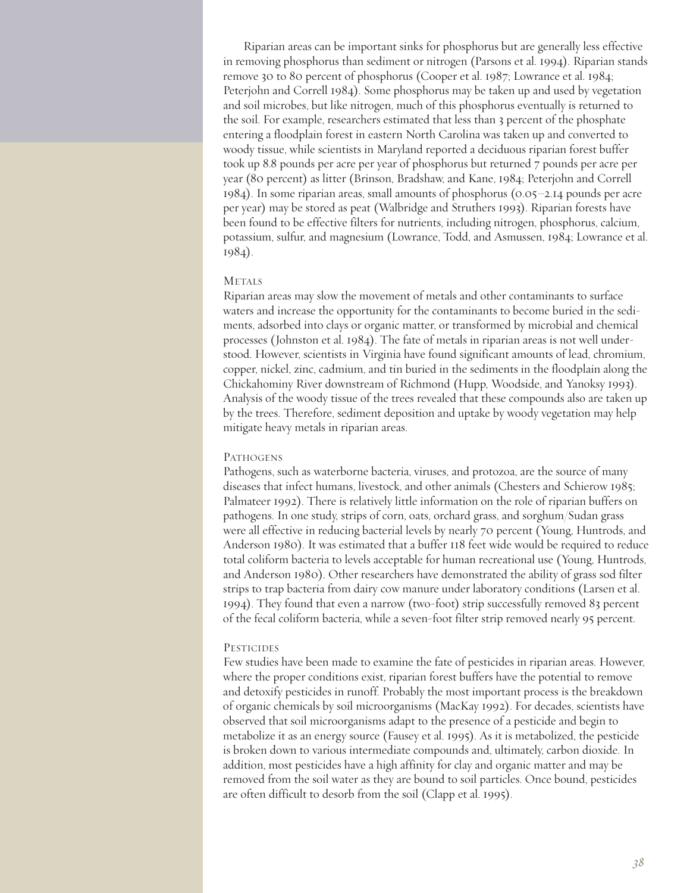Riparian areas can be important sinks for phosphorus but are generally less effective in removing phosphorus than sediment or nitrogen (Parsons et al. 1994). Riparian stands remove 30 to 80 percent of phosphorus (Cooper et al. 1987; Lowrance et al. 1984; Peterjohn and Correll 1984). Some phosphorus may be taken up and used by vegetation and soil microbes, but like nitrogen, much of this phosphorus eventually is returned to the soil. For example, researchers estimated that less than 3 percent of the phosphate entering a floodplain forest in eastern North Carolina was taken up and converted to woody tissue, while scientists in Maryland reported a deciduous riparian forest buffer took up 8.8 pounds per acre per year of phosphorus but returned 7 pounds per acre per year (80 percent) as litter (Brinson, Bradshaw, and Kane, 1984; Peterjohn and Correll 1984). In some riparian areas, small amounts of phosphorus (0.05–2.14 pounds per acre per year) may be stored as peat (Walbridge and Struthers 1993). Riparian forests have been found to be effective filters for nutrients, including nitrogen, phosphorus, calcium, potassium, sulfur, and magnesium (Lowrance, Todd, and Asmussen, 1984; Lowrance et al. 1984).

### Metals

Riparian areas may slow the movement of metals and other contaminants to surface waters and increase the opportunity for the contaminants to become buried in the sediments, adsorbed into clays or organic matter, or transformed by microbial and chemical processes (Johnston et al. 1984). The fate of metals in riparian areas is not well understood. However, scientists in Virginia have found significant amounts of lead, chromium, copper, nickel, zinc, cadmium, and tin buried in the sediments in the floodplain along the Chickahominy River downstream of Richmond (Hupp, Woodside, and Yanoksy 1993). Analysis of the woody tissue of the trees revealed that these compounds also are taken up by the trees. Therefore, sediment deposition and uptake by woody vegetation may help mitigate heavy metals in riparian areas.

### Pathogens

Pathogens, such as waterborne bacteria, viruses, and protozoa, are the source of many diseases that infect humans, livestock, and other animals (Chesters and Schierow 1985; Palmateer 1992). There is relatively little information on the role of riparian buffers on pathogens. In one study, strips of corn, oats, orchard grass, and sorghum/Sudan grass were all effective in reducing bacterial levels by nearly 70 percent (Young, Huntrods, and Anderson 1980). It was estimated that a buffer 118 feet wide would be required to reduce total coliform bacteria to levels acceptable for human recreational use (Young, Huntrods, and Anderson 1980). Other researchers have demonstrated the ability of grass sod filter strips to trap bacteria from dairy cow manure under laboratory conditions (Larsen et al. 1994). They found that even a narrow (two-foot) strip successfully removed 83 percent of the fecal coliform bacteria, while a seven-foot filter strip removed nearly 95 percent.

### Pesticides

Few studies have been made to examine the fate of pesticides in riparian areas. However, where the proper conditions exist, riparian forest buffers have the potential to remove and detoxify pesticides in runoff. Probably the most important process is the breakdown of organic chemicals by soil microorganisms (MacKay 1992). For decades, scientists have observed that soil microorganisms adapt to the presence of a pesticide and begin to metabolize it as an energy source (Fausey et al. 1995). As it is metabolized, the pesticide is broken down to various intermediate compounds and, ultimately, carbon dioxide. In addition, most pesticides have a high affinity for clay and organic matter and may be removed from the soil water as they are bound to soil particles. Once bound, pesticides are often difficult to desorb from the soil (Clapp et al. 1995).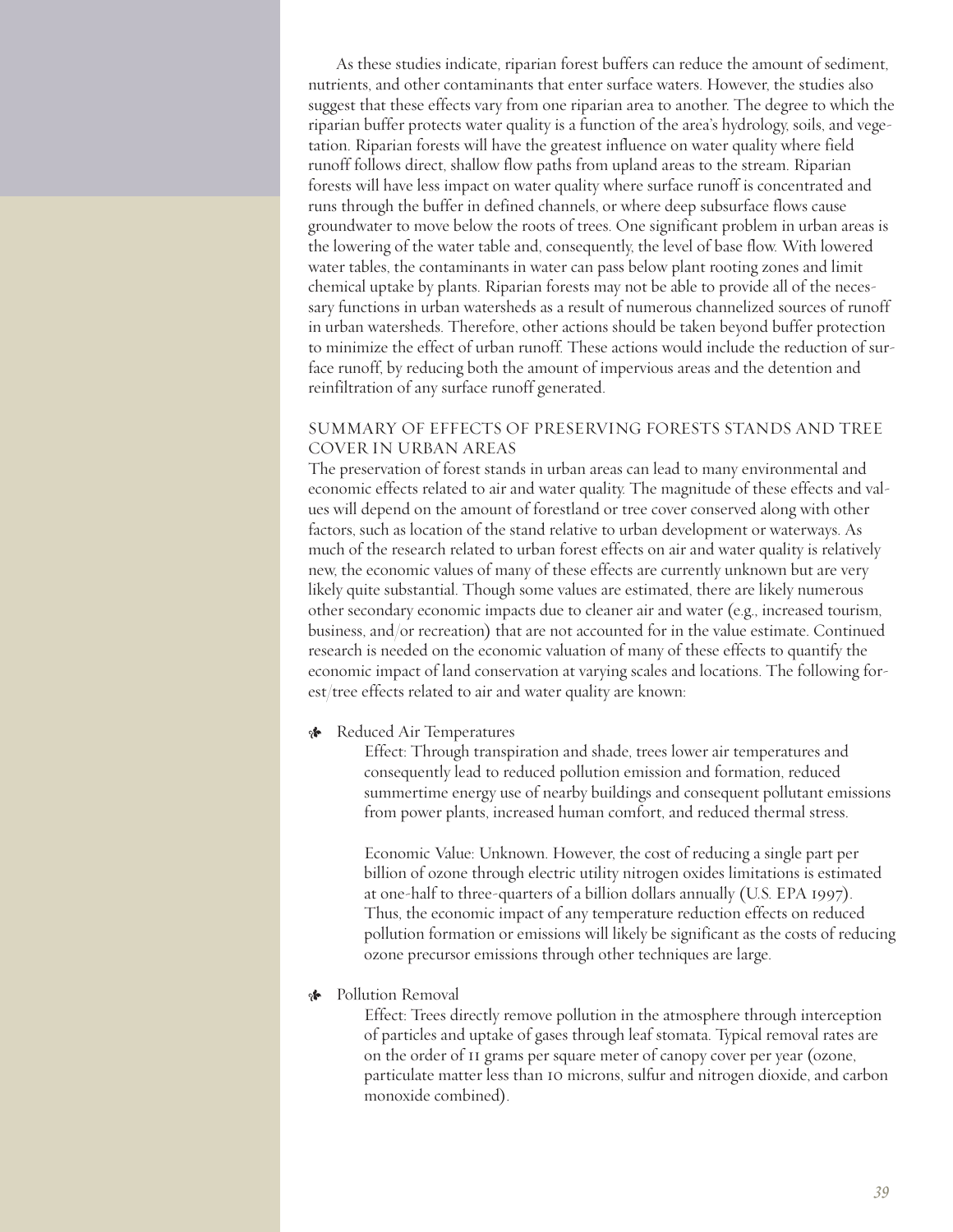As these studies indicate, riparian forest buffers can reduce the amount of sediment, nutrients, and other contaminants that enter surface waters. However, the studies also suggest that these effects vary from one riparian area to another. The degree to which the riparian buffer protects water quality is a function of the area's hydrology, soils, and vegetation. Riparian forests will have the greatest influence on water quality where field runoff follows direct, shallow flow paths from upland areas to the stream. Riparian forests will have less impact on water quality where surface runoff is concentrated and runs through the buffer in defined channels, or where deep subsurface flows cause groundwater to move below the roots of trees. One significant problem in urban areas is the lowering of the water table and, consequently, the level of base flow. With lowered water tables, the contaminants in water can pass below plant rooting zones and limit chemical uptake by plants. Riparian forests may not be able to provide all of the necessary functions in urban watersheds as a result of numerous channelized sources of runoff in urban watersheds. Therefore, other actions should be taken beyond buffer protection to minimize the effect of urban runoff. These actions would include the reduction of surface runoff, by reducing both the amount of impervious areas and the detention and reinfiltration of any surface runoff generated.

## SUMMARY OF EFFECTS OF PRESERVING FORESTS STANDS AND TREE COVER IN URBAN AREAS

The preservation of forest stands in urban areas can lead to many environmental and economic effects related to air and water quality. The magnitude of these effects and values will depend on the amount of forestland or tree cover conserved along with other factors, such as location of the stand relative to urban development or waterways. As much of the research related to urban forest effects on air and water quality is relatively new, the economic values of many of these effects are currently unknown but are very likely quite substantial. Though some values are estimated, there are likely numerous other secondary economic impacts due to cleaner air and water (e.g., increased tourism, business, and/or recreation) that are not accounted for in the value estimate. Continued research is needed on the economic valuation of many of these effects to quantify the economic impact of land conservation at varying scales and locations. The following forest/tree effects related to air and water quality are known:

- Reduced Air Temperatures

  Effect: Through transpiration and shade, trees lower air temperatures and consequently lead to reduced pollution emission and formation, reduced summertime energy use of nearby buildings and consequent pollutant emissions from power plants, increased human comfort, and reduced thermal stress.

  Economic Value: Unknown. However, the cost of reducing a single part per billion of ozone through electric utility nitrogen oxides limitations is estimated at one-half to three-quarters of a billion dollars annually (U.S. EPA 1997). Thus, the economic impact of any temperature reduction effects on reduced pollution formation or emissions will likely be significant as the costs of reducing ozone precursor emissions through other techniques are large.

- Pollution Removal

  Effect: Trees directly remove pollution in the atmosphere through interception of particles and uptake of gases through leaf stomata. Typical removal rates are on the order of 11 grams per square meter of canopy cover per year (ozone, particulate matter less than 10 microns, sulfur and nitrogen dioxide, and carbon monoxide combined).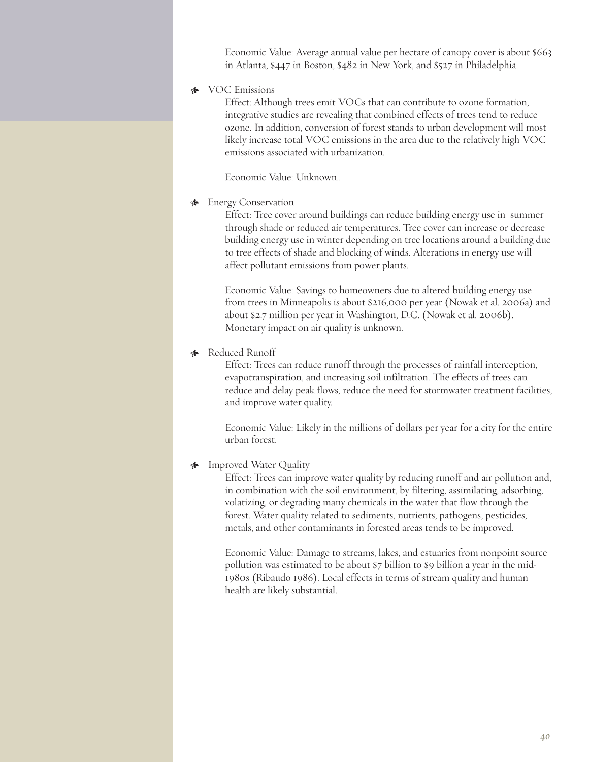Economic Value: Average annual value per hectare of canopy cover is about $663 in Atlanta, $447 in Boston, $482 in New York, and $527 in Philadelphia.

- VOC Emissions

  Effect: Although trees emit VOCs that can contribute to ozone formation, integrative studies are revealing that combined effects of trees tend to reduce ozone. In addition, conversion of forest stands to urban development will most likely increase total VOC emissions in the area due to the relatively high VOC emissions associated with urbanization.

  Economic Value: Unknown..

- Energy Conservation

  Effect: Tree cover around buildings can reduce building energy use in summer through shade or reduced air temperatures. Tree cover can increase or decrease building energy use in winter depending on tree locations around a building due to tree effects of shade and blocking of winds. Alterations in energy use will affect pollutant emissions from power plants.

  Economic Value: Savings to homeowners due to altered building energy use from trees in Minneapolis is about $216,000 per year (Nowak et al. 2006a) and about $2.7 million per year in Washington, D.C. (Nowak et al. 2006b). Monetary impact on air quality is unknown.

- Reduced Runoff

  Effect: Trees can reduce runoff through the processes of rainfall interception, evapotranspiration, and increasing soil infiltration. The effects of trees can reduce and delay peak flows, reduce the need for stormwater treatment facilities, and improve water quality.

  Economic Value: Likely in the millions of dollars per year for a city for the entire urban forest.

- Improved Water Quality

  Effect: Trees can improve water quality by reducing runoff and air pollution and, in combination with the soil environment, by filtering, assimilating, adsorbing, volatizing, or degrading many chemicals in the water that flow through the forest. Water quality related to sediments, nutrients, pathogens, pesticides, metals, and other contaminants in forested areas tends to be improved.

  Economic Value: Damage to streams, lakes, and estuaries from nonpoint source pollution was estimated to be about $7 billion to $9 billion a year in the mid-1980s (Ribaudo 1986). Local effects in terms of stream quality and human health are likely substantial.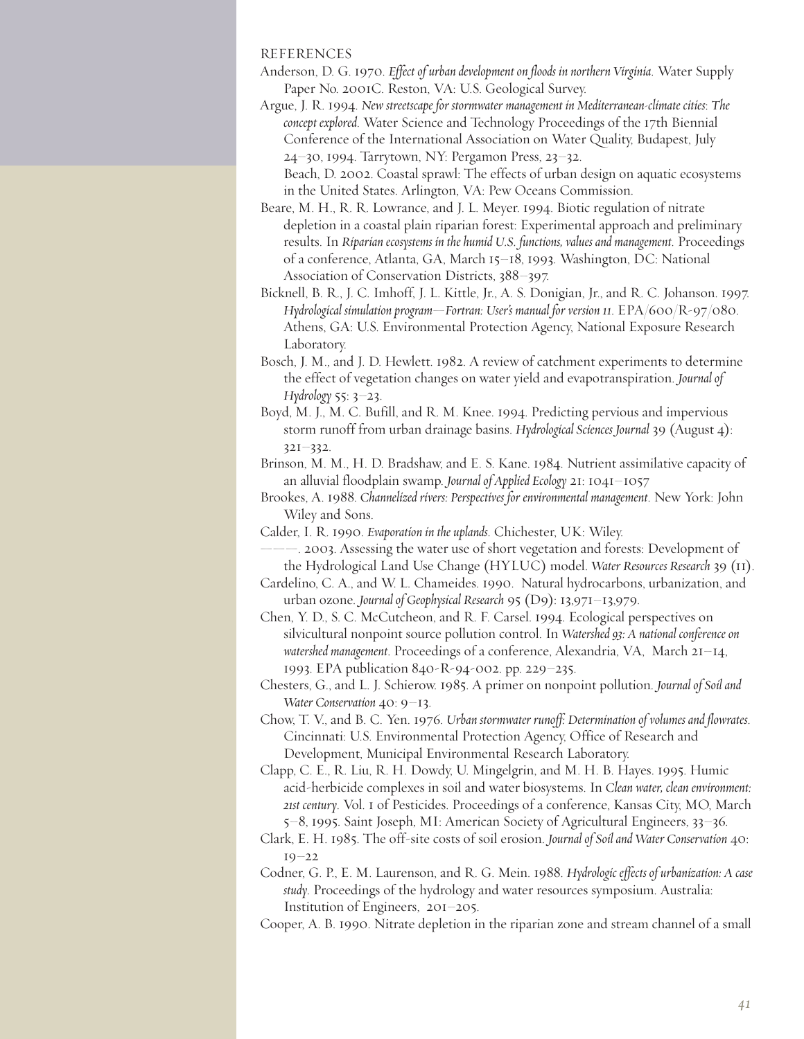## REFERENCES

Anderson, D. G. 1970. *Effect of urban development on floods in northern Virginia.* Water Supply Paper No. 2001C. Reston, VA: U.S. Geological Survey.

Argue, J. R. 1994. *New streetscape for stormwater management in Mediterranean-climate cities: The concept explored.* Water Science and Technology Proceedings of the 17th Biennial Conference of the International Association on Water Quality, Budapest, July 24–30, 1994. Tarrytown, NY: Pergamon Press, 23–32.

Beach, D. 2002. Coastal sprawl: The effects of urban design on aquatic ecosystems in the United States. Arlington, VA: Pew Oceans Commission.

Beare, M. H., R. R. Lowrance, and J. L. Meyer. 1994. Biotic regulation of nitrate depletion in a coastal plain riparian forest: Experimental approach and preliminary results. In *Riparian ecosystems in the humid U.S. functions, values and management.* Proceedings of a conference, Atlanta, GA, March 15–18, 1993. Washington, DC: National Association of Conservation Districts, 388–397.

Bicknell, B. R., J. C. Imhoff, J. L. Kittle, Jr., A. S. Donigian, Jr., and R. C. Johanson. 1997. *Hydrological simulation program—Fortran: User's manual for version 11.* EPA/600/R-97/080. Athens, GA: U.S. Environmental Protection Agency, National Exposure Research Laboratory.

Bosch, J. M., and J. D. Hewlett. 1982. A review of catchment experiments to determine the effect of vegetation changes on water yield and evapotranspiration. *Journal of Hydrology* 55: 3–23.

Boyd, M. J., M. C. Bufill, and R. M. Knee. 1994. Predicting pervious and impervious storm runoff from urban drainage basins. *Hydrological Sciences Journal* 39 (August 4): 321–332.

Brinson, M. M., H. D. Bradshaw, and E. S. Kane. 1984. Nutrient assimilative capacity of an alluvial floodplain swamp. *Journal of Applied Ecology* 21: 1041–1057

Brookes, A. 1988. *Channelized rivers: Perspectives for environmental management.* New York: John Wiley and Sons.

Calder, I. R. 1990. *Evaporation in the uplands.* Chichester, UK: Wiley.

———. 2003. Assessing the water use of short vegetation and forests: Development of the Hydrological Land Use Change (HYLUC) model. *Water Resources Research* 39 (11).

Cardelino, C. A., and W. L. Chameides. 1990. Natural hydrocarbons, urbanization, and urban ozone. *Journal of Geophysical Research* 95 (D9): 13,971–13,979.

Chen, Y. D., S. C. McCutcheon, and R. F. Carsel. 1994. Ecological perspectives on silvicultural nonpoint source pollution control. In *Watershed 93: A national conference on watershed management.* Proceedings of a conference, Alexandria, VA, March 21–14, 1993. EPA publication 840-R-94-002. pp. 229–235.

Chesters, G., and L. J. Schierow. 1985. A primer on nonpoint pollution. *Journal of Soil and Water Conservation* 40: 9–13.

Chow, T. V., and B. C. Yen. 1976. *Urban stormwater runoff: Determination of volumes and flowrates.* Cincinnati: U.S. Environmental Protection Agency, Office of Research and Development, Municipal Environmental Research Laboratory.

Clapp, C. E., R. Liu, R. H. Dowdy, U. Mingelgrin, and M. H. B. Hayes. 1995. Humic acid-herbicide complexes in soil and water biosystems. In *Clean water, clean environment: 21st century.* Vol. 1 of Pesticides. Proceedings of a conference, Kansas City, MO, March 5–8, 1995. Saint Joseph, MI: American Society of Agricultural Engineers, 33–36.

Clark, E. H. 1985. The off-site costs of soil erosion. *Journal of Soil and Water Conservation* 40: 19–22

Codner, G. P., E. M. Laurenson, and R. G. Mein. 1988. *Hydrologic effects of urbanization: A case study.* Proceedings of the hydrology and water resources symposium. Australia: Institution of Engineers, 201–205.

Cooper, A. B. 1990. Nitrate depletion in the riparian zone and stream channel of a small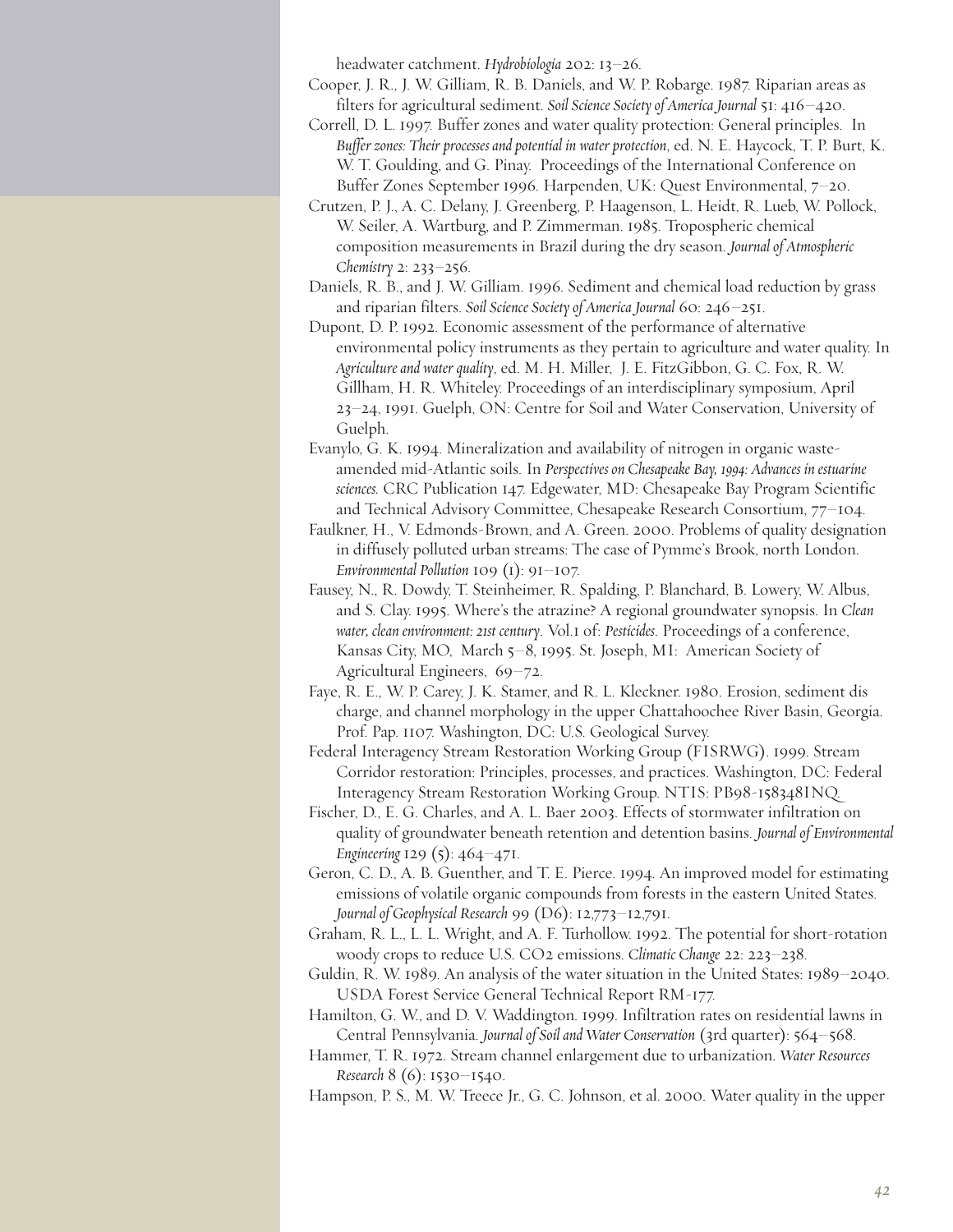headwater catchment. *Hydrobiologia* 202: 13–26.

Cooper, J. R., J. W. Gilliam, R. B. Daniels, and W. P. Robarge. 1987. Riparian areas as filters for agricultural sediment. *Soil Science Society of America Journal* 51: 416–420.

Correll, D. L. 1997. Buffer zones and water quality protection: General principles. In *Buffer zones: Their processes and potential in water protection*, ed. N. E. Haycock, T. P. Burt, K. W. T. Goulding, and G. Pinay. Proceedings of the International Conference on Buffer Zones September 1996. Harpenden, UK: Quest Environmental, 7–20.

Crutzen, P. J., A. C. Delany, J. Greenberg, P. Haagenson, L. Heidt, R. Lueb, W. Pollock, W. Seiler, A. Wartburg, and P. Zimmerman. 1985. Tropospheric chemical composition measurements in Brazil during the dry season. *Journal of Atmospheric Chemistry* 2: 233–256.

Daniels, R. B., and J. W. Gilliam. 1996. Sediment and chemical load reduction by grass and riparian filters. *Soil Science Society of America Journal* 60: 246–251.

Dupont, D. P. 1992. Economic assessment of the performance of alternative environmental policy instruments as they pertain to agriculture and water quality. In *Agriculture and water quality*, ed. M. H. Miller, J. E. FitzGibbon, G. C. Fox, R. W. Gillham, H. R. Whiteley. Proceedings of an interdisciplinary symposium, April 23–24, 1991. Guelph, ON: Centre for Soil and Water Conservation, University of Guelph.

Evanylo, G. K. 1994. Mineralization and availability of nitrogen in organic waste-amended mid-Atlantic soils. In *Perspectives on Chesapeake Bay, 1994: Advances in estuarine sciences.* CRC Publication 147. Edgewater, MD: Chesapeake Bay Program Scientific and Technical Advisory Committee, Chesapeake Research Consortium, 77–104.

Faulkner, H., V. Edmonds-Brown, and A. Green. 2000. Problems of quality designation in diffusely polluted urban streams: The case of Pymme's Brook, north London. *Environmental Pollution* 109 (1): 91–107.

Fausey, N., R. Dowdy, T. Steinheimer, R. Spalding, P. Blanchard, B. Lowery, W. Albus, and S. Clay. 1995. Where's the atrazine? A regional groundwater synopsis. In *Clean water, clean environment: 21st century*. Vol.1 of: *Pesticides*. Proceedings of a conference, Kansas City, MO, March 5–8, 1995. St. Joseph, MI: American Society of Agricultural Engineers, 69–72.

Faye, R. E., W. P. Carey, J. K. Stamer, and R. L. Kleckner. 1980. Erosion, sediment dis charge, and channel morphology in the upper Chattahoochee River Basin, Georgia. Prof. Pap. 1107. Washington, DC: U.S. Geological Survey.

Federal Interagency Stream Restoration Working Group (FISRWG). 1999. Stream Corridor restoration: Principles, processes, and practices. Washington, DC: Federal Interagency Stream Restoration Working Group. NTIS: PB98-158348INQ.

Fischer, D., E. G. Charles, and A. L. Baer 2003. Effects of stormwater infiltration on quality of groundwater beneath retention and detention basins. *Journal of Environmental Engineering* 129 (5): 464–471.

Geron, C. D., A. B. Guenther, and T. E. Pierce. 1994. An improved model for estimating emissions of volatile organic compounds from forests in the eastern United States. *Journal of Geophysical Research* 99 (D6): 12,773–12,791.

Graham, R. L., L. L. Wright, and A. F. Turhollow. 1992. The potential for short-rotation woody crops to reduce U.S. $CO_2$ emissions. *Climatic Change* 22: 223–238.

Guldin, R. W. 1989. An analysis of the water situation in the United States: 1989–2040. USDA Forest Service General Technical Report RM-177.

Hamilton, G. W., and D. V. Waddington. 1999. Infiltration rates on residential lawns in Central Pennsylvania. *Journal of Soil and Water Conservation* (3rd quarter): 564–568.

Hammer, T. R. 1972. Stream channel enlargement due to urbanization. *Water Resources Research* 8 (6): 1530–1540.

Hampson, P. S., M. W. Treece Jr., G. C. Johnson, et al. 2000. Water quality in the upper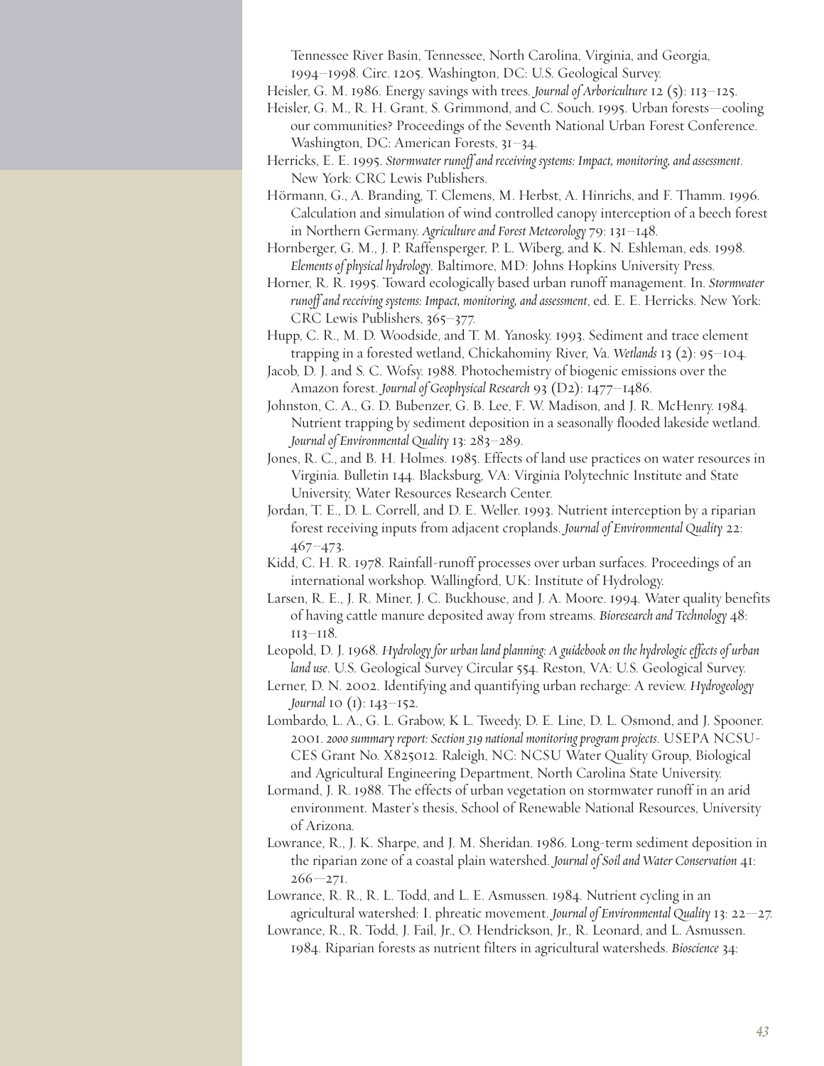Tennessee River Basin, Tennessee, North Carolina, Virginia, and Georgia, 1994–1998. Circ. 1205. Washington, DC: U.S. Geological Survey.

Heisler, G. M. 1986. Energy savings with trees. *Journal of Arboriculture* 12 (5): 113–125.

Heisler, G. M., R. H. Grant, S. Grimmond, and C. Souch. 1995. Urban forests—cooling our communities? Proceedings of the Seventh National Urban Forest Conference. Washington, DC: American Forests, 31–34.

Herricks, E. E. 1995. *Stormwater runoff and receiving systems: Impact, monitoring, and assessment*. New York: CRC Lewis Publishers.

Hörmann, G., A. Branding, T. Clemens, M. Herbst, A. Hinrichs, and F. Thamm. 1996. Calculation and simulation of wind controlled canopy interception of a beech forest in Northern Germany. *Agriculture and Forest Meteorology* 79: 131–148.

Hornberger, G. M., J. P. Raffensperger, P. L. Wiberg, and K. N. Eshleman, eds. 1998. *Elements of physical hydrology*. Baltimore, MD: Johns Hopkins University Press.

Horner, R. R. 1995. Toward ecologically based urban runoff management. In. *Stormwater runoff and receiving systems: Impact, monitoring, and assessment*, ed. E. E. Herricks. New York: CRC Lewis Publishers, 365–377.

Hupp, C. R., M. D. Woodside, and T. M. Yanosky. 1993. Sediment and trace element trapping in a forested wetland, Chickahominy River, Va. *Wetlands* 13 (2): 95–104.

Jacob, D. J. and S. C. Wofsy. 1988. Photochemistry of biogenic emissions over the Amazon forest. *Journal of Geophysical Research* 93 (D2): 1477–1486.

Johnston, C. A., G. D. Bubenzer, G. B. Lee, F. W. Madison, and J. R. McHenry. 1984. Nutrient trapping by sediment deposition in a seasonally flooded lakeside wetland. *Journal of Environmental Quality* 13: 283–289.

Jones, R. C., and B. H. Holmes. 1985. Effects of land use practices on water resources in Virginia. Bulletin 144. Blacksburg, VA: Virginia Polytechnic Institute and State University, Water Resources Research Center.

Jordan, T. E., D. L. Correll, and D. E. Weller. 1993. Nutrient interception by a riparian forest receiving inputs from adjacent croplands. *Journal of Environmental Quality* 22: 467–473.

Kidd, C. H. R. 1978. Rainfall-runoff processes over urban surfaces. Proceedings of an international workshop. Wallingford, UK: Institute of Hydrology.

Larsen, R. E., J. R. Miner, J. C. Buckhouse, and J. A. Moore. 1994. Water quality benefits of having cattle manure deposited away from streams. *Bioresearch and Technology* 48: 113–118.

Leopold, D. J. 1968. *Hydrology for urban land planning: A guidebook on the hydrologic effects of urban land use*. U.S. Geological Survey Circular 554. Reston, VA: U.S. Geological Survey.

Lerner, D. N. 2002. Identifying and quantifying urban recharge: A review. *Hydrogeology Journal* 10 (1): 143–152.

Lombardo, L. A., G. L. Grabow, K L. Tweedy, D. E. Line, D. L. Osmond, and J. Spooner. 2001. *2000 summary report: Section 319 national monitoring program projects*. USEPA NCSU-CES Grant No. X825012. Raleigh, NC: NCSU Water Quality Group, Biological and Agricultural Engineering Department, North Carolina State University.

Lormand, J. R. 1988. The effects of urban vegetation on stormwater runoff in an arid environment. Master's thesis, School of Renewable National Resources, University of Arizona.

Lowrance, R., J. K. Sharpe, and J. M. Sheridan. 1986. Long-term sediment deposition in the riparian zone of a coastal plain watershed. *Journal of Soil and Water Conservation* 41: 266—271.

Lowrance, R. R., R. L. Todd, and L. E. Asmussen. 1984. Nutrient cycling in an agricultural watershed: I. phreatic movement. *Journal of Environmental Quality* 13: 22—27.

Lowrance, R., R. Todd, J. Fail, Jr., O. Hendrickson, Jr., R. Leonard, and L. Asmussen. 1984. Riparian forests as nutrient filters in agricultural watersheds. *Bioscience* 34: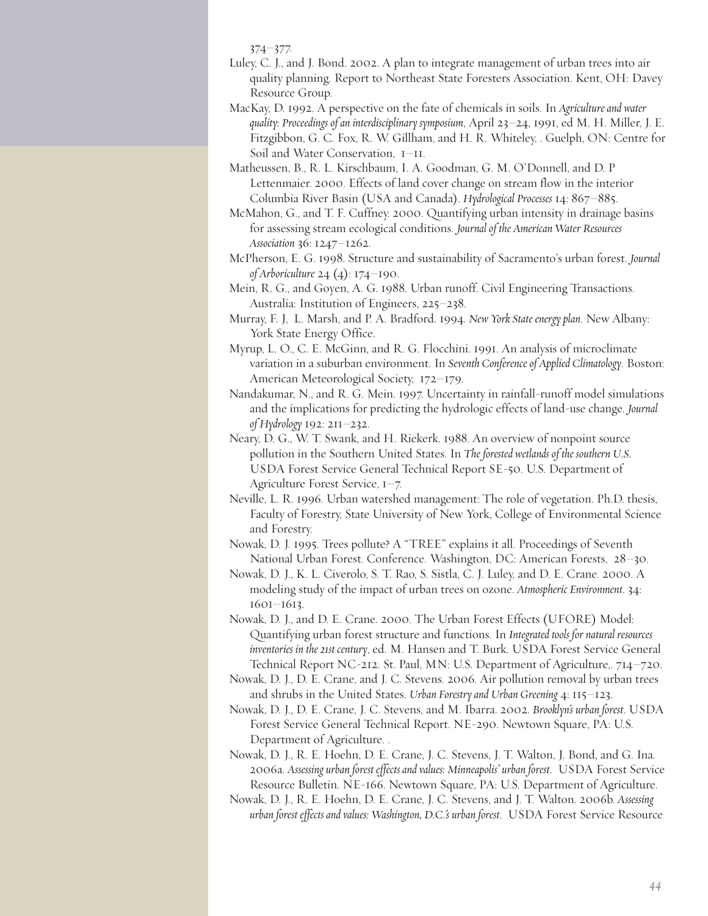374–377.

Luley, C. J., and J. Bond. 2002. A plan to integrate management of urban trees into air quality planning. Report to Northeast State Foresters Association. Kent, OH: Davey Resource Group.

MacKay, D. 1992. A perspective on the fate of chemicals in soils. In *Agriculture and water quality: Proceedings of an interdisciplinary symposium*, April 23–24, 1991, ed M. H. Miller, J. E. Fitzgibbon, G. C. Fox, R. W. Gillham, and H. R. Whiteley, . Guelph, ON: Centre for Soil and Water Conservation, 1–11.

Matheussen, B., R. L. Kirschbaum, I. A. Goodman, G. M. O'Donnell, and D. P Lettenmaier. 2000. Effects of land cover change on stream flow in the interior Columbia River Basin (USA and Canada). *Hydrological Processes* 14: 867–885.

McMahon, G., and T. F. Cuffney. 2000. Quantifying urban intensity in drainage basins for assessing stream ecological conditions. *Journal of the American Water Resources Association* 36: 1247–1262.

McPherson, E. G. 1998. Structure and sustainability of Sacramento's urban forest. *Journal of Arboriculture* 24 (4): 174–190.

Mein, R. G., and Goyen, A. G. 1988. Urban runoff. Civil Engineering Transactions. Australia: Institution of Engineers, 225–238.

Murray, F. J, L. Marsh, and P. A. Bradford. 1994. *New York State energy plan*. New Albany: York State Energy Office.

Myrup, L. O., C. E. McGinn, and R. G. Flocchini. 1991. An analysis of microclimate variation in a suburban environment. In *Seventh Conference of Applied Climatology*. Boston: American Meteorological Society, 172–179.

Nandakumar, N., and R. G. Mein. 1997. Uncertainty in rainfall-runoff model simulations and the implications for predicting the hydrologic effects of land-use change. *Journal of Hydrology* 192: 211–232.

Neary, D. G., W. T. Swank, and H. Riekerk. 1988. An overview of nonpoint source pollution in the Southern United States. In *The forested wetlands of the southern U.S.* USDA Forest Service General Technical Report SE-50. U.S. Department of Agriculture Forest Service, 1–7.

Neville, L. R. 1996. Urban watershed management: The role of vegetation. Ph.D. thesis, Faculty of Forestry, State University of New York, College of Environmental Science and Forestry.

Nowak, D. J. 1995. Trees pollute? A "TREE" explains it all. Proceedings of Seventh National Urban Forest. Conference. Washington, DC: American Forests, 28–30.

Nowak, D. J., K. L. Civerolo, S. T. Rao, S. Sistla, C. J. Luley, and D. E. Crane. 2000. A modeling study of the impact of urban trees on ozone. *Atmospheric Environment*. 34: 1601–1613.

Nowak, D. J., and D. E. Crane. 2000. The Urban Forest Effects (UFORE) Model: Quantifying urban forest structure and functions. In *Integrated tools for natural resources inventories in the 21st century*, ed. M. Hansen and T. Burk. USDA Forest Service General Technical Report NC-212. St. Paul, MN: U.S. Department of Agriculture,. 714–720.

Nowak, D. J., D. E. Crane, and J. C. Stevens. 2006. Air pollution removal by urban trees and shrubs in the United States. *Urban Forestry and Urban Greening* 4: 115–123.

Nowak, D. J., D. E. Crane, J. C. Stevens, and M. Ibarra. 2002. *Brooklyn's urban forest*. USDA Forest Service General Technical Report. NE-290. Newtown Square, PA: U.S. Department of Agriculture. .

Nowak, D. J., R. E. Hoehn, D. E. Crane, J. C. Stevens, J. T. Walton, J. Bond, and G. Ina. 2006a. *Assessing urban forest effects and values: Minneapolis' urban forest*. USDA Forest Service Resource Bulletin. NE-166. Newtown Square, PA: U.S. Department of Agriculture.

Nowak, D. J., R. E. Hoehn, D. E. Crane, J. C. Stevens, and J. T. Walton. 2006b. *Assessing urban forest effects and values: Washington, D.C.'s urban forest*. USDA Forest Service Resource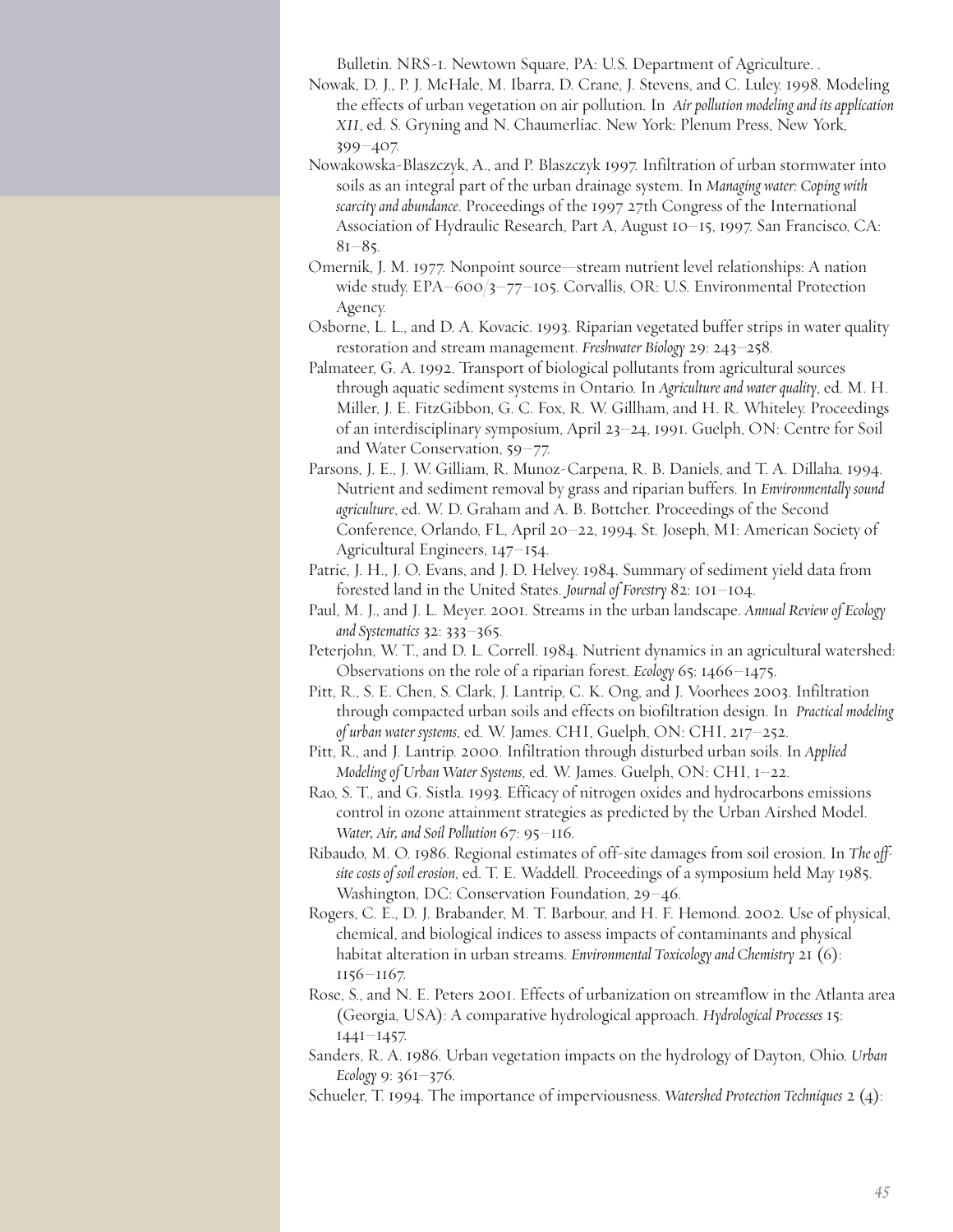Bulletin. NRS-1. Newtown Square, PA: U.S. Department of Agriculture. .

Nowak, D. J., P. J. McHale, M. Ibarra, D. Crane, J. Stevens, and C. Luley. 1998. Modeling the effects of urban vegetation on air pollution. In *Air pollution modeling and its application XII*, ed. S. Gryning and N. Chaumerliac. New York: Plenum Press, New York, 399–407.

Nowakowska-Blaszczyk, A., and P. Blaszczyk 1997. Infiltration of urban stormwater into soils as an integral part of the urban drainage system. In *Managing water: Coping with scarcity and abundance*. Proceedings of the 1997 27th Congress of the International Association of Hydraulic Research, Part A, August 10–15, 1997. San Francisco, CA: 81–85.

Omernik, J. M. 1977. Nonpoint source—stream nutrient level relationships: A nation wide study. EPA–600/3–77–105. Corvallis, OR: U.S. Environmental Protection Agency.

Osborne, L. L., and D. A. Kovacic. 1993. Riparian vegetated buffer strips in water quality restoration and stream management. *Freshwater Biology* 29: 243–258.

Palmateer, G. A. 1992. Transport of biological pollutants from agricultural sources through aquatic sediment systems in Ontario. In *Agriculture and water quality*, ed. M. H. Miller, J. E. FitzGibbon, G. C. Fox, R. W. Gillham, and H. R. Whiteley. Proceedings of an interdisciplinary symposium, April 23–24, 1991. Guelph, ON: Centre for Soil and Water Conservation, 59–77.

Parsons, J. E., J. W. Gilliam, R. Munoz-Carpena, R. B. Daniels, and T. A. Dillaha. 1994. Nutrient and sediment removal by grass and riparian buffers. In *Environmentally sound agriculture*, ed. W. D. Graham and A. B. Bottcher. Proceedings of the Second Conference, Orlando, FL, April 20–22, 1994. St. Joseph, MI: American Society of Agricultural Engineers, 147–154.

Patric, J. H., J. O. Evans, and J. D. Helvey. 1984. Summary of sediment yield data from forested land in the United States. *Journal of Forestry* 82: 101–104.

Paul, M. J., and J. L. Meyer. 2001. Streams in the urban landscape. *Annual Review of Ecology and Systematics* 32: 333–365.

Peterjohn, W. T., and D. L. Correll. 1984. Nutrient dynamics in an agricultural watershed: Observations on the role of a riparian forest. *Ecology* 65: 1466–1475.

Pitt, R., S. E. Chen, S. Clark, J. Lantrip, C. K. Ong, and J. Voorhees 2003. Infiltration through compacted urban soils and effects on biofiltration design. In *Practical modeling of urban water systems*, ed. W. James. CHI, Guelph, ON: CHI, 217–252.

Pitt, R., and J. Lantrip. 2000. Infiltration through disturbed urban soils. In *Applied Modeling of Urban Water Systems*, ed. W. James. Guelph, ON: CHI, 1–22.

Rao, S. T., and G. Sistla. 1993. Efficacy of nitrogen oxides and hydrocarbons emissions control in ozone attainment strategies as predicted by the Urban Airshed Model. *Water, Air, and Soil Pollution* 67: 95–116.

Ribaudo, M. O. 1986. Regional estimates of off-site damages from soil erosion. In *The off-site costs of soil erosion*, ed. T. E. Waddell. Proceedings of a symposium held May 1985. Washington, DC: Conservation Foundation, 29–46.

Rogers, C. E., D. J. Brabander, M. T. Barbour, and H. F. Hemond. 2002. Use of physical, chemical, and biological indices to assess impacts of contaminants and physical habitat alteration in urban streams. *Environmental Toxicology and Chemistry* 21 (6): 1156–1167.

Rose, S., and N. E. Peters 2001. Effects of urbanization on streamflow in the Atlanta area (Georgia, USA): A comparative hydrological approach. *Hydrological Processes* 15: 1441–1457.

Sanders, R. A. 1986. Urban vegetation impacts on the hydrology of Dayton, Ohio. *Urban Ecology* 9: 361–376.

Schueler, T. 1994. The importance of imperviousness. *Watershed Protection Techniques* 2 (4):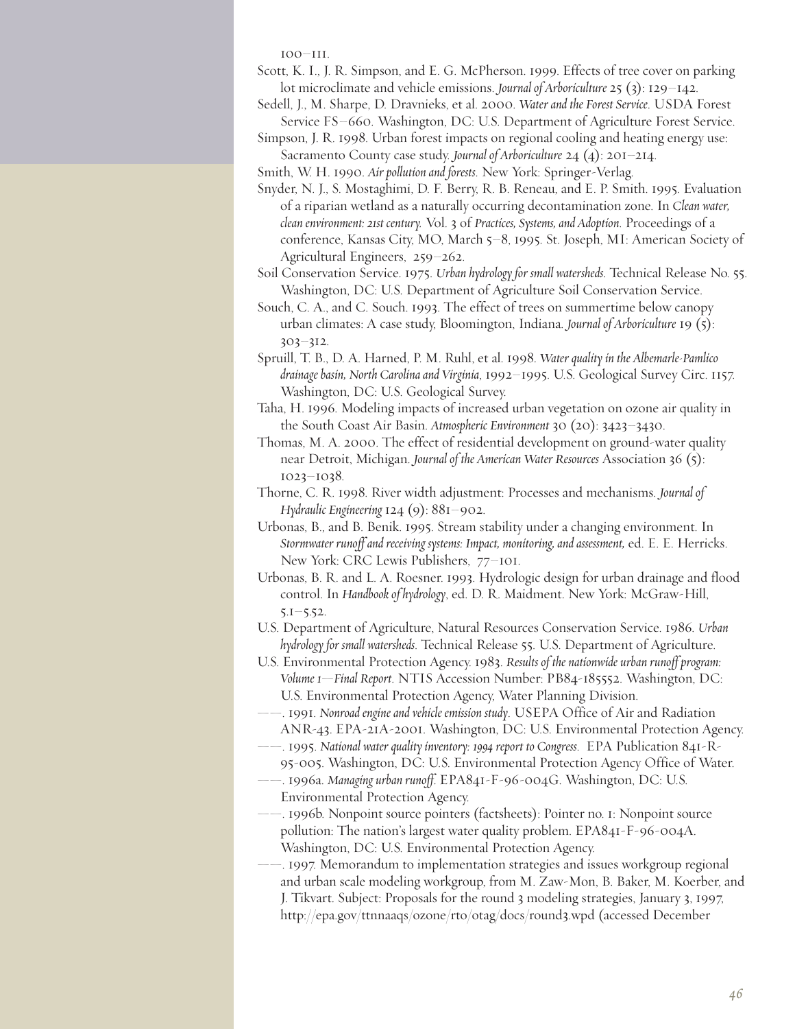100–111.

Scott, K. I., J. R. Simpson, and E. G. McPherson. 1999. Effects of tree cover on parking lot microclimate and vehicle emissions. *Journal of Arboriculture* 25 (3): 129–142.

Sedell, J., M. Sharpe, D. Dravnieks, et al. 2000. *Water and the Forest Service.* USDA Forest Service FS–660. Washington, DC: U.S. Department of Agriculture Forest Service.

Simpson, J. R. 1998. Urban forest impacts on regional cooling and heating energy use: Sacramento County case study. *Journal of Arboriculture* 24 (4): 201–214.

Smith, W. H. 1990. *Air pollution and forests.* New York: Springer-Verlag.

Snyder, N. J., S. Mostaghimi, D. F. Berry, R. B. Reneau, and E. P. Smith. 1995. Evaluation of a riparian wetland as a naturally occurring decontamination zone. In *Clean water, clean environment: 21st century.* Vol. 3 of *Practices, Systems, and Adoption.* Proceedings of a conference, Kansas City, MO, March 5–8, 1995. St. Joseph, MI: American Society of Agricultural Engineers, 259–262.

Soil Conservation Service. 1975. *Urban hydrology for small watersheds.* Technical Release No. 55. Washington, DC: U.S. Department of Agriculture Soil Conservation Service.

Souch, C. A., and C. Souch. 1993. The effect of trees on summertime below canopy urban climates: A case study, Bloomington, Indiana. *Journal of Arboriculture* 19 (5): 303–312.

Spruill, T. B., D. A. Harned, P. M. Ruhl, et al. 1998. *Water quality in the Albemarle-Pamlico drainage basin, North Carolina and Virginia*, 1992–1995. U.S. Geological Survey Circ. 1157. Washington, DC: U.S. Geological Survey.

Taha, H. 1996. Modeling impacts of increased urban vegetation on ozone air quality in the South Coast Air Basin. *Atmospheric Environment* 30 (20): 3423–3430.

Thomas, M. A. 2000. The effect of residential development on ground-water quality near Detroit, Michigan. *Journal of the American Water Resources* Association 36 (5): 1023–1038.

Thorne, C. R. 1998. River width adjustment: Processes and mechanisms. *Journal of Hydraulic Engineering* 124 (9): 881–902.

Urbonas, B., and B. Benik. 1995. Stream stability under a changing environment. In *Stormwater runoff and receiving systems: Impact, monitoring, and assessment,* ed. E. E. Herricks. New York: CRC Lewis Publishers, 77–101.

Urbonas, B. R. and L. A. Roesner. 1993. Hydrologic design for urban drainage and flood control. In *Handbook of hydrology*, ed. D. R. Maidment. New York: McGraw-Hill, 5.1–5.52.

U.S. Department of Agriculture, Natural Resources Conservation Service. 1986. *Urban hydrology for small watersheds.* Technical Release 55. U.S. Department of Agriculture.

U.S. Environmental Protection Agency. 1983. *Results of the nationwide urban runoff program: Volume 1—Final Report*. NTIS Accession Number: PB84-185552. Washington, DC: U.S. Environmental Protection Agency, Water Planning Division.

——. 1991. *Nonroad engine and vehicle emission study.* USEPA Office of Air and Radiation ANR-43. EPA-21A-2001. Washington, DC: U.S. Environmental Protection Agency.

——. 1995. *National water quality inventory: 1994 report to Congress*. EPA Publication 841-R-95-005. Washington, DC: U.S. Environmental Protection Agency Office of Water.

——. 1996a. *Managing urban runoff.* EPA841-F-96-004G. Washington, DC: U.S. Environmental Protection Agency.

——. 1996b. Nonpoint source pointers (factsheets): Pointer no. 1: Nonpoint source pollution: The nation's largest water quality problem. EPA841-F-96-004A. Washington, DC: U.S. Environmental Protection Agency.

——. 1997. Memorandum to implementation strategies and issues workgroup regional and urban scale modeling workgroup, from M. Zaw-Mon, B. Baker, M. Koerber, and J. Tikvart. Subject: Proposals for the round 3 modeling strategies, January 3, 1997, http://epa.gov/ttnnaaqs/ozone/rto/otag/docs/round3.wpd (accessed December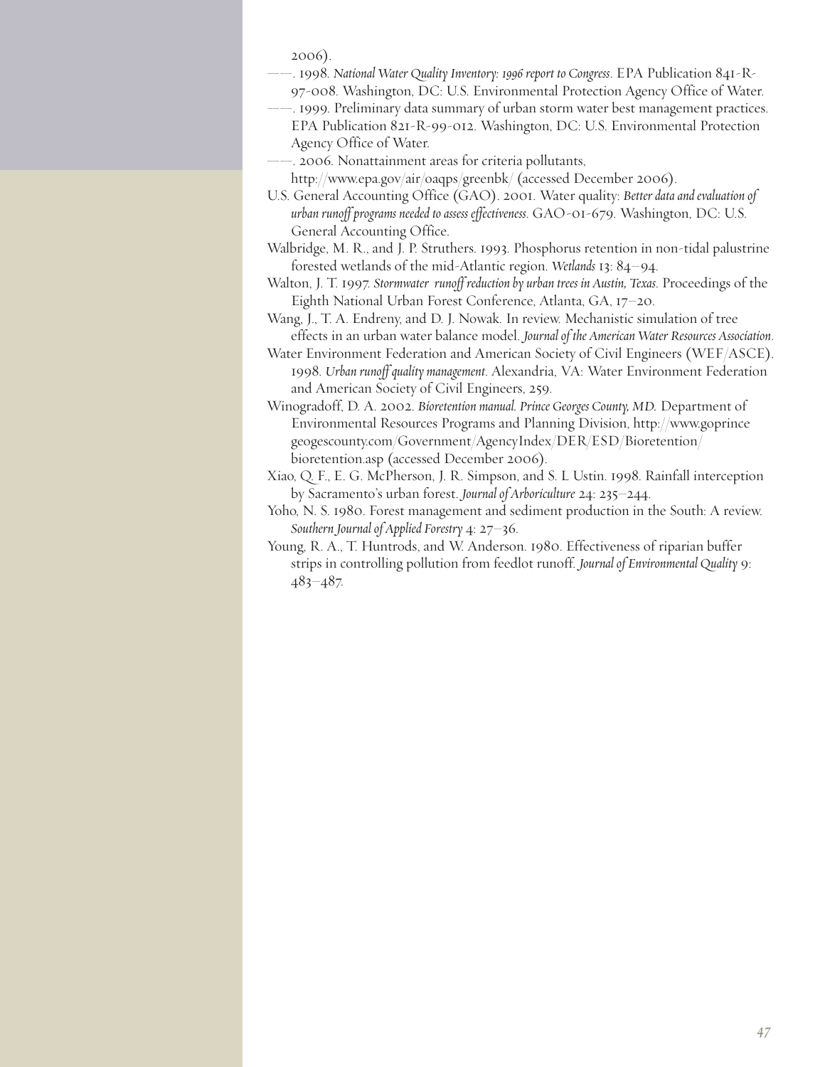2006).

——. 1998. *National Water Quality Inventory: 1996 report to Congress*. EPA Publication 841-R-97-008. Washington, DC: U.S. Environmental Protection Agency Office of Water.

——. 1999. Preliminary data summary of urban storm water best management practices. EPA Publication 821-R-99-012. Washington, DC: U.S. Environmental Protection Agency Office of Water.

——. 2006. Nonattainment areas for criteria pollutants, http://www.epa.gov/air/oaqps/greenbk/ (accessed December 2006).

U.S. General Accounting Office (GAO). 2001. Water quality: *Better data and evaluation of urban runoff programs needed to assess effectiveness*. GAO-01-679. Washington, DC: U.S. General Accounting Office.

Walbridge, M. R., and J. P. Struthers. 1993. Phosphorus retention in non-tidal palustrine forested wetlands of the mid-Atlantic region. *Wetlands* 13: 84–94.

Walton, J. T. 1997. *Stormwater runoff reduction by urban trees in Austin, Texas*. Proceedings of the Eighth National Urban Forest Conference, Atlanta, GA, 17–20.

Wang, J., T. A. Endreny, and D. J. Nowak. In review. Mechanistic simulation of tree effects in an urban water balance model. *Journal of the American Water Resources Association*.

Water Environment Federation and American Society of Civil Engineers (WEF/ASCE). 1998. *Urban runoff quality management*. Alexandria, VA: Water Environment Federation and American Society of Civil Engineers, 259.

Winogradoff, D. A. 2002. *Bioretention manual. Prince Georges County, MD.* Department of Environmental Resources Programs and Planning Division, http://www.goprince geogescounty.com/Government/AgencyIndex/DER/ESD/Bioretention/bioretention.asp (accessed December 2006).

Xiao, Q. F., E. G. McPherson, J. R. Simpson, and S. L Ustin. 1998. Rainfall interception by Sacramento's urban forest. *Journal of Arboriculture* 24: 235–244.

Yoho, N. S. 1980. Forest management and sediment production in the South: A review. *Southern Journal of Applied Forestry* 4: 27–36.

Young, R. A., T. Huntrods, and W. Anderson. 1980. Effectiveness of riparian buffer strips in controlling pollution from feedlot runoff. *Journal of Environmental Quality* 9: 483–487.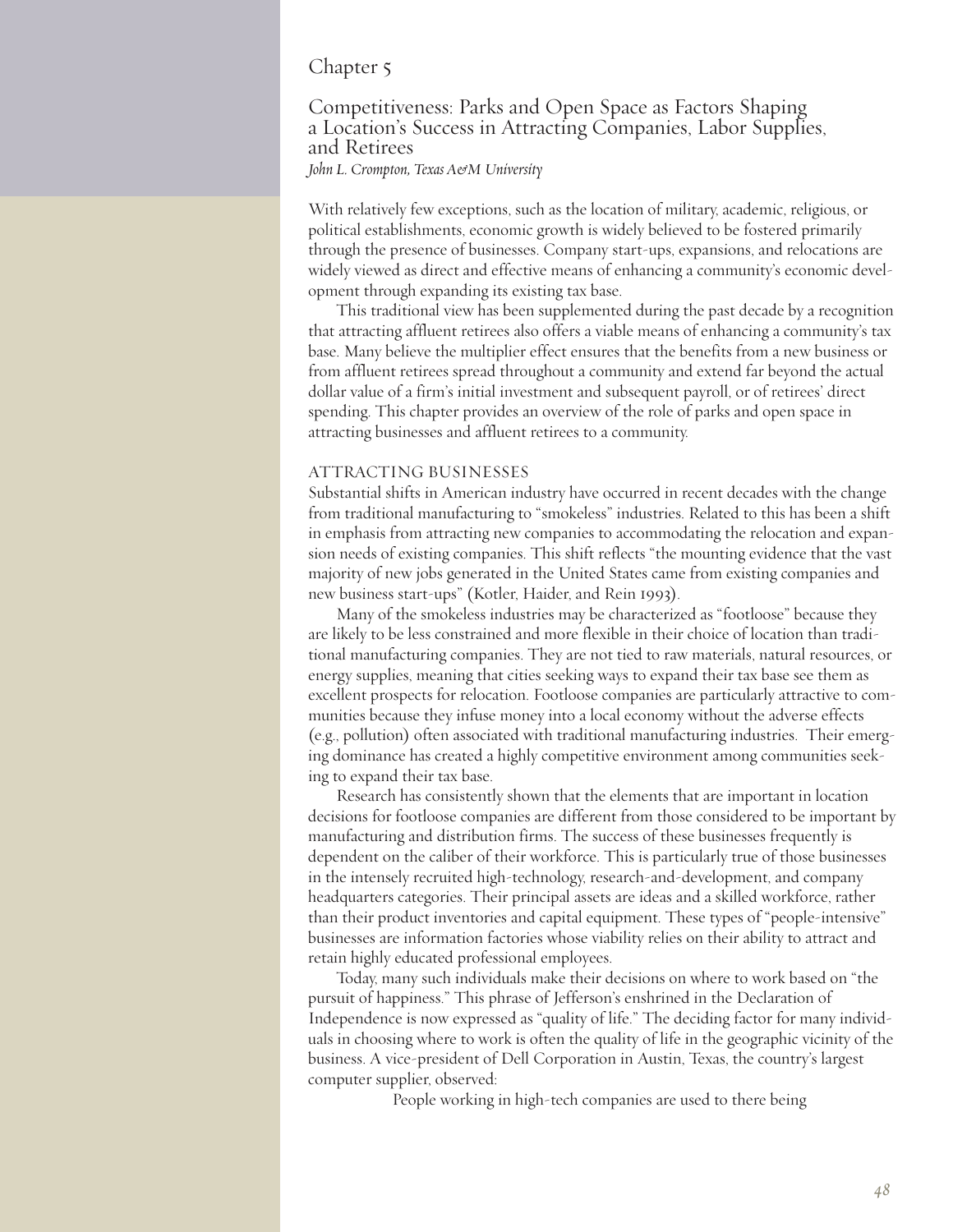# Chapter 5

## Competitiveness: Parks and Open Space as Factors Shaping a Location's Success in Attracting Companies, Labor Supplies, and Retirees

*John L. Crompton, Texas A&M University*

With relatively few exceptions, such as the location of military, academic, religious, or political establishments, economic growth is widely believed to be fostered primarily through the presence of businesses. Company start-ups, expansions, and relocations are widely viewed as direct and effective means of enhancing a community's economic development through expanding its existing tax base.

This traditional view has been supplemented during the past decade by a recognition that attracting affluent retirees also offers a viable means of enhancing a community's tax base. Many believe the multiplier effect ensures that the benefits from a new business or from affluent retirees spread throughout a community and extend far beyond the actual dollar value of a firm's initial investment and subsequent payroll, or of retirees' direct spending. This chapter provides an overview of the role of parks and open space in attracting businesses and affluent retirees to a community.

### ATTRACTING BUSINESSES

Substantial shifts in American industry have occurred in recent decades with the change from traditional manufacturing to "smokeless" industries. Related to this has been a shift in emphasis from attracting new companies to accommodating the relocation and expansion needs of existing companies. This shift reflects "the mounting evidence that the vast majority of new jobs generated in the United States came from existing companies and new business start-ups" (Kotler, Haider, and Rein 1993).

Many of the smokeless industries may be characterized as "footloose" because they are likely to be less constrained and more flexible in their choice of location than traditional manufacturing companies. They are not tied to raw materials, natural resources, or energy supplies, meaning that cities seeking ways to expand their tax base see them as excellent prospects for relocation. Footloose companies are particularly attractive to communities because they infuse money into a local economy without the adverse effects (e.g., pollution) often associated with traditional manufacturing industries. Their emerging dominance has created a highly competitive environment among communities seeking to expand their tax base.

Research has consistently shown that the elements that are important in location decisions for footloose companies are different from those considered to be important by manufacturing and distribution firms. The success of these businesses frequently is dependent on the caliber of their workforce. This is particularly true of those businesses in the intensely recruited high-technology, research-and-development, and company headquarters categories. Their principal assets are ideas and a skilled workforce, rather than their product inventories and capital equipment. These types of "people-intensive" businesses are information factories whose viability relies on their ability to attract and retain highly educated professional employees.

Today, many such individuals make their decisions on where to work based on "the pursuit of happiness." This phrase of Jefferson's enshrined in the Declaration of Independence is now expressed as "quality of life." The deciding factor for many individuals in choosing where to work is often the quality of life in the geographic vicinity of the business. A vice-president of Dell Corporation in Austin, Texas, the country's largest computer supplier, observed:

> People working in high-tech companies are used to there being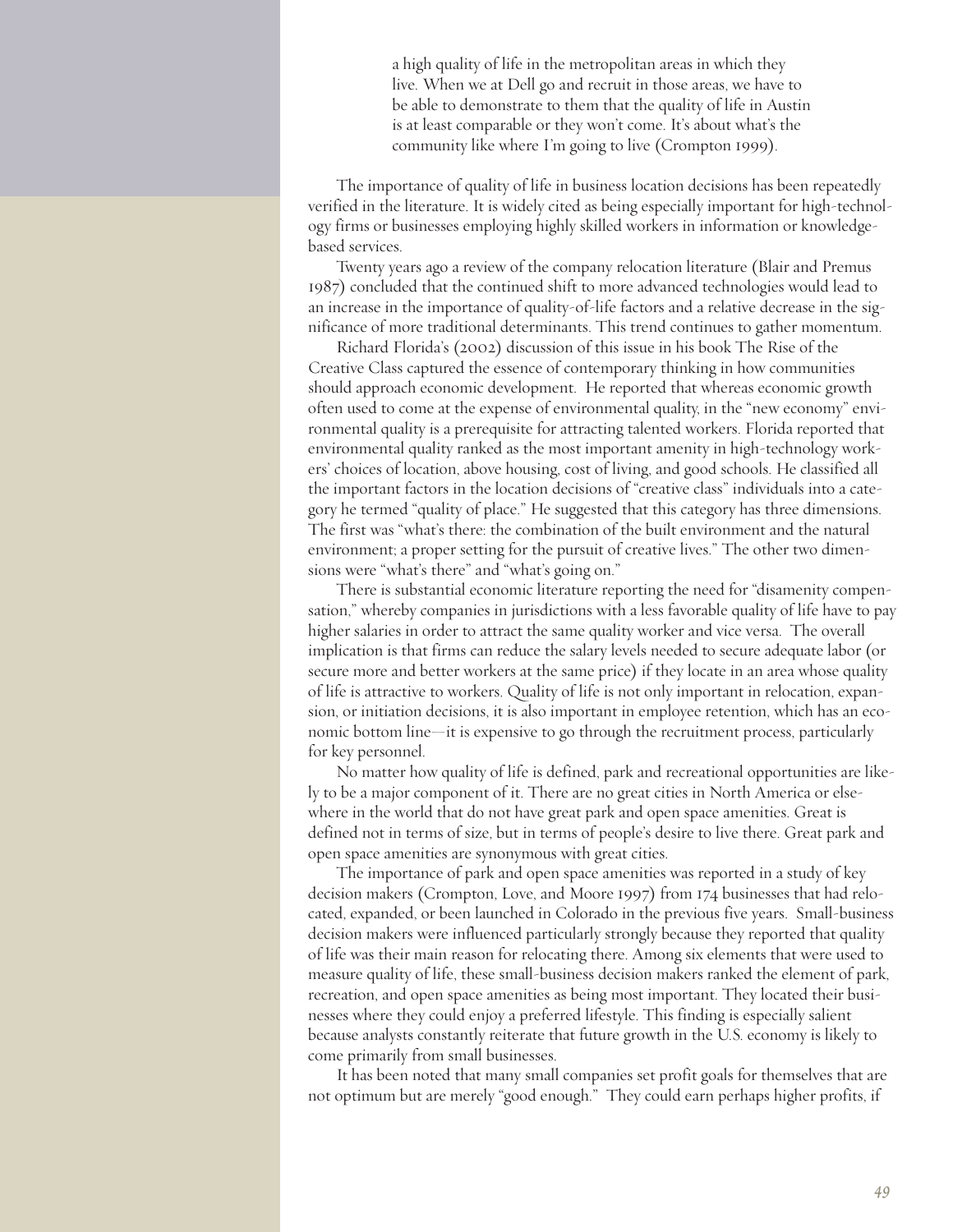> a high quality of life in the metropolitan areas in which they live. When we at Dell go and recruit in those areas, we have to be able to demonstrate to them that the quality of life in Austin is at least comparable or they won't come. It's about what's the community like where I'm going to live (Crompton 1999).

The importance of quality of life in business location decisions has been repeatedly verified in the literature. It is widely cited as being especially important for high-technology firms or businesses employing highly skilled workers in information or knowledge-based services.

Twenty years ago a review of the company relocation literature (Blair and Premus 1987) concluded that the continued shift to more advanced technologies would lead to an increase in the importance of quality-of-life factors and a relative decrease in the significance of more traditional determinants. This trend continues to gather momentum.

Richard Florida's (2002) discussion of this issue in his book The Rise of the Creative Class captured the essence of contemporary thinking in how communities should approach economic development. He reported that whereas economic growth often used to come at the expense of environmental quality, in the "new economy" environmental quality is a prerequisite for attracting talented workers. Florida reported that environmental quality ranked as the most important amenity in high-technology workers' choices of location, above housing, cost of living, and good schools. He classified all the important factors in the location decisions of "creative class" individuals into a category he termed "quality of place." He suggested that this category has three dimensions. The first was "what's there: the combination of the built environment and the natural environment; a proper setting for the pursuit of creative lives." The other two dimensions were "what's there" and "what's going on."

There is substantial economic literature reporting the need for "disamenity compensation," whereby companies in jurisdictions with a less favorable quality of life have to pay higher salaries in order to attract the same quality worker and vice versa. The overall implication is that firms can reduce the salary levels needed to secure adequate labor (or secure more and better workers at the same price) if they locate in an area whose quality of life is attractive to workers. Quality of life is not only important in relocation, expansion, or initiation decisions, it is also important in employee retention, which has an economic bottom line—it is expensive to go through the recruitment process, particularly for key personnel.

No matter how quality of life is defined, park and recreational opportunities are likely to be a major component of it. There are no great cities in North America or elsewhere in the world that do not have great park and open space amenities. Great is defined not in terms of size, but in terms of people's desire to live there. Great park and open space amenities are synonymous with great cities.

The importance of park and open space amenities was reported in a study of key decision makers (Crompton, Love, and Moore 1997) from 174 businesses that had relocated, expanded, or been launched in Colorado in the previous five years. Small-business decision makers were influenced particularly strongly because they reported that quality of life was their main reason for relocating there. Among six elements that were used to measure quality of life, these small-business decision makers ranked the element of park, recreation, and open space amenities as being most important. They located their businesses where they could enjoy a preferred lifestyle. This finding is especially salient because analysts constantly reiterate that future growth in the U.S. economy is likely to come primarily from small businesses.

It has been noted that many small companies set profit goals for themselves that are not optimum but are merely "good enough." They could earn perhaps higher profits, if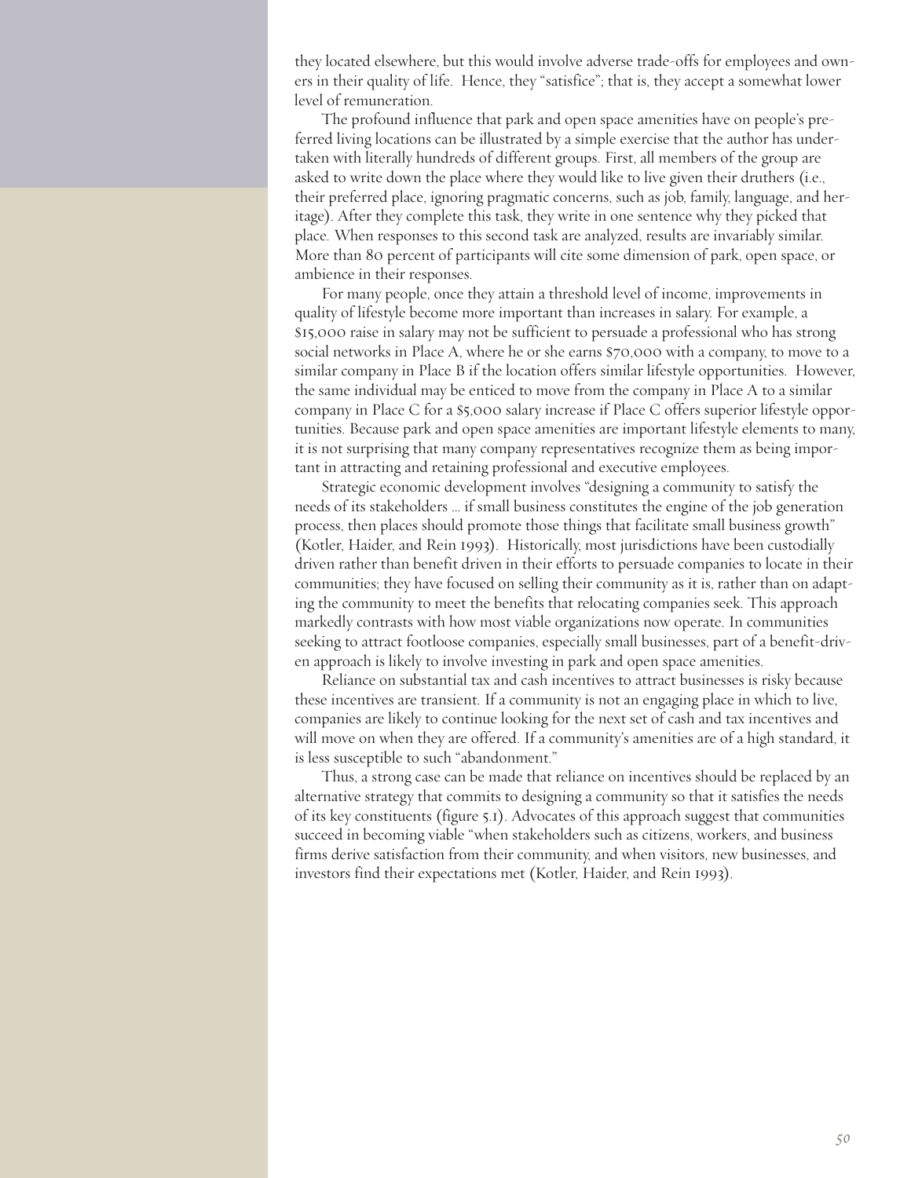they located elsewhere, but this would involve adverse trade-offs for employees and owners in their quality of life. Hence, they "satisfice"; that is, they accept a somewhat lower level of remuneration.

The profound influence that park and open space amenities have on people's preferred living locations can be illustrated by a simple exercise that the author has undertaken with literally hundreds of different groups. First, all members of the group are asked to write down the place where they would like to live given their druthers (i.e., their preferred place, ignoring pragmatic concerns, such as job, family, language, and heritage). After they complete this task, they write in one sentence why they picked that place. When responses to this second task are analyzed, results are invariably similar. More than 80 percent of participants will cite some dimension of park, open space, or ambience in their responses.

For many people, once they attain a threshold level of income, improvements in quality of lifestyle become more important than increases in salary. For example, a $15,000 raise in salary may not be sufficient to persuade a professional who has strong social networks in Place A, where he or she earns $70,000 with a company, to move to a similar company in Place B if the location offers similar lifestyle opportunities. However, the same individual may be enticed to move from the company in Place A to a similar company in Place C for a $5,000 salary increase if Place C offers superior lifestyle opportunities. Because park and open space amenities are important lifestyle elements to many, it is not surprising that many company representatives recognize them as being important in attracting and retaining professional and executive employees.

Strategic economic development involves "designing a community to satisfy the needs of its stakeholders … if small business constitutes the engine of the job generation process, then places should promote those things that facilitate small business growth" (Kotler, Haider, and Rein 1993). Historically, most jurisdictions have been custodially driven rather than benefit driven in their efforts to persuade companies to locate in their communities; they have focused on selling their community as it is, rather than on adapting the community to meet the benefits that relocating companies seek. This approach markedly contrasts with how most viable organizations now operate. In communities seeking to attract footloose companies, especially small businesses, part of a benefit-driven approach is likely to involve investing in park and open space amenities.

Reliance on substantial tax and cash incentives to attract businesses is risky because these incentives are transient. If a community is not an engaging place in which to live, companies are likely to continue looking for the next set of cash and tax incentives and will move on when they are offered. If a community's amenities are of a high standard, it is less susceptible to such "abandonment."

Thus, a strong case can be made that reliance on incentives should be replaced by an alternative strategy that commits to designing a community so that it satisfies the needs of its key constituents (figure 5.1). Advocates of this approach suggest that communities succeed in becoming viable "when stakeholders such as citizens, workers, and business firms derive satisfaction from their community, and when visitors, new businesses, and investors find their expectations met (Kotler, Haider, and Rein 1993).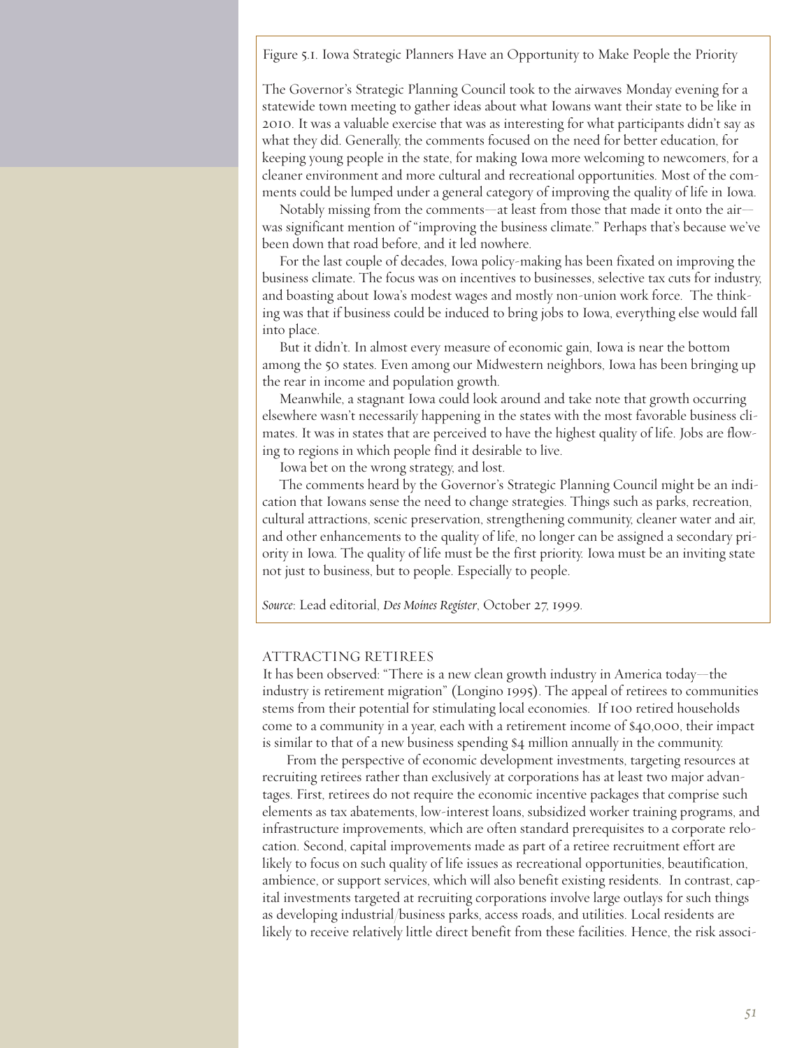Figure 5.1. Iowa Strategic Planners Have an Opportunity to Make People the Priority

The Governor's Strategic Planning Council took to the airwaves Monday evening for a statewide town meeting to gather ideas about what Iowans want their state to be like in 2010. It was a valuable exercise that was as interesting for what participants didn't say as what they did. Generally, the comments focused on the need for better education, for keeping young people in the state, for making Iowa more welcoming to newcomers, for a cleaner environment and more cultural and recreational opportunities. Most of the comments could be lumped under a general category of improving the quality of life in Iowa.

Notably missing from the comments—at least from those that made it onto the air—was significant mention of "improving the business climate." Perhaps that's because we've been down that road before, and it led nowhere.

For the last couple of decades, Iowa policy-making has been fixated on improving the business climate. The focus was on incentives to businesses, selective tax cuts for industry, and boasting about Iowa's modest wages and mostly non-union work force. The thinking was that if business could be induced to bring jobs to Iowa, everything else would fall into place.

But it didn't. In almost every measure of economic gain, Iowa is near the bottom among the 50 states. Even among our Midwestern neighbors, Iowa has been bringing up the rear in income and population growth.

Meanwhile, a stagnant Iowa could look around and take note that growth occurring elsewhere wasn't necessarily happening in the states with the most favorable business climates. It was in states that are perceived to have the highest quality of life. Jobs are flowing to regions in which people find it desirable to live.

Iowa bet on the wrong strategy, and lost.

The comments heard by the Governor's Strategic Planning Council might be an indication that Iowans sense the need to change strategies. Things such as parks, recreation, cultural attractions, scenic preservation, strengthening community, cleaner water and air, and other enhancements to the quality of life, no longer can be assigned a secondary priority in Iowa. The quality of life must be the first priority. Iowa must be an inviting state not just to business, but to people. Especially to people.

*Source*: Lead editorial, *Des Moines Register*, October 27, 1999.

## ATTRACTING RETIREES

It has been observed: "There is a new clean growth industry in America today—the industry is retirement migration" (Longino 1995). The appeal of retirees to communities stems from their potential for stimulating local economies. If 100 retired households come to a community in a year, each with a retirement income of $40,000, their impact is similar to that of a new business spending $4 million annually in the community.

From the perspective of economic development investments, targeting resources at recruiting retirees rather than exclusively at corporations has at least two major advantages. First, retirees do not require the economic incentive packages that comprise such elements as tax abatements, low-interest loans, subsidized worker training programs, and infrastructure improvements, which are often standard prerequisites to a corporate relocation. Second, capital improvements made as part of a retiree recruitment effort are likely to focus on such quality of life issues as recreational opportunities, beautification, ambience, or support services, which will also benefit existing residents. In contrast, capital investments targeted at recruiting corporations involve large outlays for such things as developing industrial/business parks, access roads, and utilities. Local residents are likely to receive relatively little direct benefit from these facilities. Hence, the risk associ-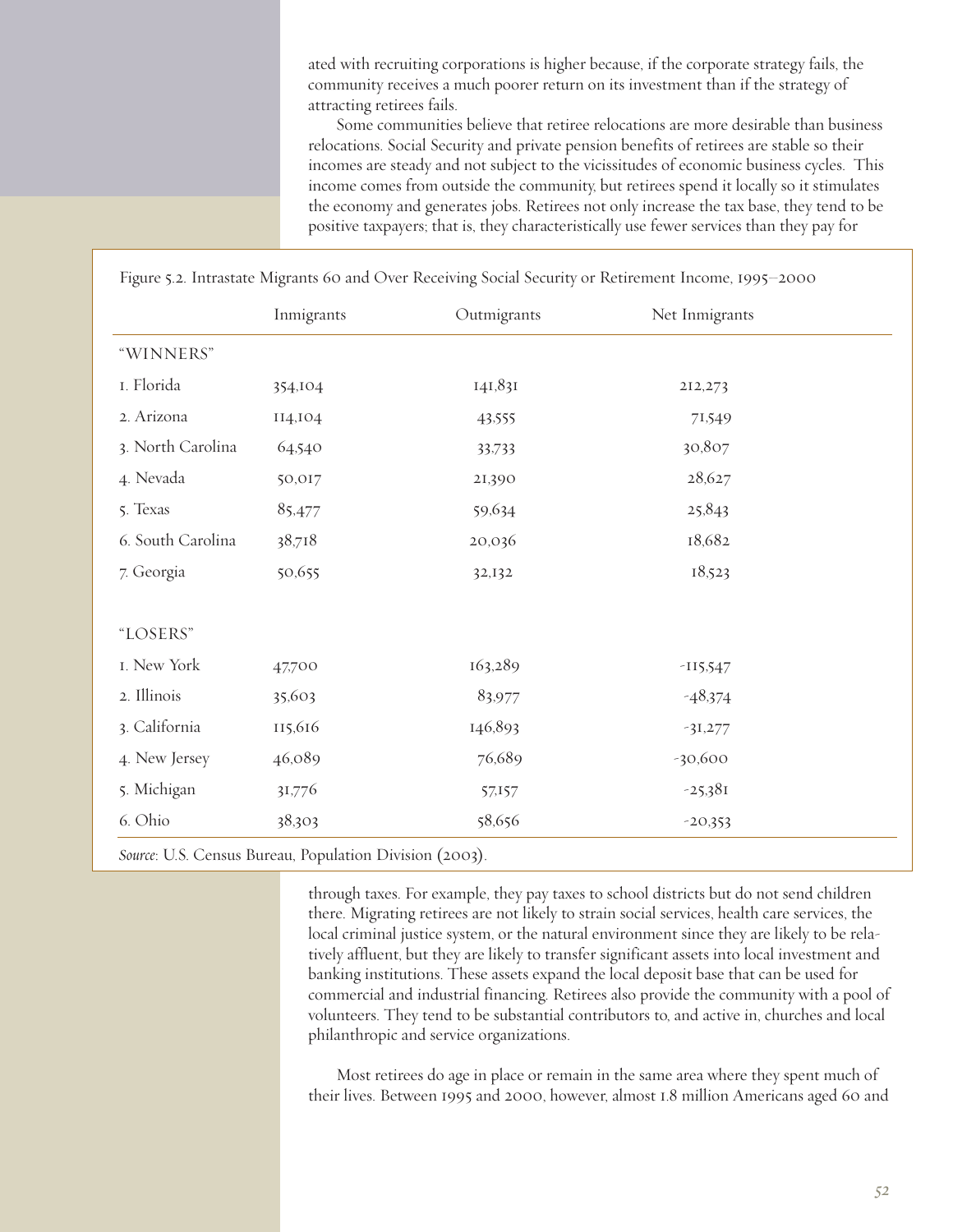ated with recruiting corporations is higher because, if the corporate strategy fails, the community receives a much poorer return on its investment than if the strategy of attracting retirees fails.

Some communities believe that retiree relocations are more desirable than business relocations. Social Security and private pension benefits of retirees are stable so their incomes are steady and not subject to the vicissitudes of economic business cycles. This income comes from outside the community, but retirees spend it locally so it stimulates the economy and generates jobs. Retirees not only increase the tax base, they tend to be positive taxpayers; that is, they characteristically use fewer services than they pay for

Figure 5.2. Intrastate Migrants 60 and Over Receiving Social Security or Retirement Income, 1995–2000

| | Inmigrants | Outmigrants | Net Inmigrants |
|---|---|---|---|
| "WINNERS" | | | |
| 1. Florida | 354,104 | 141,831 | 212,273 |
| 2. Arizona | 114,104 | 43,555 | 71,549 |
| 3. North Carolina | 64,540 | 33,733 | 30,807 |
| 4. Nevada | 50,017 | 21,390 | 28,627 |
| 5. Texas | 85,477 | 59,634 | 25,843 |
| 6. South Carolina | 38,718 | 20,036 | 18,682 |
| 7. Georgia | 50,655 | 32,132 | 18,523 |
| "LOSERS" | | | |
| 1. New York | 47,700 | 163,289 | -115,547 |
| 2. Illinois | 35,603 | 83,977 | -48,374 |
| 3. California | 115,616 | 146,893 | -31,277 |
| 4. New Jersey | 46,089 | 76,689 | -30,600 |
| 5. Michigan | 31,776 | 57,157 | -25,381 |
| 6. Ohio | 38,303 | 58,656 | -20,353 |

*Source*: U.S. Census Bureau, Population Division (2003).

through taxes. For example, they pay taxes to school districts but do not send children there. Migrating retirees are not likely to strain social services, health care services, the local criminal justice system, or the natural environment since they are likely to be relatively affluent, but they are likely to transfer significant assets into local investment and banking institutions. These assets expand the local deposit base that can be used for commercial and industrial financing. Retirees also provide the community with a pool of volunteers. They tend to be substantial contributors to, and active in, churches and local philanthropic and service organizations.

Most retirees do age in place or remain in the same area where they spent much of their lives. Between 1995 and 2000, however, almost 1.8 million Americans aged 60 and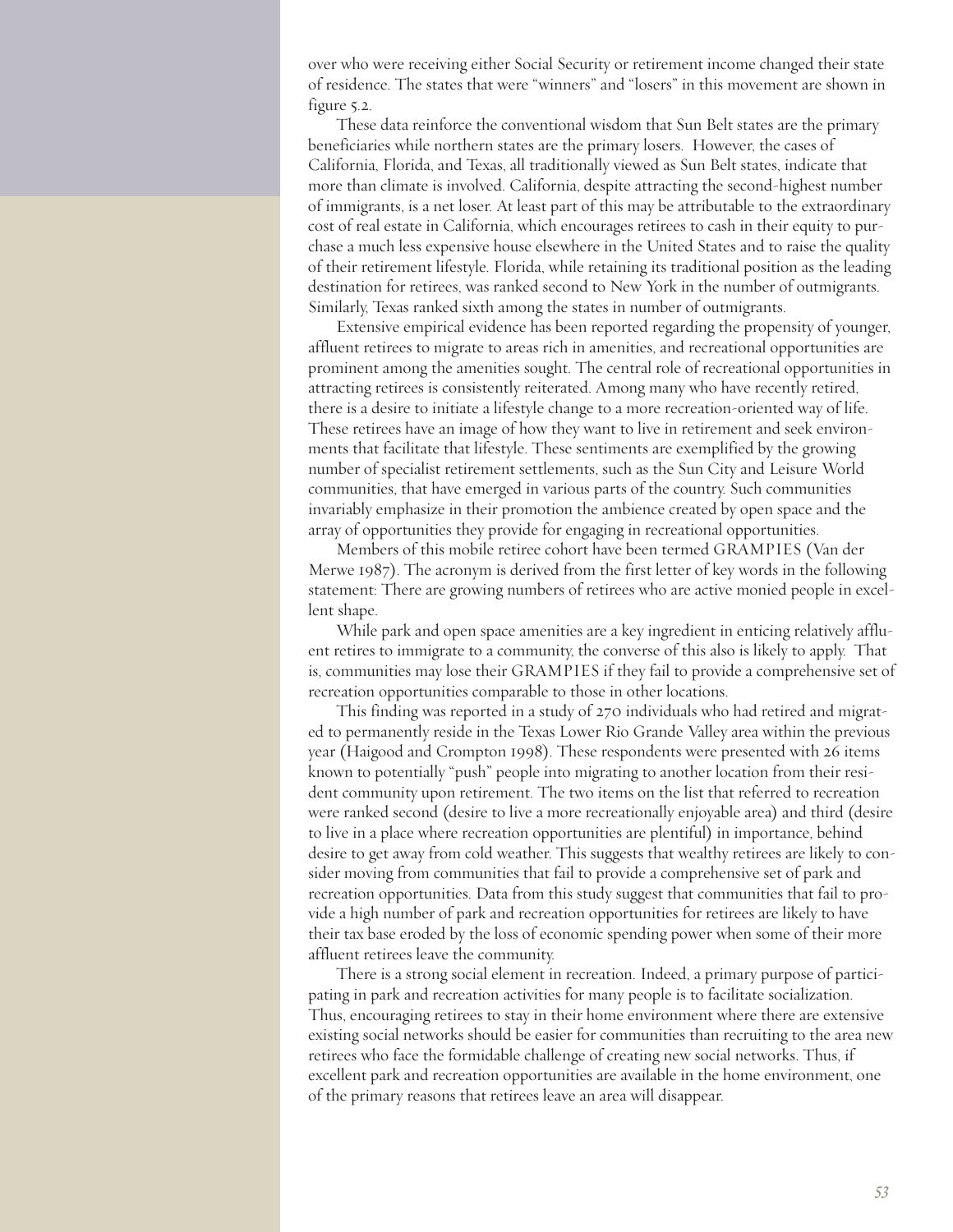over who were receiving either Social Security or retirement income changed their state of residence. The states that were "winners" and "losers" in this movement are shown in figure 5.2.

These data reinforce the conventional wisdom that Sun Belt states are the primary beneficiaries while northern states are the primary losers. However, the cases of California, Florida, and Texas, all traditionally viewed as Sun Belt states, indicate that more than climate is involved. California, despite attracting the second-highest number of immigrants, is a net loser. At least part of this may be attributable to the extraordinary cost of real estate in California, which encourages retirees to cash in their equity to purchase a much less expensive house elsewhere in the United States and to raise the quality of their retirement lifestyle. Florida, while retaining its traditional position as the leading destination for retirees, was ranked second to New York in the number of outmigrants. Similarly, Texas ranked sixth among the states in number of outmigrants.

Extensive empirical evidence has been reported regarding the propensity of younger, affluent retirees to migrate to areas rich in amenities, and recreational opportunities are prominent among the amenities sought. The central role of recreational opportunities in attracting retirees is consistently reiterated. Among many who have recently retired, there is a desire to initiate a lifestyle change to a more recreation-oriented way of life. These retirees have an image of how they want to live in retirement and seek environments that facilitate that lifestyle. These sentiments are exemplified by the growing number of specialist retirement settlements, such as the Sun City and Leisure World communities, that have emerged in various parts of the country. Such communities invariably emphasize in their promotion the ambience created by open space and the array of opportunities they provide for engaging in recreational opportunities.

Members of this mobile retiree cohort have been termed GRAMPIES (Van der Merwe 1987). The acronym is derived from the first letter of key words in the following statement: There are growing numbers of retirees who are active monied people in excellent shape.

While park and open space amenities are a key ingredient in enticing relatively affluent retires to immigrate to a community, the converse of this also is likely to apply. That is, communities may lose their GRAMPIES if they fail to provide a comprehensive set of recreation opportunities comparable to those in other locations.

This finding was reported in a study of 270 individuals who had retired and migrated to permanently reside in the Texas Lower Rio Grande Valley area within the previous year (Haigood and Crompton 1998). These respondents were presented with 26 items known to potentially "push" people into migrating to another location from their resident community upon retirement. The two items on the list that referred to recreation were ranked second (desire to live a more recreationally enjoyable area) and third (desire to live in a place where recreation opportunities are plentiful) in importance, behind desire to get away from cold weather. This suggests that wealthy retirees are likely to consider moving from communities that fail to provide a comprehensive set of park and recreation opportunities. Data from this study suggest that communities that fail to provide a high number of park and recreation opportunities for retirees are likely to have their tax base eroded by the loss of economic spending power when some of their more affluent retirees leave the community.

There is a strong social element in recreation. Indeed, a primary purpose of participating in park and recreation activities for many people is to facilitate socialization. Thus, encouraging retirees to stay in their home environment where there are extensive existing social networks should be easier for communities than recruiting to the area new retirees who face the formidable challenge of creating new social networks. Thus, if excellent park and recreation opportunities are available in the home environment, one of the primary reasons that retirees leave an area will disappear.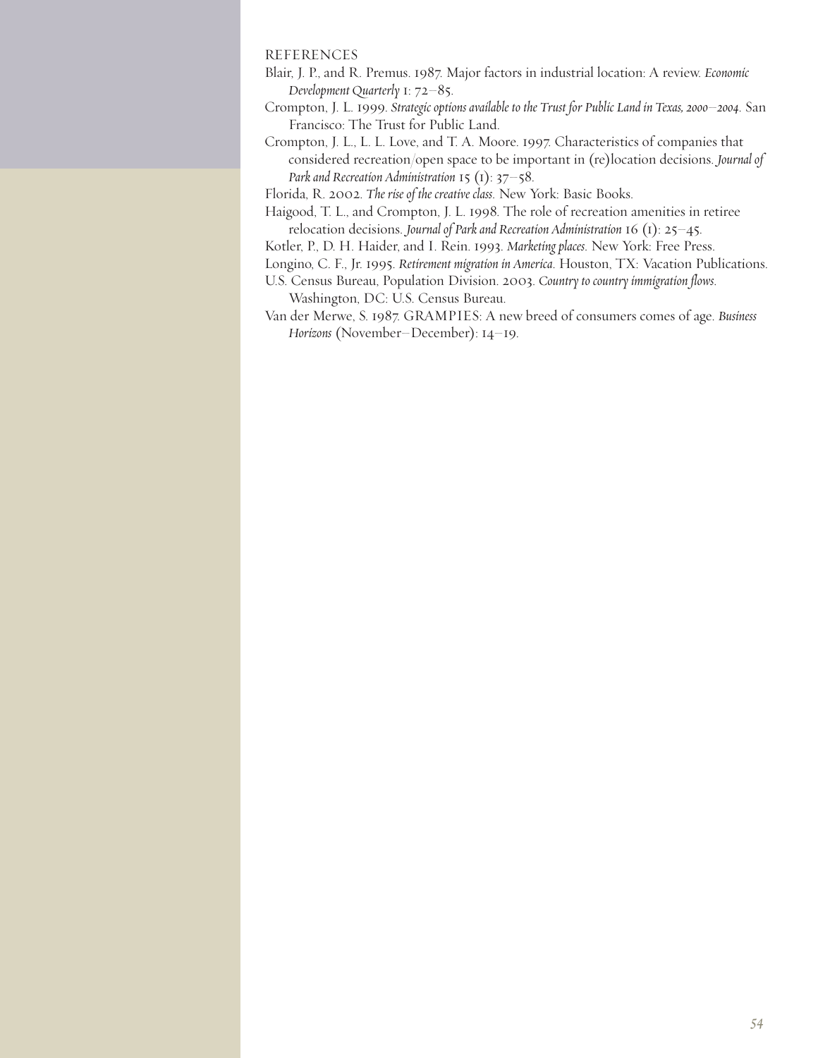## REFERENCES

Blair, J. P., and R. Premus. 1987. Major factors in industrial location: A review. *Economic Development Quarterly* 1: 72–85.

Crompton, J. L. 1999. *Strategic options available to the Trust for Public Land in Texas, 2000–2004*. San Francisco: The Trust for Public Land.

Crompton, J. L., L. L. Love, and T. A. Moore. 1997. Characteristics of companies that considered recreation/open space to be important in (re)location decisions. *Journal of Park and Recreation Administration* 15 (1): 37–58.

Florida, R. 2002. *The rise of the creative class*. New York: Basic Books.

Haigood, T. L., and Crompton, J. L. 1998. The role of recreation amenities in retiree relocation decisions. *Journal of Park and Recreation Administration* 16 (1): 25–45.

Kotler, P., D. H. Haider, and I. Rein. 1993. *Marketing places*. New York: Free Press.

Longino, C. F., Jr. 1995. *Retirement migration in America*. Houston, TX: Vacation Publications.

U.S. Census Bureau, Population Division. 2003. *Country to country immigration flows*. Washington, DC: U.S. Census Bureau.

Van der Merwe, S. 1987. GRAMPIES: A new breed of consumers comes of age. *Business Horizons* (November–December): 14–19.